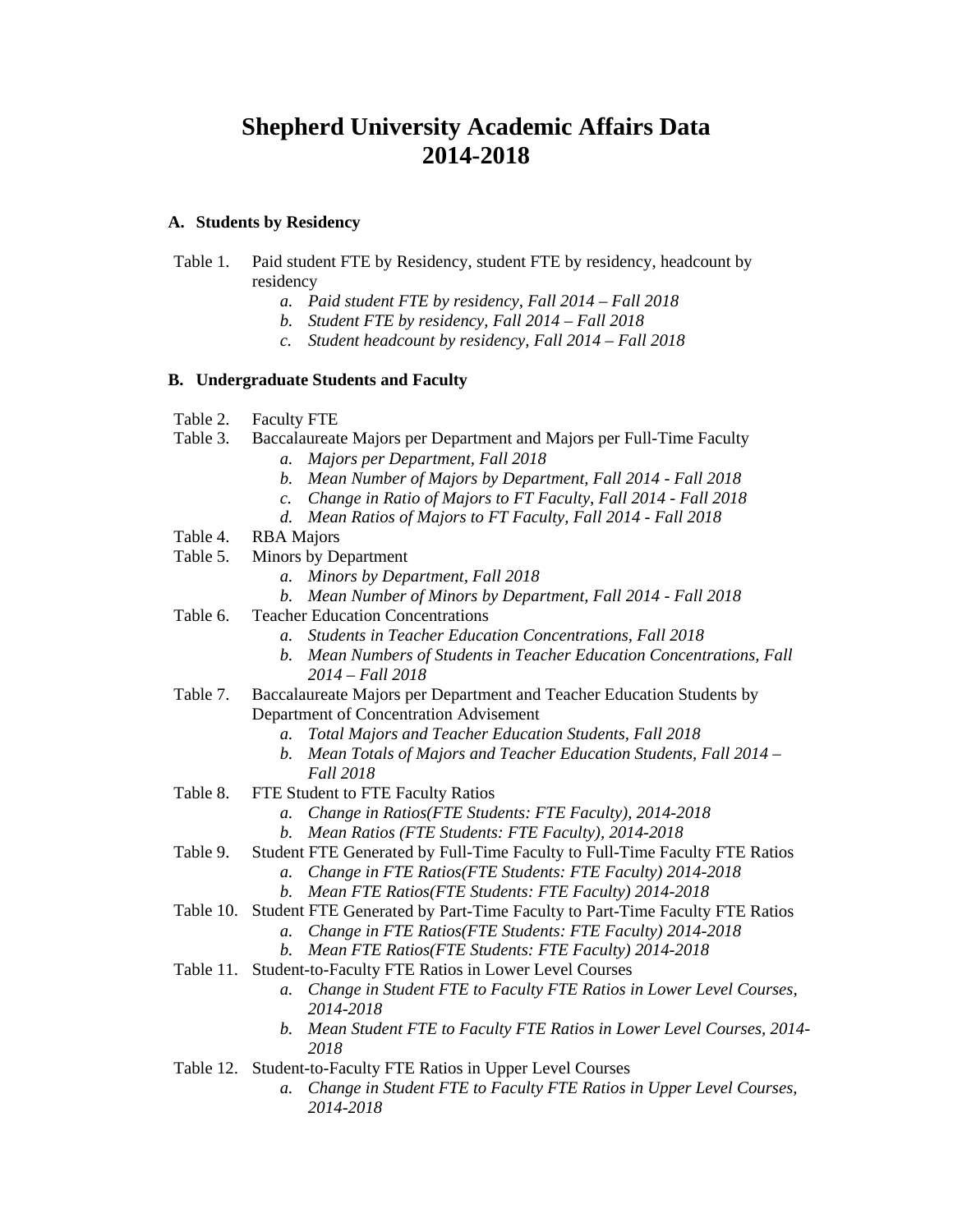# Shepherd University Academic Affairs Data 2014-2018

### A. Students by Residency

Table 1. Paid student FTE by Residency, student FTE by residency, headcount by residency

- a. *Paid student FTE by residency, Fall 2014 – Fall 2018*
- b. *Student FTE by residency, Fall 2014 – Fall 2018*
- c. *Student headcount by residency, Fall 2014 – Fall 2018*

### B. Undergraduate Students and Faculty

Table 2. Faculty FTE

Table 3. Baccalaureate Majors per Department and Majors per Full-Time Faculty

- a. *Majors per Department, Fall 2018*
- b. *Mean Number of Majors by Department, Fall 2014 - Fall 2018*
- c. *Change in Ratio of Majors to FT Faculty, Fall 2014 - Fall 2018*
- d. *Mean Ratios of Majors to FT Faculty, Fall 2014 - Fall 2018*

Table 4. RBA Majors

Table 5. Minors by Department

- a. *Minors by Department, Fall 2018*
- b. *Mean Number of Minors by Department, Fall 2014 - Fall 2018*

Table 6. Teacher Education Concentrations

- a. *Students in Teacher Education Concentrations, Fall 2018*
- b. *Mean Numbers of Students in Teacher Education Concentrations, Fall 2014 – Fall 2018*

Table 7. Baccalaureate Majors per Department and Teacher Education Students by Department of Concentration Advisement

- a. *Total Majors and Teacher Education Students, Fall 2018*
- b. *Mean Totals of Majors and Teacher Education Students, Fall 2014 – Fall 2018*

Table 8. FTE Student to FTE Faculty Ratios

- a. *Change in Ratios(FTE Students: FTE Faculty), 2014-2018*
- b. *Mean Ratios (FTE Students: FTE Faculty), 2014-2018*

Table 9. Student FTE Generated by Full-Time Faculty to Full-Time Faculty FTE Ratios

- a. *Change in FTE Ratios(FTE Students: FTE Faculty) 2014-2018*
- b. *Mean FTE Ratios(FTE Students: FTE Faculty) 2014-2018*

Table 10. Student FTE Generated by Part-Time Faculty to Part-Time Faculty FTE Ratios

- a. *Change in FTE Ratios(FTE Students: FTE Faculty) 2014-2018*
- b. *Mean FTE Ratios(FTE Students: FTE Faculty) 2014-2018*

Table 11. Student-to-Faculty FTE Ratios in Lower Level Courses

- a. *Change in Student FTE to Faculty FTE Ratios in Lower Level Courses, 2014-2018*
- b. *Mean Student FTE to Faculty FTE Ratios in Lower Level Courses, 2014-2018*

Table 12. Student-to-Faculty FTE Ratios in Upper Level Courses

- a. *Change in Student FTE to Faculty FTE Ratios in Upper Level Courses, 2014-2018*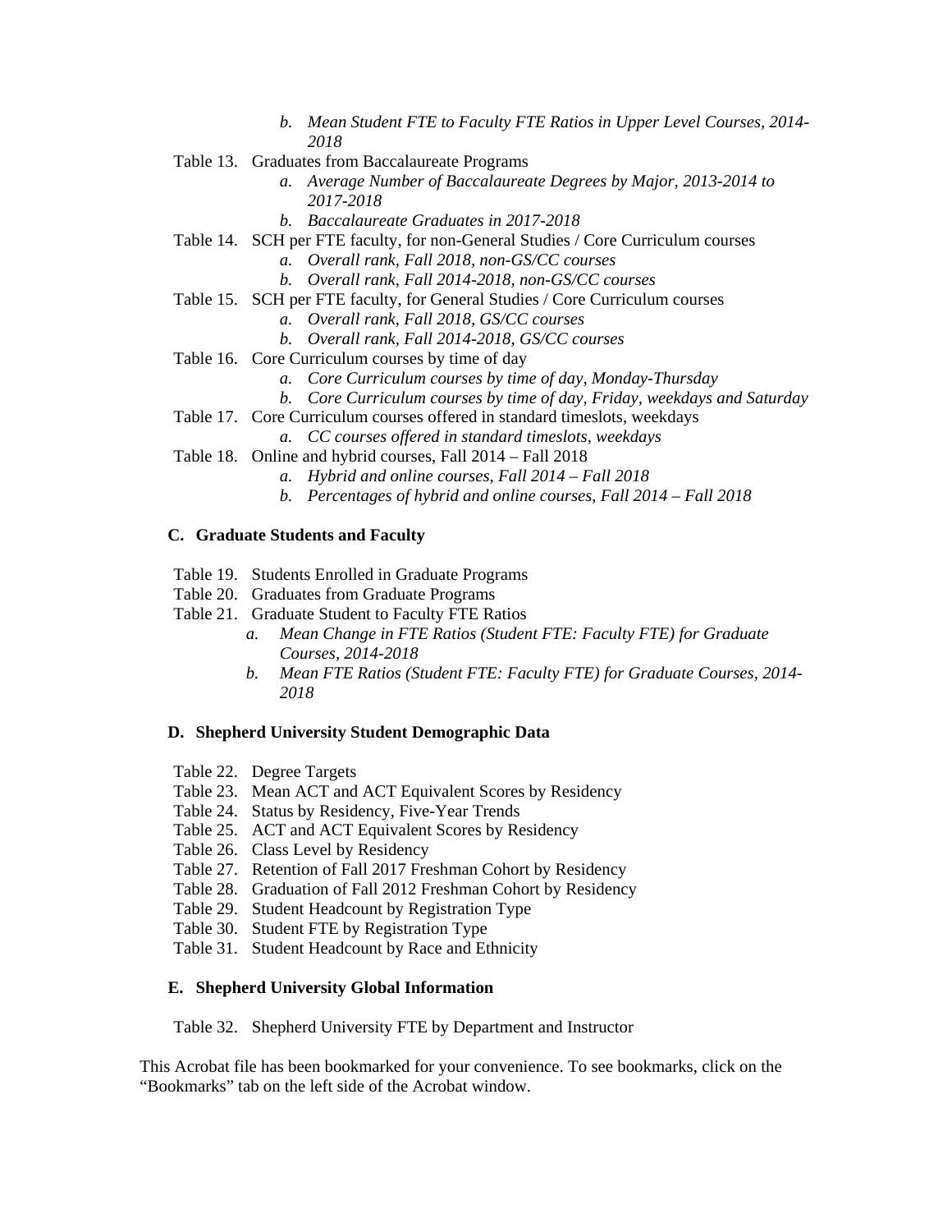- *b. Mean Student FTE to Faculty FTE Ratios in Upper Level Courses, 2014-2018*

Table 13. Graduates from Baccalaureate Programs
   - *a. Average Number of Baccalaureate Degrees by Major, 2013-2014 to 2017-2018*
   - *b. Baccalaureate Graduates in 2017-2018*

Table 14. SCH per FTE faculty, for non-General Studies / Core Curriculum courses
   - *a. Overall rank, Fall 2018, non-GS/CC courses*
   - *b. Overall rank, Fall 2014-2018, non-GS/CC courses*

Table 15. SCH per FTE faculty, for General Studies / Core Curriculum courses
   - *a. Overall rank, Fall 2018, GS/CC courses*
   - *b. Overall rank, Fall 2014-2018, GS/CC courses*

Table 16. Core Curriculum courses by time of day
   - *a. Core Curriculum courses by time of day, Monday-Thursday*
   - *b. Core Curriculum courses by time of day, Friday, weekdays and Saturday*

Table 17. Core Curriculum courses offered in standard timeslots, weekdays
   - *a. CC courses offered in standard timeslots, weekdays*

Table 18. Online and hybrid courses, Fall 2014 – Fall 2018
   - *a. Hybrid and online courses, Fall 2014 – Fall 2018*
   - *b. Percentages of hybrid and online courses, Fall 2014 – Fall 2018*

## C. Graduate Students and Faculty

Table 19. Students Enrolled in Graduate Programs

Table 20. Graduates from Graduate Programs

Table 21. Graduate Student to Faculty FTE Ratios
   - *a. Mean Change in FTE Ratios (Student FTE: Faculty FTE) for Graduate Courses, 2014-2018*
   - *b. Mean FTE Ratios (Student FTE: Faculty FTE) for Graduate Courses, 2014-2018*

## D. Shepherd University Student Demographic Data

Table 22. Degree Targets

Table 23. Mean ACT and ACT Equivalent Scores by Residency

Table 24. Status by Residency, Five-Year Trends

Table 25. ACT and ACT Equivalent Scores by Residency

Table 26. Class Level by Residency

Table 27. Retention of Fall 2017 Freshman Cohort by Residency

Table 28. Graduation of Fall 2012 Freshman Cohort by Residency

Table 29. Student Headcount by Registration Type

Table 30. Student FTE by Registration Type

Table 31. Student Headcount by Race and Ethnicity

## E. Shepherd University Global Information

Table 32. Shepherd University FTE by Department and Instructor

This Acrobat file has been bookmarked for your convenience. To see bookmarks, click on the "Bookmarks" tab on the left side of the Acrobat window.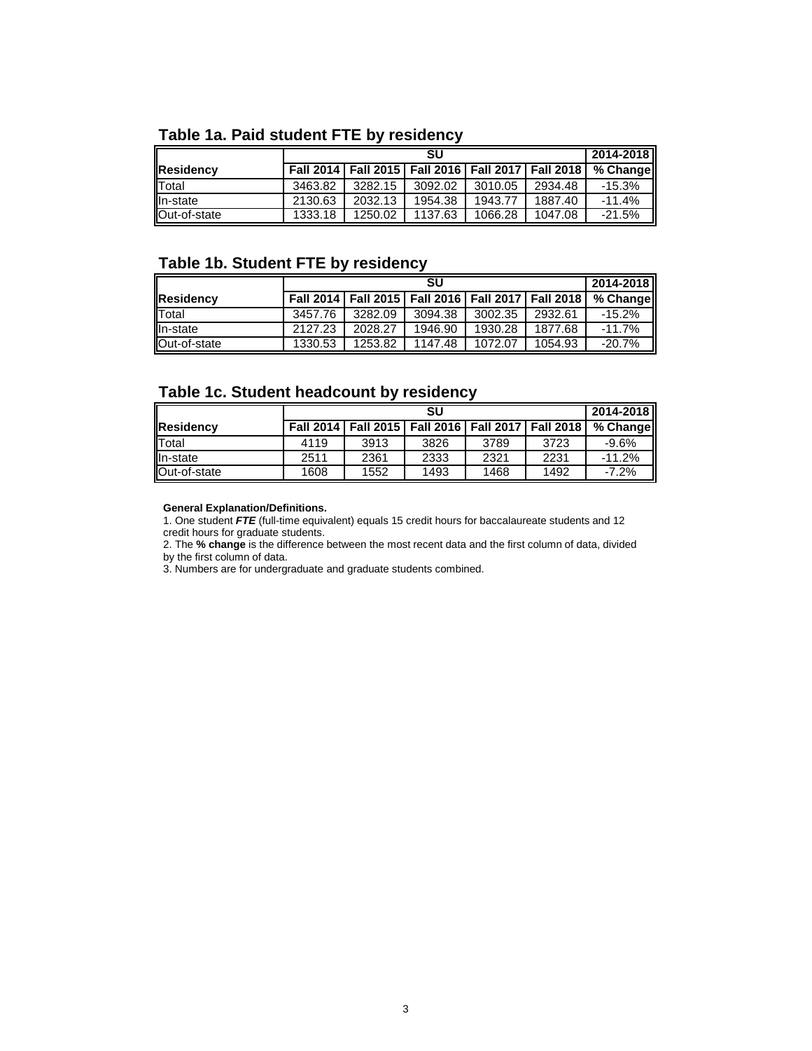## Table 1a. Paid student FTE by residency

| | SU | | | | | 2014-2018 |
|---|---|---|---|---|---|---|
| **Residency** | **Fall 2014** | **Fall 2015** | **Fall 2016** | **Fall 2017** | **Fall 2018** | **% Change** |
| Total | 3463.82 | 3282.15 | 3092.02 | 3010.05 | 2934.48 | -15.3% |
| In-state | 2130.63 | 2032.13 | 1954.38 | 1943.77 | 1887.40 | -11.4% |
| Out-of-state | 1333.18 | 1250.02 | 1137.63 | 1066.28 | 1047.08 | -21.5% |

## Table 1b. Student FTE by residency

| | SU | | | | | 2014-2018 |
|---|---|---|---|---|---|---|
| **Residency** | **Fall 2014** | **Fall 2015** | **Fall 2016** | **Fall 2017** | **Fall 2018** | **% Change** |
| Total | 3457.76 | 3282.09 | 3094.38 | 3002.35 | 2932.61 | -15.2% |
| In-state | 2127.23 | 2028.27 | 1946.90 | 1930.28 | 1877.68 | -11.7% |
| Out-of-state | 1330.53 | 1253.82 | 1147.48 | 1072.07 | 1054.93 | -20.7% |

## Table 1c. Student headcount by residency

| | SU | | | | | 2014-2018 |
|---|---|---|---|---|---|---|
| **Residency** | **Fall 2014** | **Fall 2015** | **Fall 2016** | **Fall 2017** | **Fall 2018** | **% Change** |
| Total | 4119 | 3913 | 3826 | 3789 | 3723 | -9.6% |
| In-state | 2511 | 2361 | 2333 | 2321 | 2231 | -11.2% |
| Out-of-state | 1608 | 1552 | 1493 | 1468 | 1492 | -7.2% |

**General Explanation/Definitions.**

1. One student ***FTE*** (full-time equivalent) equals 15 credit hours for baccalaureate students and 12 credit hours for graduate students.
2. The **% change** is the difference between the most recent data and the first column of data, divided by the first column of data.
3. Numbers are for undergraduate and graduate students combined.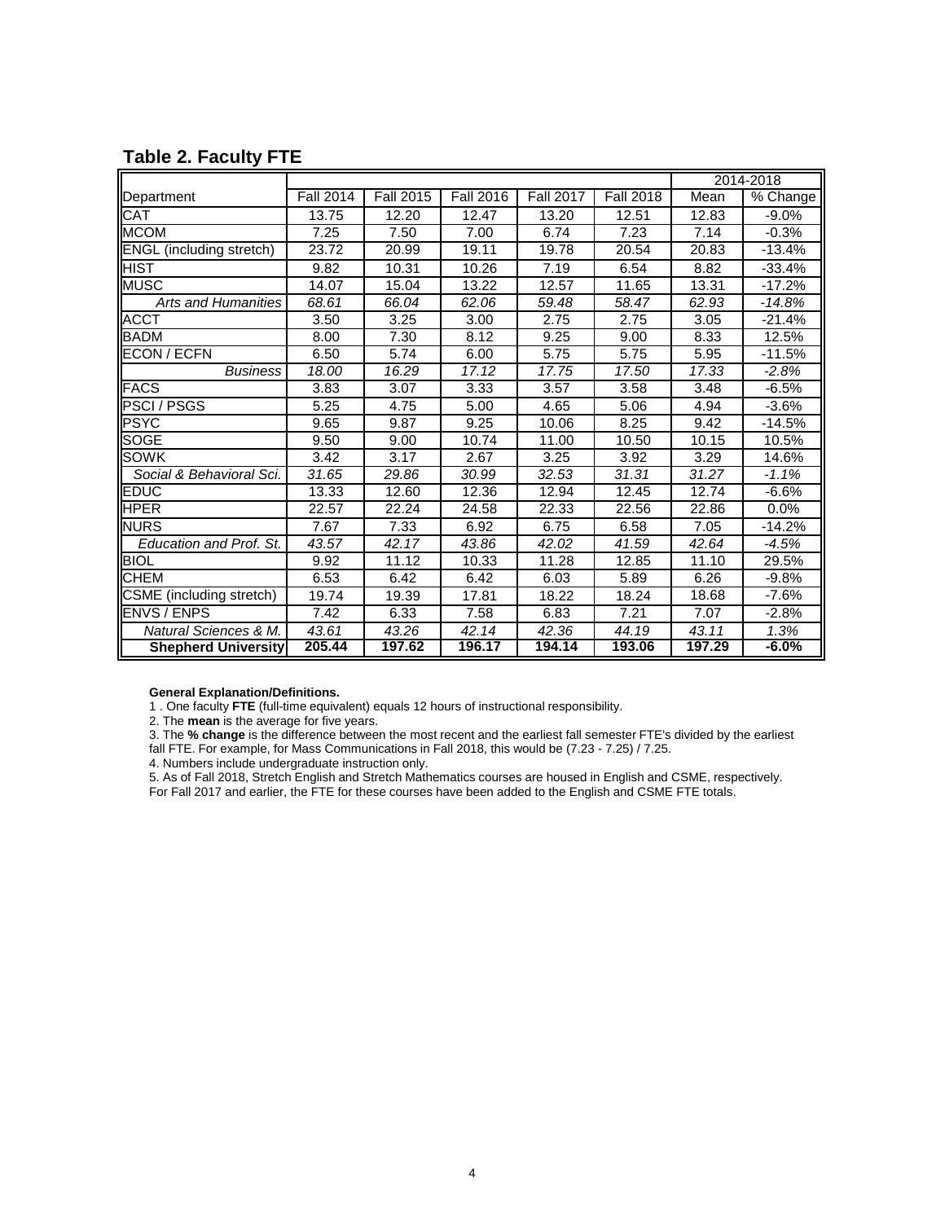## Table 2. Faculty FTE

| Department | Fall 2014 | Fall 2015 | Fall 2016 | Fall 2017 | Fall 2018 | 2014-2018 Mean | 2014-2018 % Change |
|---|---|---|---|---|---|---|---|
| CAT | 13.75 | 12.20 | 12.47 | 13.20 | 12.51 | 12.83 | -9.0% |
| MCOM | 7.25 | 7.50 | 7.00 | 6.74 | 7.23 | 7.14 | -0.3% |
| ENGL (including stretch) | 23.72 | 20.99 | 19.11 | 19.78 | 20.54 | 20.83 | -13.4% |
| HIST | 9.82 | 10.31 | 10.26 | 7.19 | 6.54 | 8.82 | -33.4% |
| MUSC | 14.07 | 15.04 | 13.22 | 12.57 | 11.65 | 13.31 | -17.2% |
| *Arts and Humanities* | *68.61* | *66.04* | *62.06* | *59.48* | *58.47* | *62.93* | *-14.8%* |
| ACCT | 3.50 | 3.25 | 3.00 | 2.75 | 2.75 | 3.05 | -21.4% |
| BADM | 8.00 | 7.30 | 8.12 | 9.25 | 9.00 | 8.33 | 12.5% |
| ECON / ECFN | 6.50 | 5.74 | 6.00 | 5.75 | 5.75 | 5.95 | -11.5% |
| *Business* | *18.00* | *16.29* | *17.12* | *17.75* | *17.50* | *17.33* | *-2.8%* |
| FACS | 3.83 | 3.07 | 3.33 | 3.57 | 3.58 | 3.48 | -6.5% |
| PSCI / PSGS | 5.25 | 4.75 | 5.00 | 4.65 | 5.06 | 4.94 | -3.6% |
| PSYC | 9.65 | 9.87 | 9.25 | 10.06 | 8.25 | 9.42 | -14.5% |
| SOGE | 9.50 | 9.00 | 10.74 | 11.00 | 10.50 | 10.15 | 10.5% |
| SOWK | 3.42 | 3.17 | 2.67 | 3.25 | 3.92 | 3.29 | 14.6% |
| *Social & Behavioral Sci.* | *31.65* | *29.86* | *30.99* | *32.53* | *31.31* | *31.27* | *-1.1%* |
| EDUC | 13.33 | 12.60 | 12.36 | 12.94 | 12.45 | 12.74 | -6.6% |
| HPER | 22.57 | 22.24 | 24.58 | 22.33 | 22.56 | 22.86 | 0.0% |
| NURS | 7.67 | 7.33 | 6.92 | 6.75 | 6.58 | 7.05 | -14.2% |
| *Education and Prof. St.* | *43.57* | *42.17* | *43.86* | *42.02* | *41.59* | *42.64* | *-4.5%* |
| BIOL | 9.92 | 11.12 | 10.33 | 11.28 | 12.85 | 11.10 | 29.5% |
| CHEM | 6.53 | 6.42 | 6.42 | 6.03 | 5.89 | 6.26 | -9.8% |
| CSME (including stretch) | 19.74 | 19.39 | 17.81 | 18.22 | 18.24 | 18.68 | -7.6% |
| ENVS / ENPS | 7.42 | 6.33 | 7.58 | 6.83 | 7.21 | 7.07 | -2.8% |
| *Natural Sciences & M.* | *43.61* | *43.26* | *42.14* | *42.36* | *44.19* | *43.11* | *1.3%* |
| **Shepherd University** | **205.44** | **197.62** | **196.17** | **194.14** | **193.06** | **197.29** | **-6.0%** |

**General Explanation/Definitions.**

1 . One faculty **FTE** (full-time equivalent) equals 12 hours of instructional responsibility.

2. The **mean** is the average for five years.

3. The **% change** is the difference between the most recent and the earliest fall semester FTE's divided by the earliest fall FTE. For example, for Mass Communications in Fall 2018, this would be (7.23 - 7.25) / 7.25.

4. Numbers include undergraduate instruction only.

5. As of Fall 2018, Stretch English and Stretch Mathematics courses are housed in English and CSME, respectively. For Fall 2017 and earlier, the FTE for these courses have been added to the English and CSME FTE totals.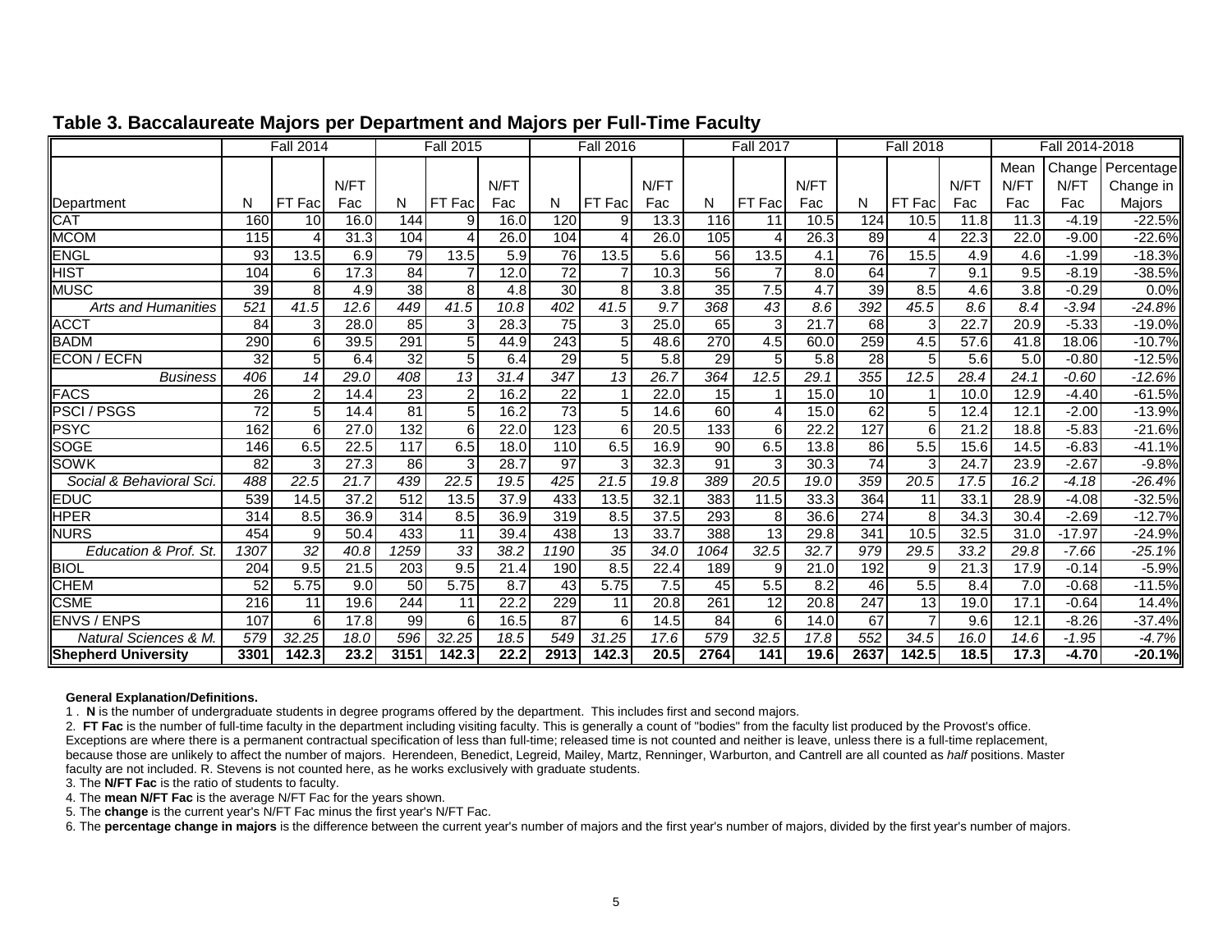## Table 3. Baccalaureate Majors per Department and Majors per Full-Time Faculty

| | Fall 2014 | | | Fall 2015 | | | Fall 2016 | | | Fall 2017 | | | Fall 2018 | | | Fall 2014-2018 | | |
|---|---|---|---|---|---|---|---|---|---|---|---|---|---|---|---|---|---|---|
| Department | N | FT Fac | N/FT Fac | N | FT Fac | N/FT Fac | N | FT Fac | N/FT Fac | N | FT Fac | N/FT Fac | N | FT Fac | N/FT Fac | Mean N/FT Fac | Change N/FT Fac | Percentage Change in Majors |
| CAT | 160 | 10 | 16.0 | 144 | 9 | 16.0 | 120 | 9 | 13.3 | 116 | 11 | 10.5 | 124 | 10.5 | 11.8 | 11.3 | -4.19 | -22.5% |
| MCOM | 115 | 4 | 31.3 | 104 | 4 | 26.0 | 104 | 4 | 26.0 | 105 | 4 | 26.3 | 89 | 4 | 22.3 | 22.0 | -9.00 | -22.6% |
| ENGL | 93 | 13.5 | 6.9 | 79 | 13.5 | 5.9 | 76 | 13.5 | 5.6 | 56 | 13.5 | 4.1 | 76 | 15.5 | 4.9 | 4.6 | -1.99 | -18.3% |
| HIST | 104 | 6 | 17.3 | 84 | 7 | 12.0 | 72 | 7 | 10.3 | 56 | 7 | 8.0 | 64 | 7 | 9.1 | 9.5 | -8.19 | -38.5% |
| MUSC | 39 | 8 | 4.9 | 38 | 8 | 4.8 | 30 | 8 | 3.8 | 35 | 7.5 | 4.7 | 39 | 8.5 | 4.6 | 3.8 | -0.29 | 0.0% |
| *Arts and Humanities* | *521* | *41.5* | *12.6* | *449* | *41.5* | *10.8* | *402* | *41.5* | *9.7* | *368* | *43* | *8.6* | *392* | *45.5* | *8.6* | *8.4* | *-3.94* | *-24.8%* |
| ACCT | 84 | 3 | 28.0 | 85 | 3 | 28.3 | 75 | 3 | 25.0 | 65 | 3 | 21.7 | 68 | 3 | 22.7 | 20.9 | -5.33 | -19.0% |
| BADM | 290 | 6 | 39.5 | 291 | 5 | 44.9 | 243 | 5 | 48.6 | 270 | 4.5 | 60.0 | 259 | 4.5 | 57.6 | 41.8 | 18.06 | -10.7% |
| ECON / ECFN | 32 | 5 | 6.4 | 32 | 5 | 6.4 | 29 | 5 | 5.8 | 29 | 5 | 5.8 | 28 | 5 | 5.6 | 5.0 | -0.80 | -12.5% |
| *Business* | *406* | *14* | *29.0* | *408* | *13* | *31.4* | *347* | *13* | *26.7* | *364* | *12.5* | *29.1* | *355* | *12.5* | *28.4* | *24.1* | *-0.60* | *-12.6%* |
| FACS | 26 | 2 | 14.4 | 23 | 2 | 16.2 | 22 | 1 | 22.0 | 15 | 1 | 15.0 | 10 | 1 | 10.0 | 12.9 | -4.40 | -61.5% |
| PSCI / PSGS | 72 | 5 | 14.4 | 81 | 5 | 16.2 | 73 | 5 | 14.6 | 60 | 4 | 15.0 | 62 | 5 | 12.4 | 12.1 | -2.00 | -13.9% |
| PSYC | 162 | 6 | 27.0 | 132 | 6 | 22.0 | 123 | 6 | 20.5 | 133 | 6 | 22.2 | 127 | 6 | 21.2 | 18.8 | -5.83 | -21.6% |
| SOGE | 146 | 6.5 | 22.5 | 117 | 6.5 | 18.0 | 110 | 6.5 | 16.9 | 90 | 6.5 | 13.8 | 86 | 5.5 | 15.6 | 14.5 | -6.83 | -41.1% |
| SOWK | 82 | 3 | 27.3 | 86 | 3 | 28.7 | 97 | 3 | 32.3 | 91 | 3 | 30.3 | 74 | 3 | 24.7 | 23.9 | -2.67 | -9.8% |
| *Social & Behavioral Sci.* | *488* | *22.5* | *21.7* | *439* | *22.5* | *19.5* | *425* | *21.5* | *19.8* | *389* | *20.5* | *19.0* | *359* | *20.5* | *17.5* | *16.2* | *-4.18* | *-26.4%* |
| EDUC | 539 | 14.5 | 37.2 | 512 | 13.5 | 37.9 | 433 | 13.5 | 32.1 | 383 | 11.5 | 33.3 | 364 | 11 | 33.1 | 28.9 | -4.08 | -32.5% |
| HPER | 314 | 8.5 | 36.9 | 314 | 8.5 | 36.9 | 319 | 8.5 | 37.5 | 293 | 8 | 36.6 | 274 | 8 | 34.3 | 30.4 | -2.69 | -12.7% |
| NURS | 454 | 9 | 50.4 | 433 | 11 | 39.4 | 438 | 13 | 33.7 | 388 | 13 | 29.8 | 341 | 10.5 | 32.5 | 31.0 | -17.97 | -24.9% |
| *Education & Prof. St.* | *1307* | *32* | *40.8* | *1259* | *33* | *38.2* | *1190* | *35* | *34.0* | *1064* | *32.5* | *32.7* | *979* | *29.5* | *33.2* | *29.8* | *-7.66* | *-25.1%* |
| BIOL | 204 | 9.5 | 21.5 | 203 | 9.5 | 21.4 | 190 | 8.5 | 22.4 | 189 | 9 | 21.0 | 192 | 9 | 21.3 | 17.9 | -0.14 | -5.9% |
| CHEM | 52 | 5.75 | 9.0 | 50 | 5.75 | 8.7 | 43 | 5.75 | 7.5 | 45 | 5.5 | 8.2 | 46 | 5.5 | 8.4 | 7.0 | -0.68 | -11.5% |
| CSME | 216 | 11 | 19.6 | 244 | 11 | 22.2 | 229 | 11 | 20.8 | 261 | 12 | 20.8 | 247 | 13 | 19.0 | 17.1 | -0.64 | 14.4% |
| ENVS / ENPS | 107 | 6 | 17.8 | 99 | 6 | 16.5 | 87 | 6 | 14.5 | 84 | 6 | 14.0 | 67 | 7 | 9.6 | 12.1 | -8.26 | -37.4% |
| *Natural Sciences & M.* | *579* | *32.25* | *18.0* | *596* | *32.25* | *18.5* | *549* | *31.25* | *17.6* | *579* | *32.5* | *17.8* | *552* | *34.5* | *16.0* | *14.6* | *-1.95* | *-4.7%* |
| **Shepherd University** | **3301** | **142.3** | **23.2** | **3151** | **142.3** | **22.2** | **2913** | **142.3** | **20.5** | **2764** | **141** | **19.6** | **2637** | **142.5** | **18.5** | **17.3** | **-4.70** | **-20.1%** |

**General Explanation/Definitions.**

1 . **N** is the number of undergraduate students in degree programs offered by the department. This includes first and second majors.

2. **FT Fac** is the number of full-time faculty in the department including visiting faculty. This is generally a count of "bodies" from the faculty list produced by the Provost's office. Exceptions are where there is a permanent contractual specification of less than full-time; released time is not counted and neither is leave, unless there is a full-time replacement, because those are unlikely to affect the number of majors. Herendeen, Benedict, Legreid, Mailey, Martz, Renninger, Warburton, and Cantrell are all counted as *half* positions. Master faculty are not included. R. Stevens is not counted here, as he works exclusively with graduate students.

3. The **N/FT Fac** is the ratio of students to faculty.

4. The **mean N/FT Fac** is the average N/FT Fac for the years shown.

5. The **change** is the current year's N/FT Fac minus the first year's N/FT Fac.

6. The **percentage change in majors** is the difference between the current year's number of majors and the first year's number of majors, divided by the first year's number of majors.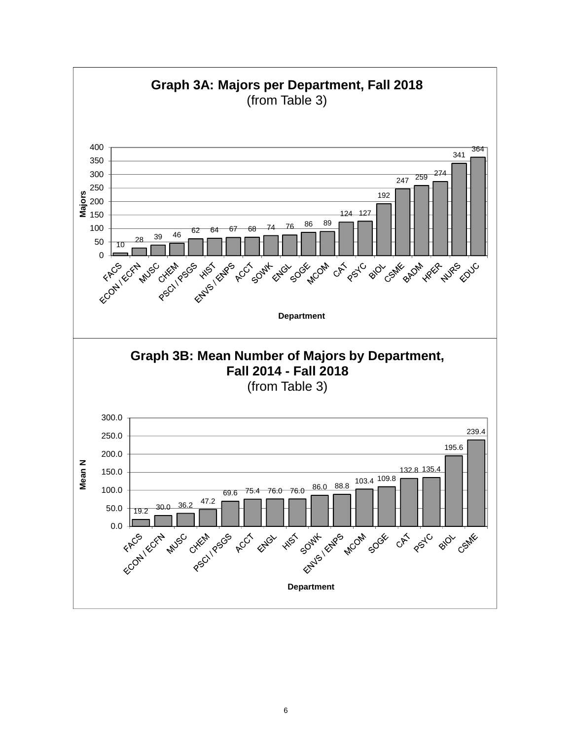## Graph 3A: Majors per Department, Fall 2018
(from Table 3)

| Department | Majors |
|---|---|
| FACS | 10 |
| ECON / ECFN | 28 |
| MUSC | 39 |
| CHEM | 46 |
| PSCI / PSGS | 62 |
| HIST | 64 |
| ENVS / ENPS | 67 |
| ACCT | 68 |
| SOWK | 74 |
| ENGL | 76 |
| SOGE | 86 |
| MCOM | 89 |
| CAT | 124 |
| PSYC | 127 |
| BIOL | 192 |
| CSME | 247 |
| BADM | 259 |
| HPER | 274 |
| NURS | 341 |
| EDUC | 364 |

## Graph 3B: Mean Number of Majors by Department, Fall 2014 - Fall 2018
(from Table 3)

| Department | Mean N |
|---|---|
| FACS | 19.2 |
| ECON / ECFN | 30.0 |
| MUSC | 36.2 |
| CHEM | 47.2 |
| PSCI / PSGS | 69.6 |
| ACCT | 75.4 |
| ENGL | 76.0 |
| HIST | 76.0 |
| SOWK | 86.0 |
| ENVS / ENPS | 88.8 |
| MCOM | 103.4 |
| SOGE | 109.8 |
| CAT | 132.8 |
| PSYC | 135.4 |
| BIOL | 195.6 |
| CSME | 239.4 |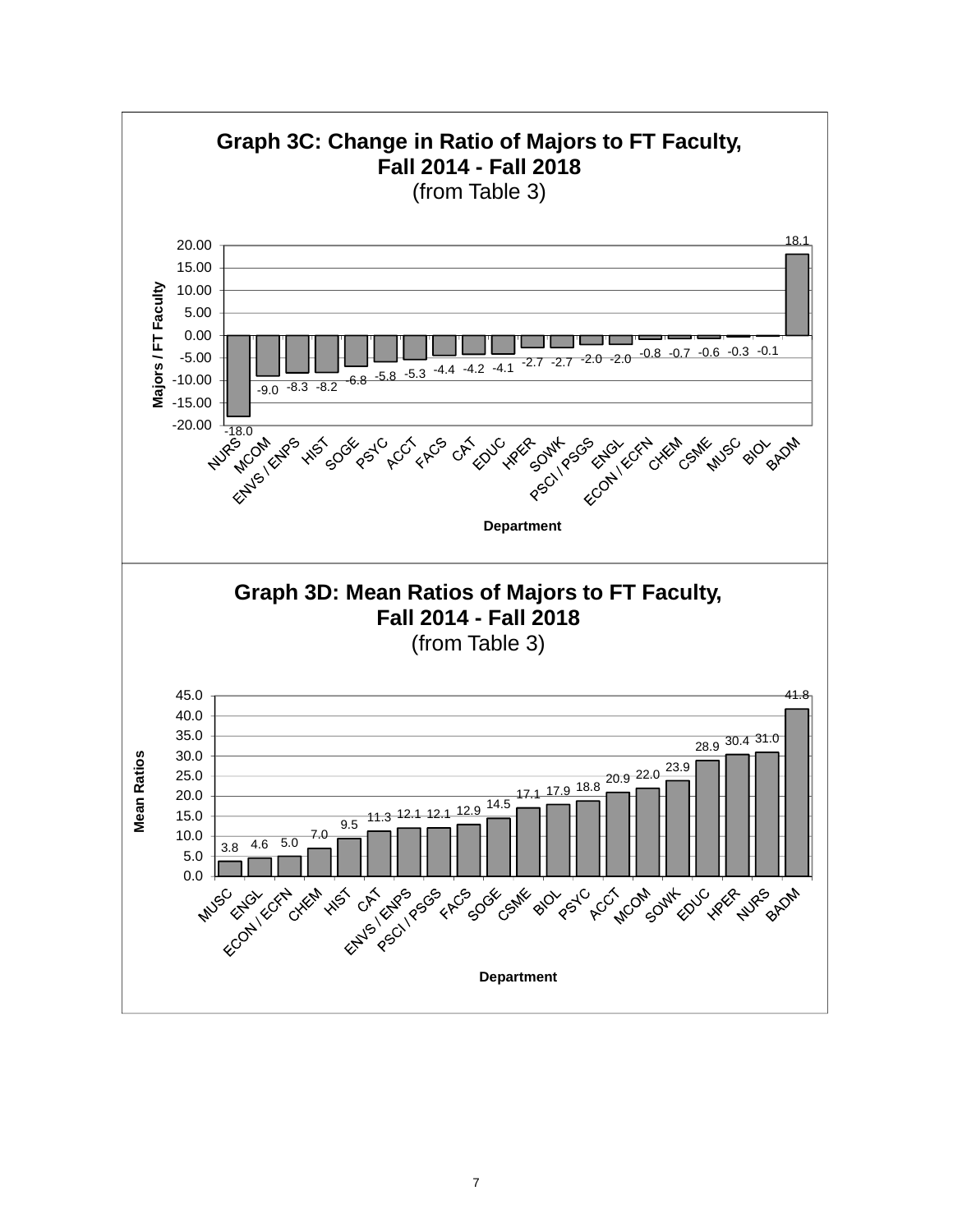## Graph 3C: Change in Ratio of Majors to FT Faculty, Fall 2014 - Fall 2018
(from Table 3)

| Department | Majors / FT Faculty |
|---|---|
| NURS | -18.0 |
| MCOM | -9.0 |
| ENVS / ENPS | -8.3 |
| HIST | -8.2 |
| SOGE | -6.8 |
| PSYC | -5.8 |
| ACCT | -5.3 |
| FACS | -4.4 |
| CAT | -4.2 |
| EDUC | -4.1 |
| HPER | -2.7 |
| SOWK | -2.7 |
| PSCI / PSGS | -2.0 |
| ENGL | -2.0 |
| ECON / ECFN | -0.8 |
| CHEM | -0.7 |
| CSME | -0.6 |
| MUSC | -0.3 |
| BIOL | -0.1 |
| BADM | 18.1 |

## Graph 3D: Mean Ratios of Majors to FT Faculty, Fall 2014 - Fall 2018
(from Table 3)

| Department | Mean Ratios |
|---|---|
| MUSC | 3.8 |
| ENGL | 4.6 |
| ECON / ECFN | 5.0 |
| CHEM | 7.0 |
| HIST | 9.5 |
| CAT | 11.3 |
| ENVS / ENPS | 12.1 |
| PSCI / PSGS | 12.1 |
| FACS | 12.9 |
| SOGE | 14.5 |
| CSME | 17.1 |
| BIOL | 17.9 |
| PSYC | 18.8 |
| ACCT | 20.9 |
| MCOM | 22.0 |
| SOWK | 23.9 |
| EDUC | 28.9 |
| HPER | 30.4 |
| NURS | 31.0 |
| BADM | 41.8 |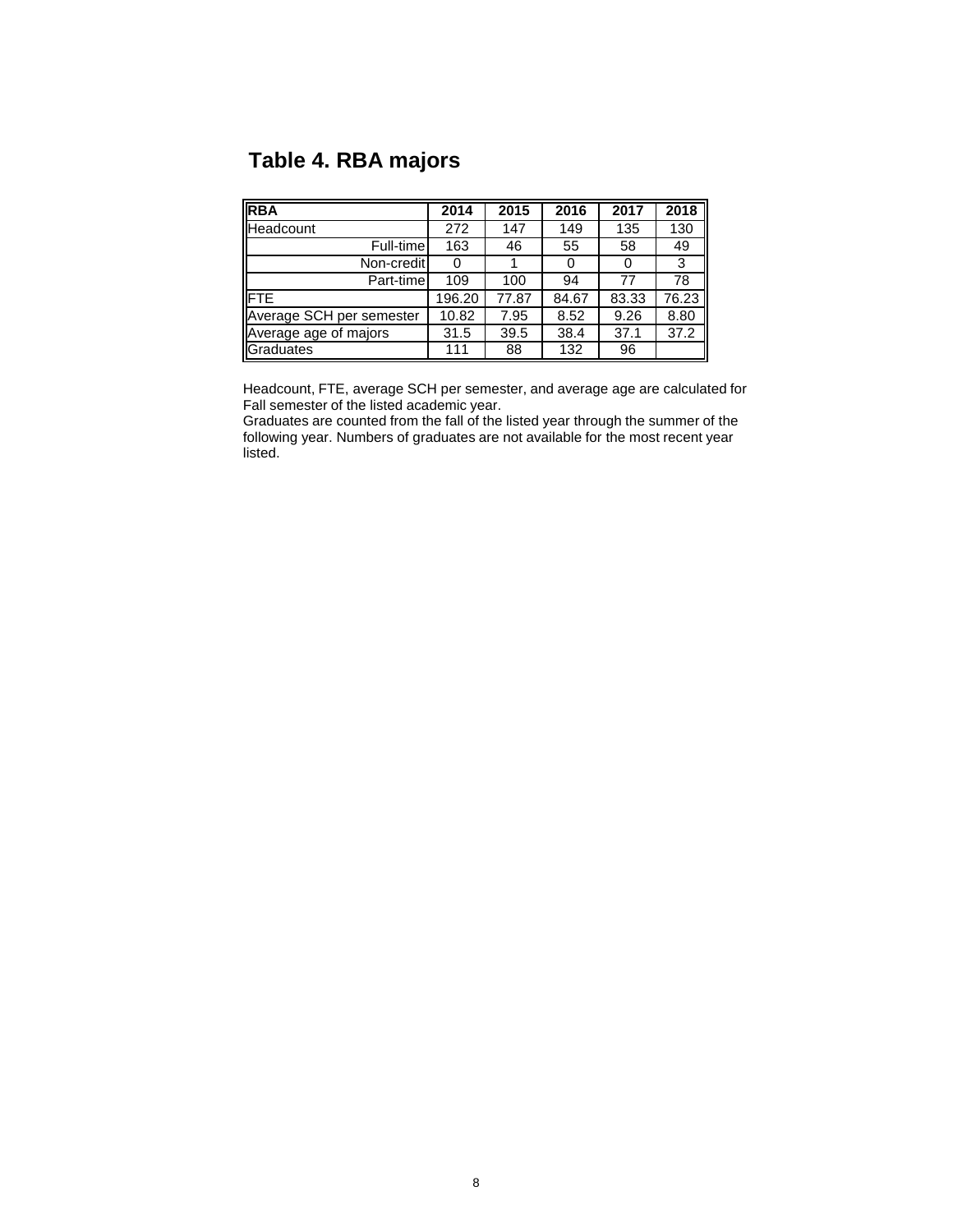## Table 4. RBA majors

| RBA | 2014 | 2015 | 2016 | 2017 | 2018 |
|---|---|---|---|---|---|
| Headcount | 272 | 147 | 149 | 135 | 130 |
| Full-time | 163 | 46 | 55 | 58 | 49 |
| Non-credit | 0 | 1 | 0 | 0 | 3 |
| Part-time | 109 | 100 | 94 | 77 | 78 |
| FTE | 196.20 | 77.87 | 84.67 | 83.33 | 76.23 |
| Average SCH per semester | 10.82 | 7.95 | 8.52 | 9.26 | 8.80 |
| Average age of majors | 31.5 | 39.5 | 38.4 | 37.1 | 37.2 |
| Graduates | 111 | 88 | 132 | 96 | |

Headcount, FTE, average SCH per semester, and average age are calculated for Fall semester of the listed academic year.
Graduates are counted from the fall of the listed year through the summer of the following year. Numbers of graduates are not available for the most recent year listed.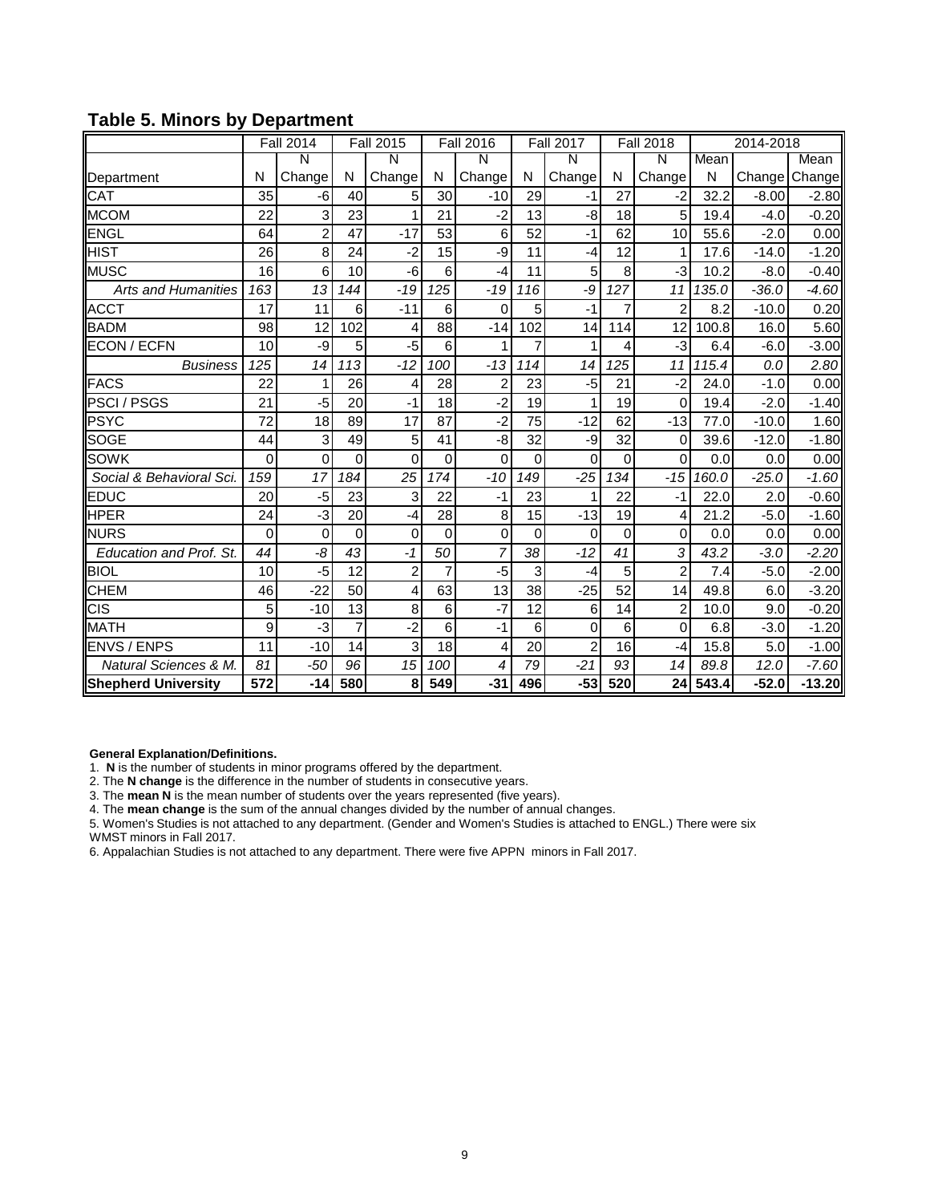## Table 5. Minors by Department

| | Fall 2014 | | Fall 2015 | | Fall 2016 | | Fall 2017 | | Fall 2018 | | 2014-2018 | | |
|---|---|---|---|---|---|---|---|---|---|---|---|---|---|
| Department | N | N Change | N | N Change | N | N Change | N | N Change | N | N Change | Mean N | Change | Mean Change |
| CAT | 35 | -6 | 40 | 5 | 30 | -10 | 29 | -1 | 27 | -2 | 32.2 | -8.00 | -2.80 |
| MCOM | 22 | 3 | 23 | 1 | 21 | -2 | 13 | -8 | 18 | 5 | 19.4 | -4.0 | -0.20 |
| ENGL | 64 | 2 | 47 | -17 | 53 | 6 | 52 | -1 | 62 | 10 | 55.6 | -2.0 | 0.00 |
| HIST | 26 | 8 | 24 | -2 | 15 | -9 | 11 | -4 | 12 | 1 | 17.6 | -14.0 | -1.20 |
| MUSC | 16 | 6 | 10 | -6 | 6 | -4 | 11 | 5 | 8 | -3 | 10.2 | -8.0 | -0.40 |
| *Arts and Humanities* | *163* | *13* | *144* | *-19* | *125* | *-19* | *116* | *-9* | *127* | *11* | *135.0* | *-36.0* | *-4.60* |
| ACCT | 17 | 11 | 6 | -11 | 6 | 0 | 5 | -1 | 7 | 2 | 8.2 | -10.0 | 0.20 |
| BADM | 98 | 12 | 102 | 4 | 88 | -14 | 102 | 14 | 114 | 12 | 100.8 | 16.0 | 5.60 |
| ECON / ECFN | 10 | -9 | 5 | -5 | 6 | 1 | 7 | 1 | 4 | -3 | 6.4 | -6.0 | -3.00 |
| *Business* | *125* | *14* | *113* | *-12* | *100* | *-13* | *114* | *14* | *125* | *11* | *115.4* | *0.0* | *2.80* |
| FACS | 22 | 1 | 26 | 4 | 28 | 2 | 23 | -5 | 21 | -2 | 24.0 | -1.0 | 0.00 |
| PSCI / PSGS | 21 | -5 | 20 | -1 | 18 | -2 | 19 | 1 | 19 | 0 | 19.4 | -2.0 | -1.40 |
| PSYC | 72 | 18 | 89 | 17 | 87 | -2 | 75 | -12 | 62 | -13 | 77.0 | -10.0 | 1.60 |
| SOGE | 44 | 3 | 49 | 5 | 41 | -8 | 32 | -9 | 32 | 0 | 39.6 | -12.0 | -1.80 |
| SOWK | 0 | 0 | 0 | 0 | 0 | 0 | 0 | 0 | 0 | 0 | 0.0 | 0.0 | 0.00 |
| *Social & Behavioral Sci.* | *159* | *17* | *184* | *25* | *174* | *-10* | *149* | *-25* | *134* | *-15* | *160.0* | *-25.0* | *-1.60* |
| EDUC | 20 | -5 | 23 | 3 | 22 | -1 | 23 | 1 | 22 | -1 | 22.0 | 2.0 | -0.60 |
| HPER | 24 | -3 | 20 | -4 | 28 | 8 | 15 | -13 | 19 | 4 | 21.2 | -5.0 | -1.60 |
| NURS | 0 | 0 | 0 | 0 | 0 | 0 | 0 | 0 | 0 | 0 | 0.0 | 0.0 | 0.00 |
| *Education and Prof. St.* | *44* | *-8* | *43* | *-1* | *50* | *7* | *38* | *-12* | *41* | *3* | *43.2* | *-3.0* | *-2.20* |
| BIOL | 10 | -5 | 12 | 2 | 7 | -5 | 3 | -4 | 5 | 2 | 7.4 | -5.0 | -2.00 |
| CHEM | 46 | -22 | 50 | 4 | 63 | 13 | 38 | -25 | 52 | 14 | 49.8 | 6.0 | -3.20 |
| CIS | 5 | -10 | 13 | 8 | 6 | -7 | 12 | 6 | 14 | 2 | 10.0 | 9.0 | -0.20 |
| MATH | 9 | -3 | 7 | -2 | 6 | -1 | 6 | 0 | 6 | 0 | 6.8 | -3.0 | -1.20 |
| ENVS / ENPS | 11 | -10 | 14 | 3 | 18 | 4 | 20 | 2 | 16 | -4 | 15.8 | 5.0 | -1.00 |
| *Natural Sciences & M.* | *81* | *-50* | *96* | *15* | *100* | *4* | *79* | *-21* | *93* | *14* | *89.8* | *12.0* | *-7.60* |
| **Shepherd University** | **572** | **-14** | **580** | **8** | **549** | **-31** | **496** | **-53** | **520** | **24** | **543.4** | **-52.0** | **-13.20** |

**General Explanation/Definitions.**

1. **N** is the number of students in minor programs offered by the department.
2. The **N change** is the difference in the number of students in consecutive years.
3. The **mean N** is the mean number of students over the years represented (five years).
4. The **mean change** is the sum of the annual changes divided by the number of annual changes.
5. Women's Studies is not attached to any department. (Gender and Women's Studies is attached to ENGL.) There were six WMST minors in Fall 2017.
6. Appalachian Studies is not attached to any department. There were five APPN minors in Fall 2017.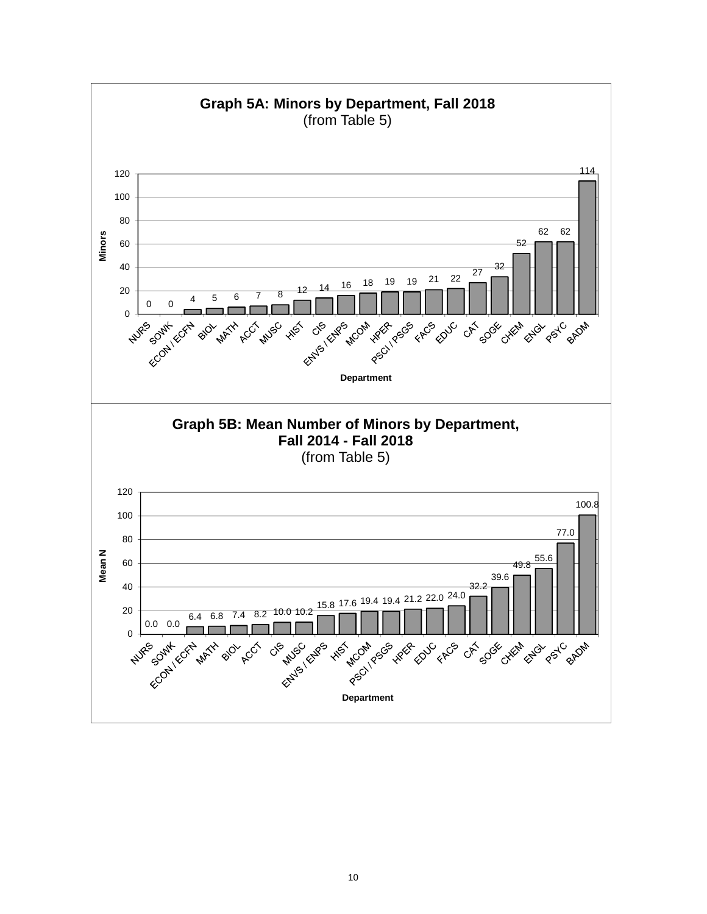**Graph 5A: Minors by Department, Fall 2018**
(from Table 5)

| Department | Minors |
|---|---|
| NURS | 0 |
| SOWK | 0 |
| ECON / ECFN | 4 |
| BIOL | 5 |
| MATH | 6 |
| ACCT | 7 |
| MUSC | 8 |
| HIST | 12 |
| CIS | 14 |
| ENVS / ENPS | 16 |
| MCOM | 18 |
| HPER | 19 |
| PSCI / PSGS | 19 |
| FACS | 21 |
| EDUC | 22 |
| CAT | 27 |
| SOGE | 32 |
| CHEM | 52 |
| ENGL | 62 |
| PSYC | 62 |
| BADM | 114 |

**Graph 5B: Mean Number of Minors by Department, Fall 2014 - Fall 2018**
(from Table 5)

| Department | Mean N |
|---|---|
| NURS | 0.0 |
| SOWK | 0.0 |
| ECON / ECFN | 6.4 |
| MATH | 6.8 |
| BIOL | 7.4 |
| ACCT | 8.2 |
| CIS | 10.0 |
| MUSC | 10.2 |
| ENVS / ENPS | 15.8 |
| HIST | 17.6 |
| MCOM | 19.4 |
| PSCI / PSGS | 19.4 |
| HPER | 21.2 |
| EDUC | 22.0 |
| FACS | 24.0 |
| CAT | 32.2 |
| SOGE | 39.6 |
| CHEM | 49.8 |
| ENGL | 55.6 |
| PSYC | 77.0 |
| BADM | 100.8 |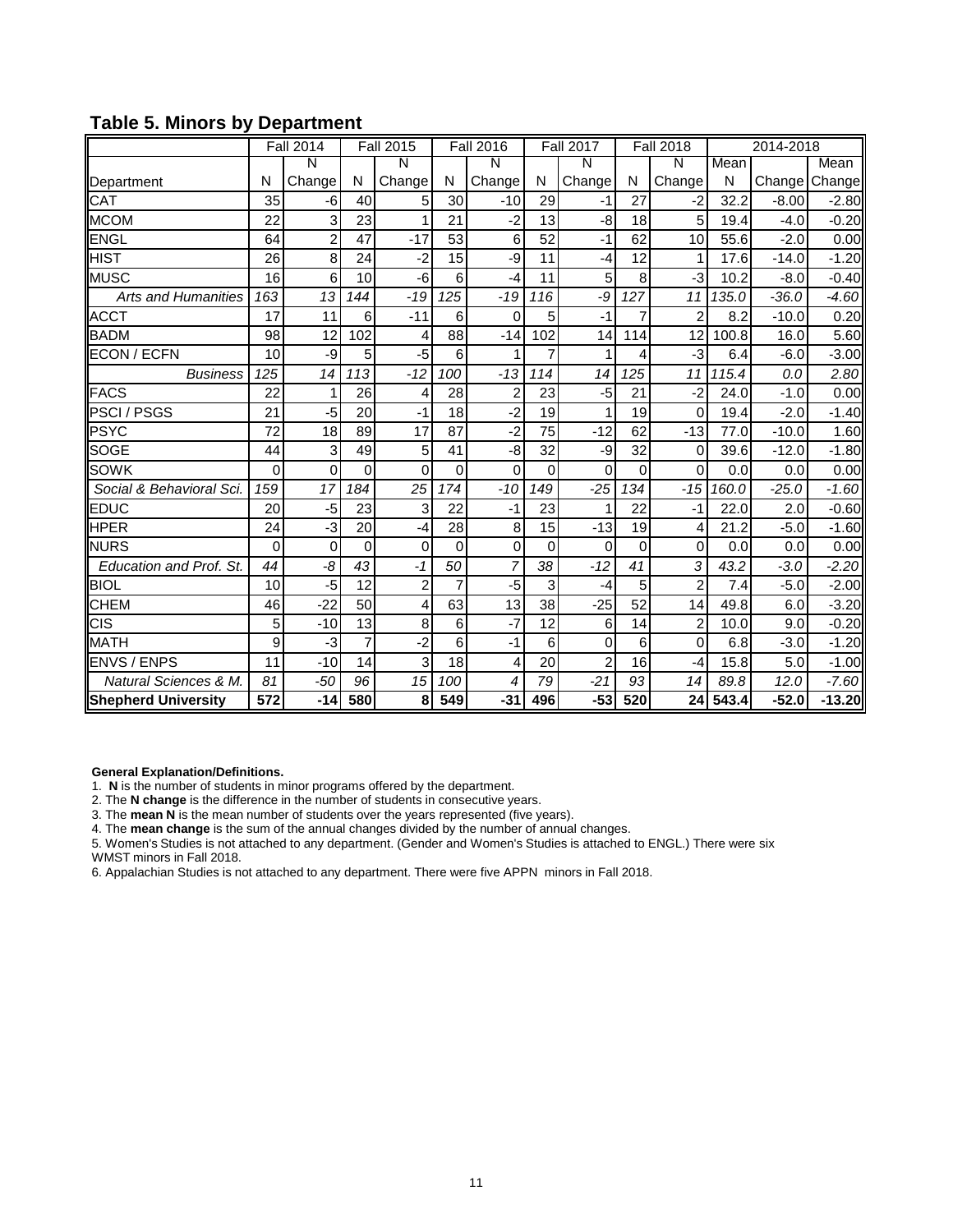## Table 5. Minors by Department

| | Fall 2014 | | Fall 2015 | | Fall 2016 | | Fall 2017 | | Fall 2018 | | 2014-2018 | | |
|---|---|---|---|---|---|---|---|---|---|---|---|---|---|
| Department | N | N Change | N | N Change | N | N Change | N | N Change | N | N Change | Mean N | Change | Mean Change |
| CAT | 35 | -6 | 40 | 5 | 30 | -10 | 29 | -1 | 27 | -2 | 32.2 | -8.00 | -2.80 |
| MCOM | 22 | 3 | 23 | 1 | 21 | -2 | 13 | -8 | 18 | 5 | 19.4 | -4.0 | -0.20 |
| ENGL | 64 | 2 | 47 | -17 | 53 | 6 | 52 | -1 | 62 | 10 | 55.6 | -2.0 | 0.00 |
| HIST | 26 | 8 | 24 | -2 | 15 | -9 | 11 | -4 | 12 | 1 | 17.6 | -14.0 | -1.20 |
| MUSC | 16 | 6 | 10 | -6 | 6 | -4 | 11 | 5 | 8 | -3 | 10.2 | -8.0 | -0.40 |
| *Arts and Humanities* | *163* | *13* | *144* | *-19* | *125* | *-19* | *116* | *-9* | *127* | *11* | *135.0* | *-36.0* | *-4.60* |
| ACCT | 17 | 11 | 6 | -11 | 6 | 0 | 5 | -1 | 7 | 2 | 8.2 | -10.0 | 0.20 |
| BADM | 98 | 12 | 102 | 4 | 88 | -14 | 102 | 14 | 114 | 12 | 100.8 | 16.0 | 5.60 |
| ECON / ECFN | 10 | -9 | 5 | -5 | 6 | 1 | 7 | 1 | 4 | -3 | 6.4 | -6.0 | -3.00 |
| *Business* | *125* | *14* | *113* | *-12* | *100* | *-13* | *114* | *14* | *125* | *11* | *115.4* | *0.0* | *2.80* |
| FACS | 22 | 1 | 26 | 4 | 28 | 2 | 23 | -5 | 21 | -2 | 24.0 | -1.0 | 0.00 |
| PSCI / PSGS | 21 | -5 | 20 | -1 | 18 | -2 | 19 | 1 | 19 | 0 | 19.4 | -2.0 | -1.40 |
| PSYC | 72 | 18 | 89 | 17 | 87 | -2 | 75 | -12 | 62 | -13 | 77.0 | -10.0 | 1.60 |
| SOGE | 44 | 3 | 49 | 5 | 41 | -8 | 32 | -9 | 32 | 0 | 39.6 | -12.0 | -1.80 |
| SOWK | 0 | 0 | 0 | 0 | 0 | 0 | 0 | 0 | 0 | 0 | 0.0 | 0.0 | 0.00 |
| *Social & Behavioral Sci.* | *159* | *17* | *184* | *25* | *174* | *-10* | *149* | *-25* | *134* | *-15* | *160.0* | *-25.0* | *-1.60* |
| EDUC | 20 | -5 | 23 | 3 | 22 | -1 | 23 | 1 | 22 | -1 | 22.0 | 2.0 | -0.60 |
| HPER | 24 | -3 | 20 | -4 | 28 | 8 | 15 | -13 | 19 | 4 | 21.2 | -5.0 | -1.60 |
| NURS | 0 | 0 | 0 | 0 | 0 | 0 | 0 | 0 | 0 | 0 | 0.0 | 0.0 | 0.00 |
| *Education and Prof. St.* | *44* | *-8* | *43* | *-1* | *50* | *7* | *38* | *-12* | *41* | *3* | *43.2* | *-3.0* | *-2.20* |
| BIOL | 10 | -5 | 12 | 2 | 7 | -5 | 3 | -4 | 5 | 2 | 7.4 | -5.0 | -2.00 |
| CHEM | 46 | -22 | 50 | 4 | 63 | 13 | 38 | -25 | 52 | 14 | 49.8 | 6.0 | -3.20 |
| CIS | 5 | -10 | 13 | 8 | 6 | -7 | 12 | 6 | 14 | 2 | 10.0 | 9.0 | -0.20 |
| MATH | 9 | -3 | 7 | -2 | 6 | -1 | 6 | 0 | 6 | 0 | 6.8 | -3.0 | -1.20 |
| ENVS / ENPS | 11 | -10 | 14 | 3 | 18 | 4 | 20 | 2 | 16 | -4 | 15.8 | 5.0 | -1.00 |
| *Natural Sciences & M.* | *81* | *-50* | *96* | *15* | *100* | *4* | *79* | *-21* | *93* | *14* | *89.8* | *12.0* | *-7.60* |
| **Shepherd University** | **572** | **-14** | **580** | **8** | **549** | **-31** | **496** | **-53** | **520** | **24** | **543.4** | **-52.0** | **-13.20** |

**General Explanation/Definitions.**

1. **N** is the number of students in minor programs offered by the department.
2. The **N change** is the difference in the number of students in consecutive years.
3. The **mean N** is the mean number of students over the years represented (five years).
4. The **mean change** is the sum of the annual changes divided by the number of annual changes.
5. Women's Studies is not attached to any department. (Gender and Women's Studies is attached to ENGL.) There were six WMST minors in Fall 2018.
6. Appalachian Studies is not attached to any department. There were five APPN minors in Fall 2018.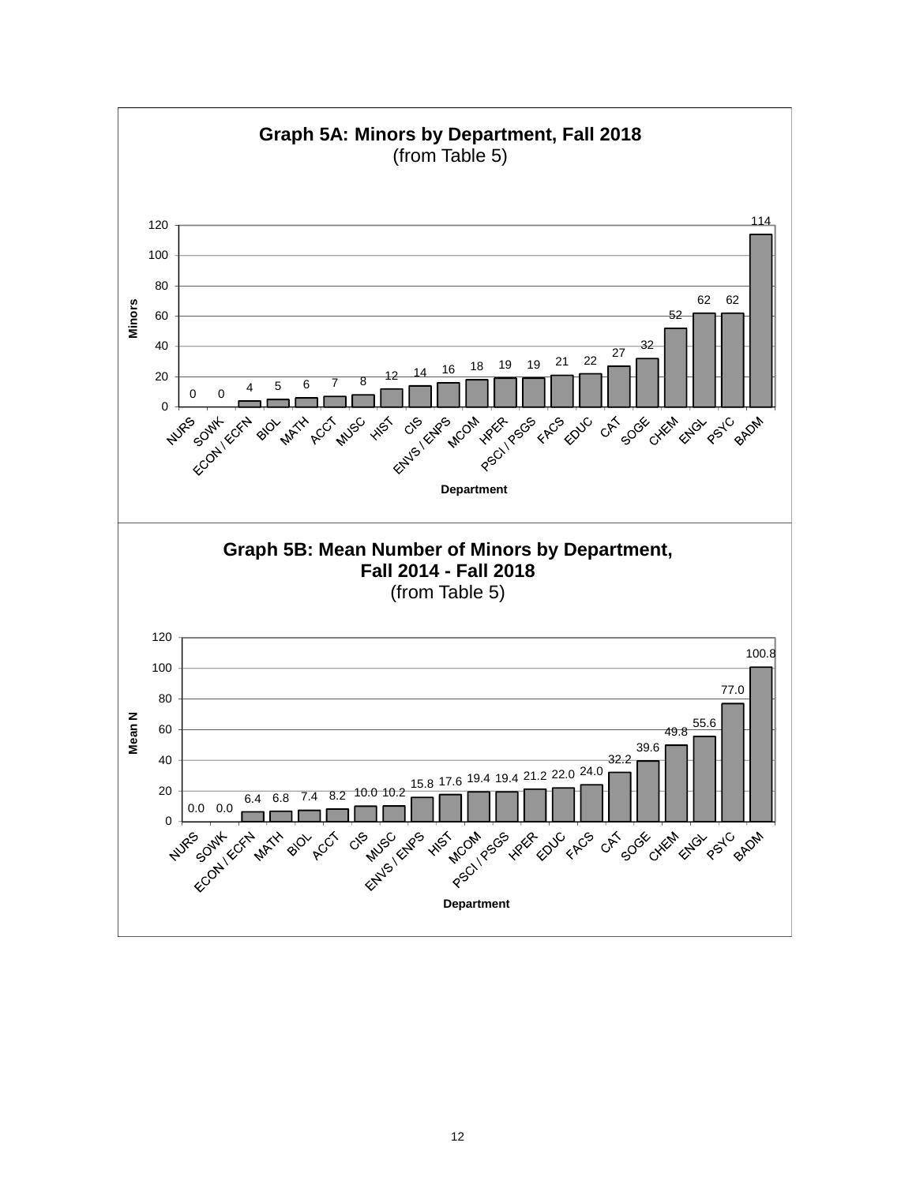## Graph 5A: Minors by Department, Fall 2018
(from Table 5)

| Department | Minors |
|---|---|
| NURS | 0 |
| SOWK | 0 |
| ECON / ECFN | 4 |
| BIOL | 5 |
| MATH | 6 |
| ACCT | 7 |
| MUSC | 8 |
| HIST | 12 |
| CIS | 14 |
| ENVS / ENPS | 16 |
| MCOM | 18 |
| HPER | 19 |
| PSCI / PSGS | 19 |
| FACS | 21 |
| EDUC | 22 |
| CAT | 27 |
| SOGE | 32 |
| CHEM | 52 |
| ENGL | 62 |
| PSYC | 62 |
| BADM | 114 |

## Graph 5B: Mean Number of Minors by Department, Fall 2014 - Fall 2018
(from Table 5)

| Department | Mean N |
|---|---|
| NURS | 0.0 |
| SOWK | 0.0 |
| ECON / ECFN | 6.4 |
| MATH | 6.8 |
| BIOL | 7.4 |
| ACCT | 8.2 |
| CIS | 10.0 |
| MUSC | 10.2 |
| ENVS / ENPS | 15.8 |
| HIST | 17.6 |
| MCOM | 19.4 |
| PSCI / PSGS | 19.4 |
| HPER | 21.2 |
| EDUC | 22.0 |
| FACS | 24.0 |
| CAT | 32.2 |
| SOGE | 39.6 |
| CHEM | 49.8 |
| ENGL | 55.6 |
| PSYC | 77.0 |
| BADM | 100.8 |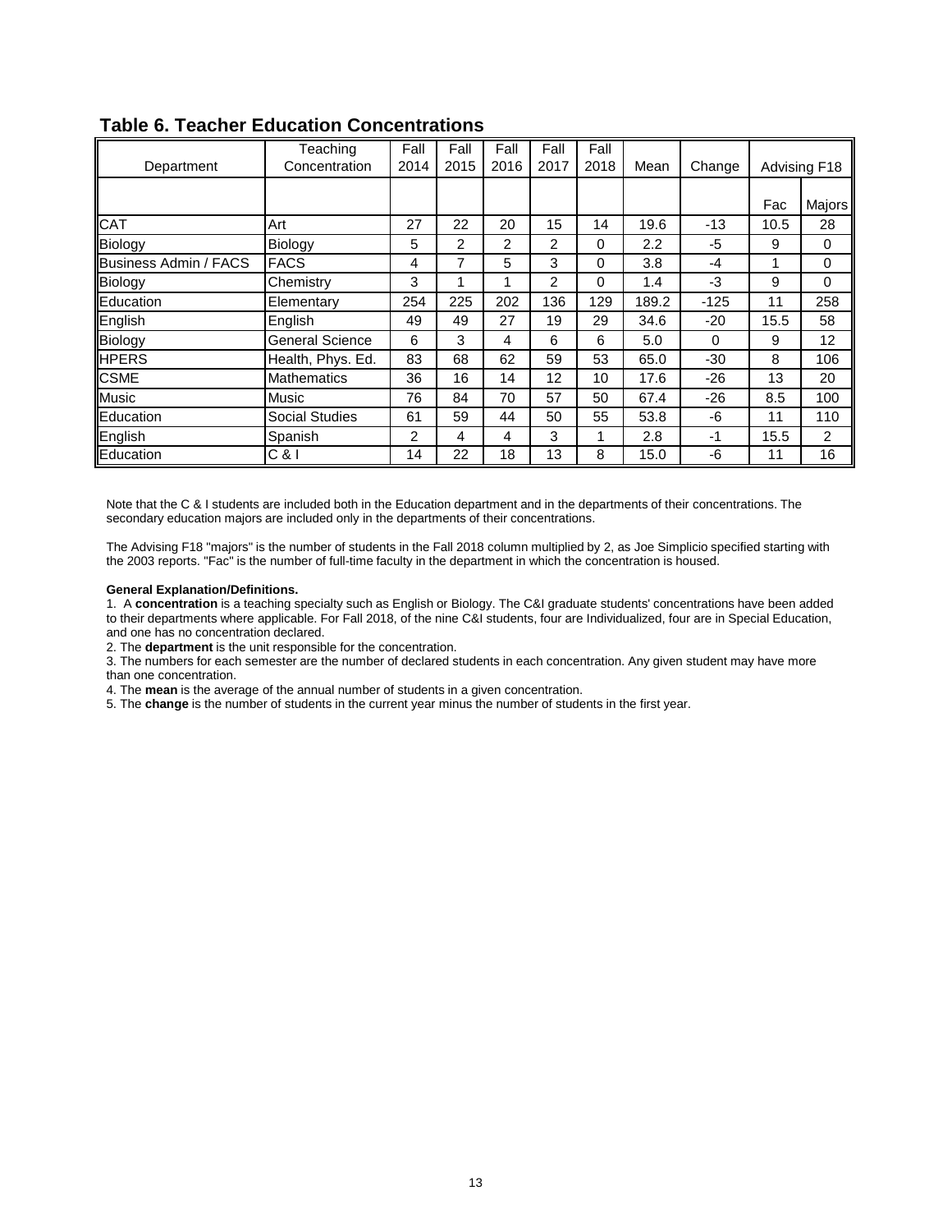## Table 6. Teacher Education Concentrations

| Department | Teaching Concentration | Fall 2014 | Fall 2015 | Fall 2016 | Fall 2017 | Fall 2018 | Mean | Change | Advising F18 | |
|---|---|---|---|---|---|---|---|---|---|---|
| | | | | | | | | | Fac | Majors |
| CAT | Art | 27 | 22 | 20 | 15 | 14 | 19.6 | -13 | 10.5 | 28 |
| Biology | Biology | 5 | 2 | 2 | 2 | 0 | 2.2 | -5 | 9 | 0 |
| Business Admin / FACS | FACS | 4 | 7 | 5 | 3 | 0 | 3.8 | -4 | 1 | 0 |
| Biology | Chemistry | 3 | 1 | 1 | 2 | 0 | 1.4 | -3 | 9 | 0 |
| Education | Elementary | 254 | 225 | 202 | 136 | 129 | 189.2 | -125 | 11 | 258 |
| English | English | 49 | 49 | 27 | 19 | 29 | 34.6 | -20 | 15.5 | 58 |
| Biology | General Science | 6 | 3 | 4 | 6 | 6 | 5.0 | 0 | 9 | 12 |
| HPERS | Health, Phys. Ed. | 83 | 68 | 62 | 59 | 53 | 65.0 | -30 | 8 | 106 |
| CSME | Mathematics | 36 | 16 | 14 | 12 | 10 | 17.6 | -26 | 13 | 20 |
| Music | Music | 76 | 84 | 70 | 57 | 50 | 67.4 | -26 | 8.5 | 100 |
| Education | Social Studies | 61 | 59 | 44 | 50 | 55 | 53.8 | -6 | 11 | 110 |
| English | Spanish | 2 | 4 | 4 | 3 | 1 | 2.8 | -1 | 15.5 | 2 |
| Education | C & I | 14 | 22 | 18 | 13 | 8 | 15.0 | -6 | 11 | 16 |

Note that the C & I students are included both in the Education department and in the departments of their concentrations. The secondary education majors are included only in the departments of their concentrations.

The Advising F18 "majors" is the number of students in the Fall 2018 column multiplied by 2, as Joe Simplicio specified starting with the 2003 reports. "Fac" is the number of full-time faculty in the department in which the concentration is housed.

**General Explanation/Definitions.**

1. A **concentration** is a teaching specialty such as English or Biology. The C&I graduate students' concentrations have been added to their departments where applicable. For Fall 2018, of the nine C&I students, four are Individualized, four are in Special Education, and one has no concentration declared.
2. The **department** is the unit responsible for the concentration.
3. The numbers for each semester are the number of declared students in each concentration. Any given student may have more than one concentration.
4. The **mean** is the average of the annual number of students in a given concentration.
5. The **change** is the number of students in the current year minus the number of students in the first year.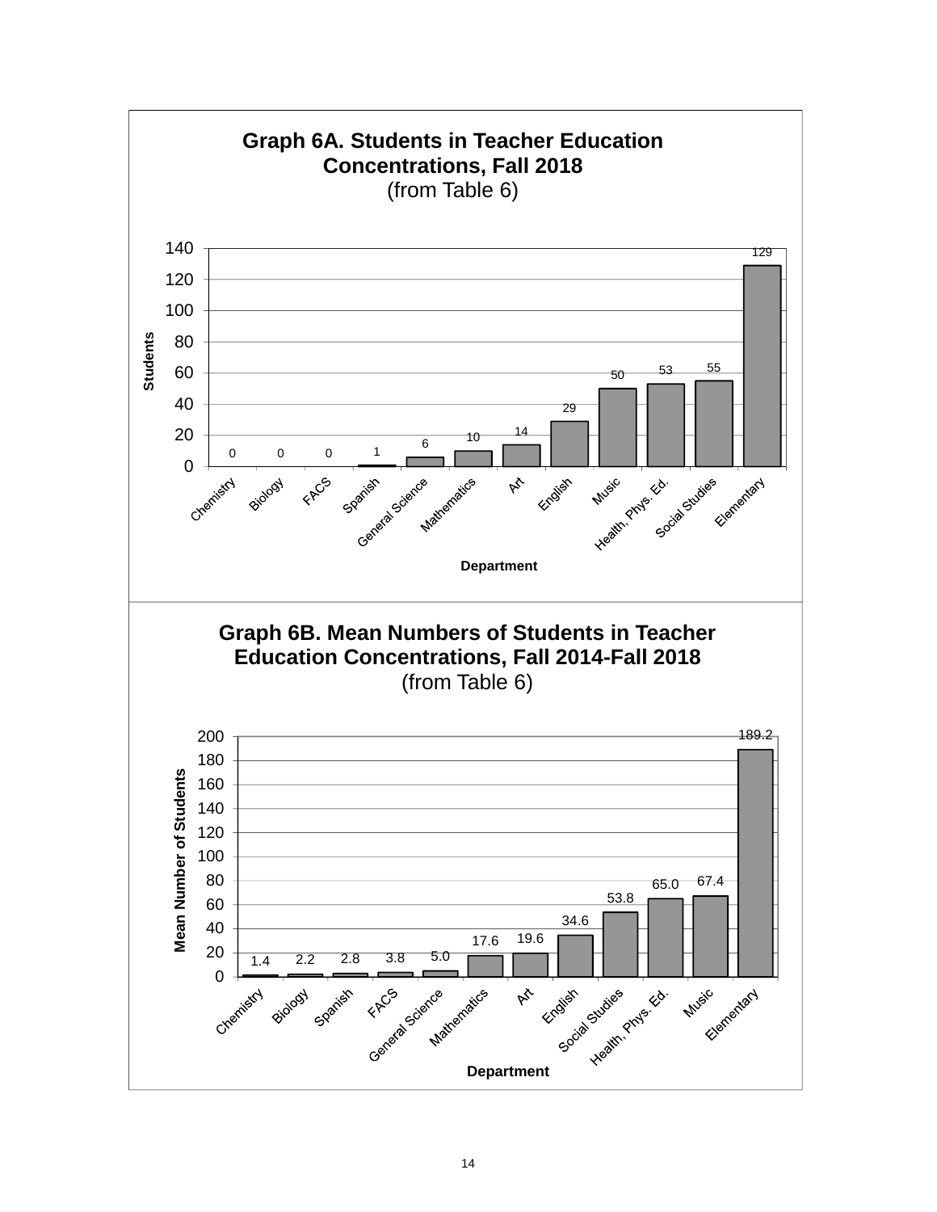**Graph 6A. Students in Teacher Education Concentrations, Fall 2018**
(from Table 6)

| Department | Students |
|---|---|
| Chemistry | 0 |
| Biology | 0 |
| FACS | 0 |
| Spanish | 1 |
| General Science | 6 |
| Mathematics | 10 |
| Art | 14 |
| English | 29 |
| Music | 50 |
| Health, Phys. Ed. | 53 |
| Social Studies | 55 |
| Elementary | 129 |

**Graph 6B. Mean Numbers of Students in Teacher Education Concentrations, Fall 2014-Fall 2018**
(from Table 6)

| Department | Mean Number of Students |
|---|---|
| Chemistry | 1.4 |
| Biology | 2.2 |
| Spanish | 2.8 |
| FACS | 3.8 |
| General Science | 5.0 |
| Mathematics | 17.6 |
| Art | 19.6 |
| English | 34.6 |
| Social Studies | 53.8 |
| Health, Phys. Ed. | 65.0 |
| Music | 67.4 |
| Elementary | 189.2 |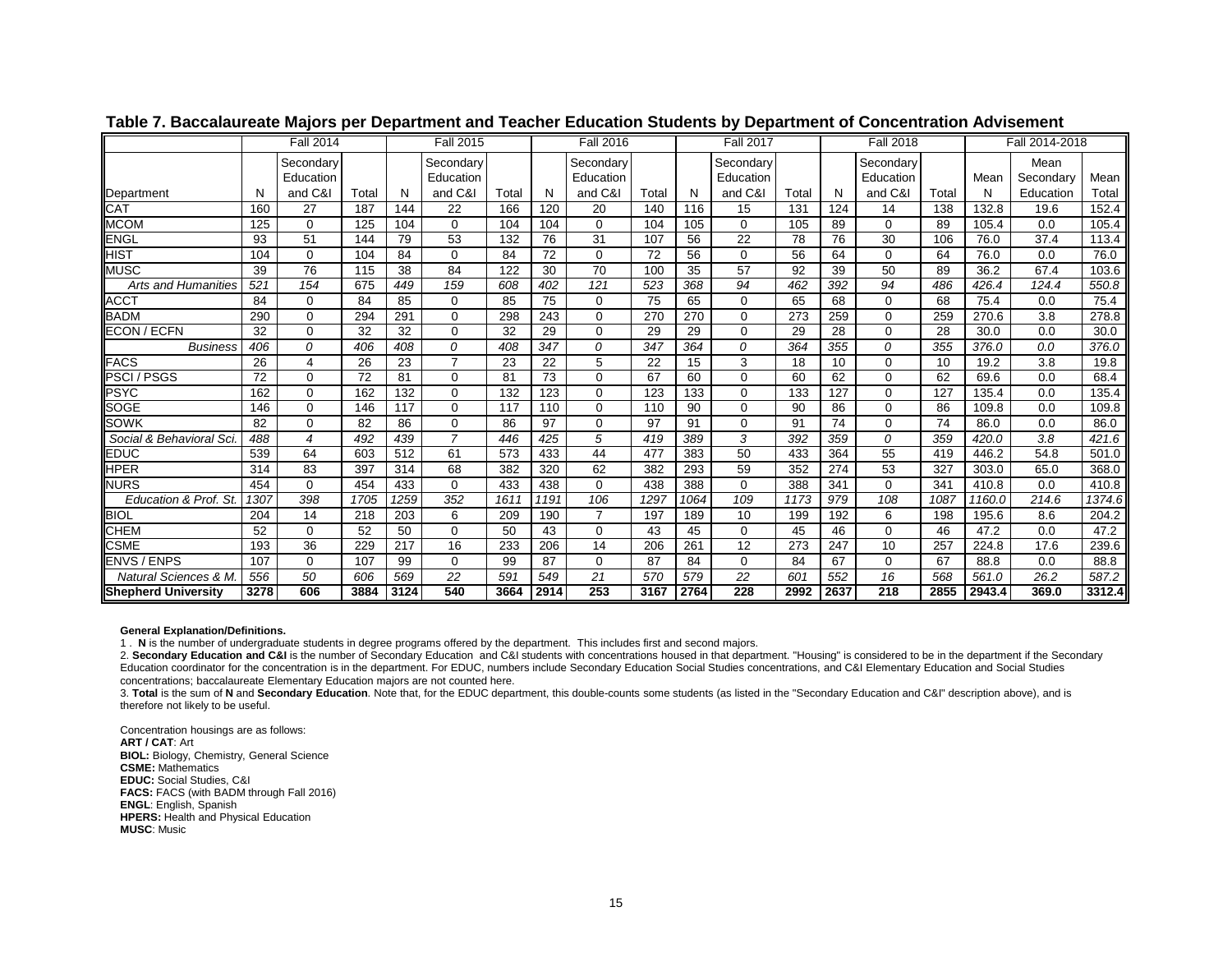**Table 7. Baccalaureate Majors per Department and Teacher Education Students by Department of Concentration Advisement**

| | Fall 2014 | | | Fall 2015 | | | Fall 2016 | | | Fall 2017 | | | Fall 2018 | | | Fall 2014-2018 | | |
|---|---|---|---|---|---|---|---|---|---|---|---|---|---|---|---|---|---|---|
| Department | N | Secondary Education and C&I | Total | N | Secondary Education and C&I | Total | N | Secondary Education and C&I | Total | N | Secondary Education and C&I | Total | N | Secondary Education and C&I | Total | Mean N | Mean Secondary Education | Mean Total |
| CAT | 160 | 27 | 187 | 144 | 22 | 166 | 120 | 20 | 140 | 116 | 15 | 131 | 124 | 14 | 138 | 132.8 | 19.6 | 152.4 |
| MCOM | 125 | 0 | 125 | 104 | 0 | 104 | 104 | 0 | 104 | 105 | 0 | 105 | 89 | 0 | 89 | 105.4 | 0.0 | 105.4 |
| ENGL | 93 | 51 | 144 | 79 | 53 | 132 | 76 | 31 | 107 | 56 | 22 | 78 | 76 | 30 | 106 | 76.0 | 37.4 | 113.4 |
| HIST | 104 | 0 | 104 | 84 | 0 | 84 | 72 | 0 | 72 | 56 | 0 | 56 | 64 | 0 | 64 | 76.0 | 0.0 | 76.0 |
| MUSC | 39 | 76 | 115 | 38 | 84 | 122 | 30 | 70 | 100 | 35 | 57 | 92 | 39 | 50 | 89 | 36.2 | 67.4 | 103.6 |
| *Arts and Humanities* | *521* | *154* | *675* | *449* | *159* | *608* | *402* | *121* | *523* | *368* | *94* | *462* | *392* | *94* | *486* | *426.4* | *124.4* | *550.8* |
| ACCT | 84 | 0 | 84 | 85 | 0 | 85 | 75 | 0 | 75 | 65 | 0 | 65 | 68 | 0 | 68 | 75.4 | 0.0 | 75.4 |
| BADM | 290 | 0 | 294 | 291 | 0 | 298 | 243 | 0 | 270 | 270 | 0 | 273 | 259 | 0 | 259 | 270.6 | 3.8 | 278.8 |
| ECON / ECFN | 32 | 0 | 32 | 32 | 0 | 32 | 29 | 0 | 29 | 29 | 0 | 29 | 28 | 0 | 28 | 30.0 | 0.0 | 30.0 |
| *Business* | *406* | *0* | *406* | *408* | *0* | *408* | *347* | *0* | *347* | *364* | *0* | *364* | *355* | *0* | *355* | *376.0* | *0.0* | *376.0* |
| FACS | 26 | 4 | 26 | 23 | 7 | 23 | 22 | 5 | 22 | 15 | 3 | 18 | 10 | 0 | 10 | 19.2 | 3.8 | 19.8 |
| PSCI / PSGS | 72 | 0 | 72 | 81 | 0 | 81 | 73 | 0 | 67 | 60 | 0 | 60 | 62 | 0 | 62 | 69.6 | 0.0 | 68.4 |
| PSYC | 162 | 0 | 162 | 132 | 0 | 132 | 123 | 0 | 123 | 133 | 0 | 133 | 127 | 0 | 127 | 135.4 | 0.0 | 135.4 |
| SOGE | 146 | 0 | 146 | 117 | 0 | 117 | 110 | 0 | 110 | 90 | 0 | 90 | 86 | 0 | 86 | 109.8 | 0.0 | 109.8 |
| SOWK | 82 | 0 | 82 | 86 | 0 | 86 | 97 | 0 | 97 | 91 | 0 | 91 | 74 | 0 | 74 | 86.0 | 0.0 | 86.0 |
| *Social & Behavioral Sci.* | *488* | *4* | *492* | *439* | *7* | *446* | *425* | *5* | *419* | *389* | *3* | *392* | *359* | *0* | *359* | *420.0* | *3.8* | *421.6* |
| EDUC | 539 | 64 | 603 | 512 | 61 | 573 | 433 | 44 | 477 | 383 | 50 | 433 | 364 | 55 | 419 | 446.2 | 54.8 | 501.0 |
| HPER | 314 | 83 | 397 | 314 | 68 | 382 | 320 | 62 | 382 | 293 | 59 | 352 | 274 | 53 | 327 | 303.0 | 65.0 | 368.0 |
| NURS | 454 | 0 | 454 | 433 | 0 | 433 | 438 | 0 | 438 | 388 | 0 | 388 | 341 | 0 | 341 | 410.8 | 0.0 | 410.8 |
| *Education & Prof. St.* | *1307* | *398* | *1705* | *1259* | *352* | *1611* | *1191* | *106* | *1297* | *1064* | *109* | *1173* | *979* | *108* | *1087* | *1160.0* | *214.6* | *1374.6* |
| BIOL | 204 | 14 | 218 | 203 | 6 | 209 | 190 | 7 | 197 | 189 | 10 | 199 | 192 | 6 | 198 | 195.6 | 8.6 | 204.2 |
| CHEM | 52 | 0 | 52 | 50 | 0 | 50 | 43 | 0 | 43 | 45 | 0 | 45 | 46 | 0 | 46 | 47.2 | 0.0 | 47.2 |
| CSME | 193 | 36 | 229 | 217 | 16 | 233 | 206 | 14 | 206 | 261 | 12 | 273 | 247 | 10 | 257 | 224.8 | 17.6 | 239.6 |
| ENVS / ENPS | 107 | 0 | 107 | 99 | 0 | 99 | 87 | 0 | 87 | 84 | 0 | 84 | 67 | 0 | 67 | 88.8 | 0.0 | 88.8 |
| *Natural Sciences & M.* | *556* | *50* | *606* | *569* | *22* | *591* | *549* | *21* | *570* | *579* | *22* | *601* | *552* | *16* | *568* | *561.0* | *26.2* | *587.2* |
| **Shepherd University** | **3278** | **606** | **3884** | **3124** | **540** | **3664** | **2914** | **253** | **3167** | **2764** | **228** | **2992** | **2637** | **218** | **2855** | **2943.4** | **369.0** | **3312.4** |

**General Explanation/Definitions.**

1 . **N** is the number of undergraduate students in degree programs offered by the department. This includes first and second majors.

2. **Secondary Education and C&I** is the number of Secondary Education and C&I students with concentrations housed in that department. "Housing" is considered to be in the department if the Secondary Education coordinator for the concentration is in the department. For EDUC, numbers include Secondary Education Social Studies concentrations, and C&I Elementary Education and Social Studies concentrations; baccalaureate Elementary Education majors are not counted here.

3. **Total** is the sum of **N** and **Secondary Education**. Note that, for the EDUC department, this double-counts some students (as listed in the "Secondary Education and C&I" description above), and is therefore not likely to be useful.

Concentration housings are as follows:
**ART / CAT**: Art
**BIOL:** Biology, Chemistry, General Science
**CSME:** Mathematics
**EDUC:** Social Studies, C&I
**FACS:** FACS (with BADM through Fall 2016)
**ENGL**: English, Spanish
**HPERS:** Health and Physical Education
**MUSC**: Music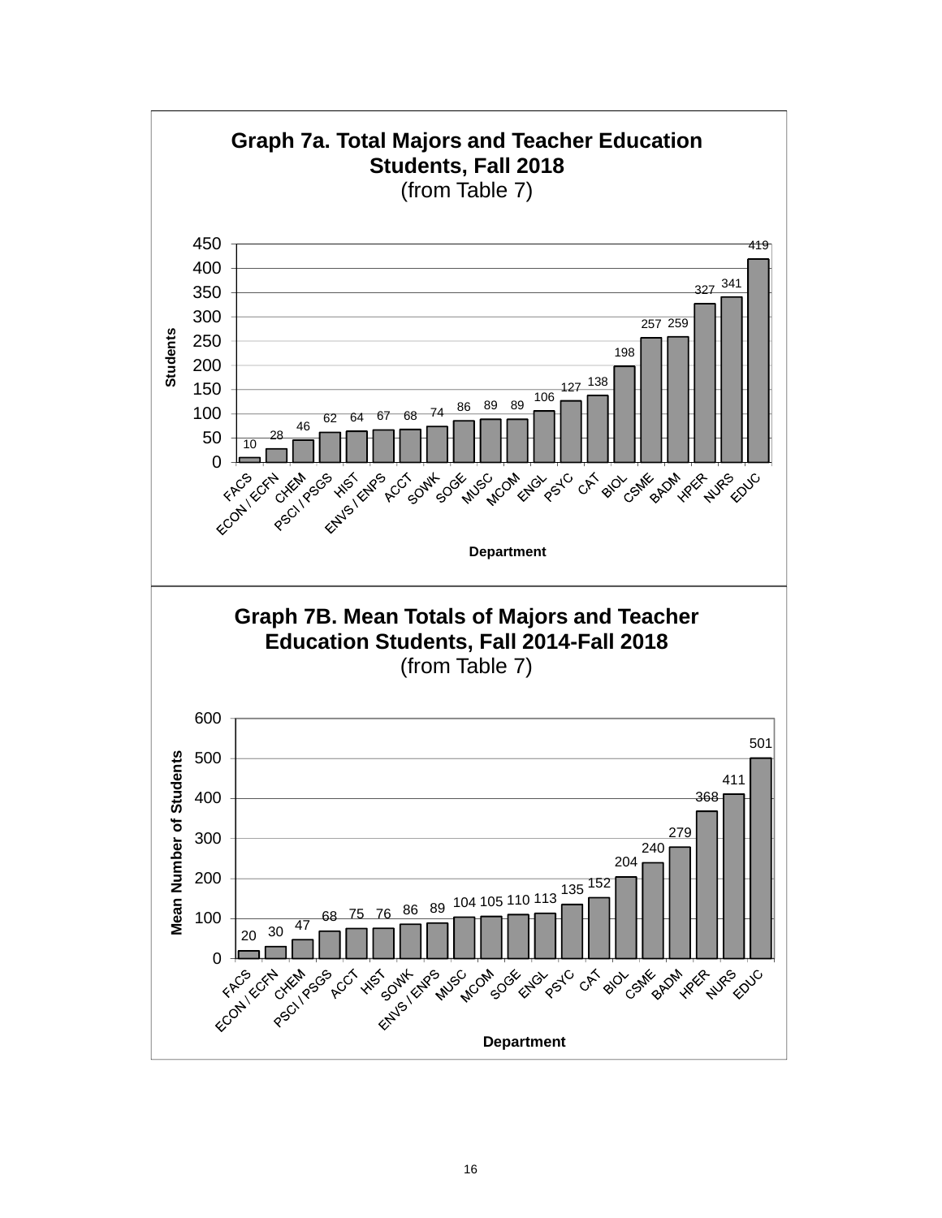**Graph 7a. Total Majors and Teacher Education Students, Fall 2018**
(from Table 7)

| Department | Students |
|---|---|
| FACS | 10 |
| ECON / ECFN | 28 |
| CHEM | 46 |
| PSCI / PSGS | 62 |
| HIST | 64 |
| ENVS / ENPS | 67 |
| ACCT | 68 |
| SOWK | 74 |
| SOGE | 86 |
| MUSC | 89 |
| MCOM | 89 |
| ENGL | 106 |
| PSYC | 127 |
| CAT | 138 |
| BIOL | 198 |
| CSME | 257 |
| BADM | 259 |
| HPER | 327 |
| NURS | 341 |
| EDUC | 419 |

**Graph 7B. Mean Totals of Majors and Teacher Education Students, Fall 2014-Fall 2018**
(from Table 7)

| Department | Mean Number of Students |
|---|---|
| FACS | 20 |
| ECON / ECFN | 30 |
| CHEM | 47 |
| PSCI / PSGS | 68 |
| ACCT | 75 |
| HIST | 76 |
| SOWK | 86 |
| ENVS / ENPS | 89 |
| MUSC | 104 |
| MCOM | 105 |
| SOGE | 110 |
| ENGL | 113 |
| PSYC | 135 |
| CAT | 152 |
| BIOL | 204 |
| CSME | 240 |
| BADM | 279 |
| HPER | 368 |
| NURS | 411 |
| EDUC | 501 |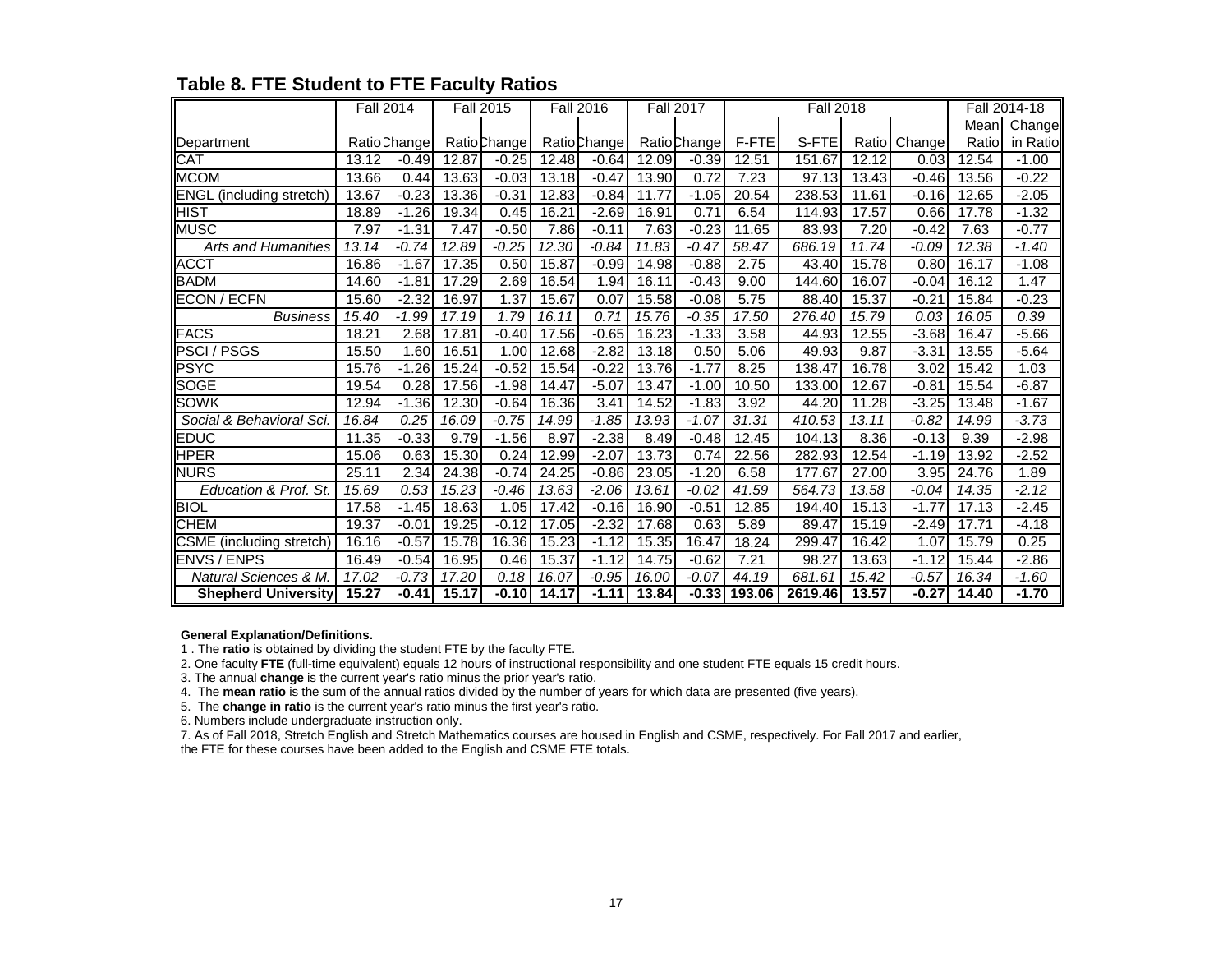## Table 8. FTE Student to FTE Faculty Ratios

| | Fall 2014 | | Fall 2015 | | Fall 2016 | | Fall 2017 | | Fall 2018 | | | | Fall 2014-18 | |
|---|---|---|---|---|---|---|---|---|---|---|---|---|---|---|
| Department | Ratio | Change | Ratio | Change | Ratio | Change | Ratio | Change | F-FTE | S-FTE | Ratio | Change | Mean Ratio | Change in Ratio |
| CAT | 13.12 | -0.49 | 12.87 | -0.25 | 12.48 | -0.64 | 12.09 | -0.39 | 12.51 | 151.67 | 12.12 | 0.03 | 12.54 | -1.00 |
| MCOM | 13.66 | 0.44 | 13.63 | -0.03 | 13.18 | -0.47 | 13.90 | 0.72 | 7.23 | 97.13 | 13.43 | -0.46 | 13.56 | -0.22 |
| ENGL (including stretch) | 13.67 | -0.23 | 13.36 | -0.31 | 12.83 | -0.84 | 11.77 | -1.05 | 20.54 | 238.53 | 11.61 | -0.16 | 12.65 | -2.05 |
| HIST | 18.89 | -1.26 | 19.34 | 0.45 | 16.21 | -2.69 | 16.91 | 0.71 | 6.54 | 114.93 | 17.57 | 0.66 | 17.78 | -1.32 |
| MUSC | 7.97 | -1.31 | 7.47 | -0.50 | 7.86 | -0.11 | 7.63 | -0.23 | 11.65 | 83.93 | 7.20 | -0.42 | 7.63 | -0.77 |
| *Arts and Humanities* | *13.14* | *-0.74* | *12.89* | *-0.25* | *12.30* | *-0.84* | *11.83* | *-0.47* | *58.47* | *686.19* | *11.74* | *-0.09* | *12.38* | *-1.40* |
| ACCT | 16.86 | -1.67 | 17.35 | 0.50 | 15.87 | -0.99 | 14.98 | -0.88 | 2.75 | 43.40 | 15.78 | 0.80 | 16.17 | -1.08 |
| BADM | 14.60 | -1.81 | 17.29 | 2.69 | 16.54 | 1.94 | 16.11 | -0.43 | 9.00 | 144.60 | 16.07 | -0.04 | 16.12 | 1.47 |
| ECON / ECFN | 15.60 | -2.32 | 16.97 | 1.37 | 15.67 | 0.07 | 15.58 | -0.08 | 5.75 | 88.40 | 15.37 | -0.21 | 15.84 | -0.23 |
| *Business* | *15.40* | *-1.99* | *17.19* | *1.79* | *16.11* | *0.71* | *15.76* | *-0.35* | *17.50* | *276.40* | *15.79* | *0.03* | *16.05* | *0.39* |
| FACS | 18.21 | 2.68 | 17.81 | -0.40 | 17.56 | -0.65 | 16.23 | -1.33 | 3.58 | 44.93 | 12.55 | -3.68 | 16.47 | -5.66 |
| PSCI / PSGS | 15.50 | 1.60 | 16.51 | 1.00 | 12.68 | -2.82 | 13.18 | 0.50 | 5.06 | 49.93 | 9.87 | -3.31 | 13.55 | -5.64 |
| PSYC | 15.76 | -1.26 | 15.24 | -0.52 | 15.54 | -0.22 | 13.76 | -1.77 | 8.25 | 138.47 | 16.78 | 3.02 | 15.42 | 1.03 |
| SOGE | 19.54 | 0.28 | 17.56 | -1.98 | 14.47 | -5.07 | 13.47 | -1.00 | 10.50 | 133.00 | 12.67 | -0.81 | 15.54 | -6.87 |
| SOWK | 12.94 | -1.36 | 12.30 | -0.64 | 16.36 | 3.41 | 14.52 | -1.83 | 3.92 | 44.20 | 11.28 | -3.25 | 13.48 | -1.67 |
| *Social & Behavioral Sci.* | *16.84* | *0.25* | *16.09* | *-0.75* | *14.99* | *-1.85* | *13.93* | *-1.07* | *31.31* | *410.53* | *13.11* | *-0.82* | *14.99* | *-3.73* |
| EDUC | 11.35 | -0.33 | 9.79 | -1.56 | 8.97 | -2.38 | 8.49 | -0.48 | 12.45 | 104.13 | 8.36 | -0.13 | 9.39 | -2.98 |
| HPER | 15.06 | 0.63 | 15.30 | 0.24 | 12.99 | -2.07 | 13.73 | 0.74 | 22.56 | 282.93 | 12.54 | -1.19 | 13.92 | -2.52 |
| NURS | 25.11 | 2.34 | 24.38 | -0.74 | 24.25 | -0.86 | 23.05 | -1.20 | 6.58 | 177.67 | 27.00 | 3.95 | 24.76 | 1.89 |
| *Education & Prof. St.* | *15.69* | *0.53* | *15.23* | *-0.46* | *13.63* | *-2.06* | *13.61* | *-0.02* | *41.59* | *564.73* | *13.58* | *-0.04* | *14.35* | *-2.12* |
| BIOL | 17.58 | -1.45 | 18.63 | 1.05 | 17.42 | -0.16 | 16.90 | -0.51 | 12.85 | 194.40 | 15.13 | -1.77 | 17.13 | -2.45 |
| CHEM | 19.37 | -0.01 | 19.25 | -0.12 | 17.05 | -2.32 | 17.68 | 0.63 | 5.89 | 89.47 | 15.19 | -2.49 | 17.71 | -4.18 |
| CSME (including stretch) | 16.16 | -0.57 | 15.78 | 16.36 | 15.23 | -1.12 | 15.35 | 16.47 | 18.24 | 299.47 | 16.42 | 1.07 | 15.79 | 0.25 |
| ENVS / ENPS | 16.49 | -0.54 | 16.95 | 0.46 | 15.37 | -1.12 | 14.75 | -0.62 | 7.21 | 98.27 | 13.63 | -1.12 | 15.44 | -2.86 |
| *Natural Sciences & M.* | *17.02* | *-0.73* | *17.20* | *0.18* | *16.07* | *-0.95* | *16.00* | *-0.07* | *44.19* | *681.61* | *15.42* | *-0.57* | *16.34* | *-1.60* |
| **Shepherd University** | **15.27** | **-0.41** | **15.17** | **-0.10** | **14.17** | **-1.11** | **13.84** | **-0.33** | **193.06** | **2619.46** | **13.57** | **-0.27** | **14.40** | **-1.70** |

**General Explanation/Definitions.**

1 . The **ratio** is obtained by dividing the student FTE by the faculty FTE.

2. One faculty **FTE** (full-time equivalent) equals 12 hours of instructional responsibility and one student FTE equals 15 credit hours.

3. The annual **change** is the current year's ratio minus the prior year's ratio.

4. The **mean ratio** is the sum of the annual ratios divided by the number of years for which data are presented (five years).

5. The **change in ratio** is the current year's ratio minus the first year's ratio.

6. Numbers include undergraduate instruction only.

7. As of Fall 2018, Stretch English and Stretch Mathematics courses are housed in English and CSME, respectively. For Fall 2017 and earlier, the FTE for these courses have been added to the English and CSME FTE totals.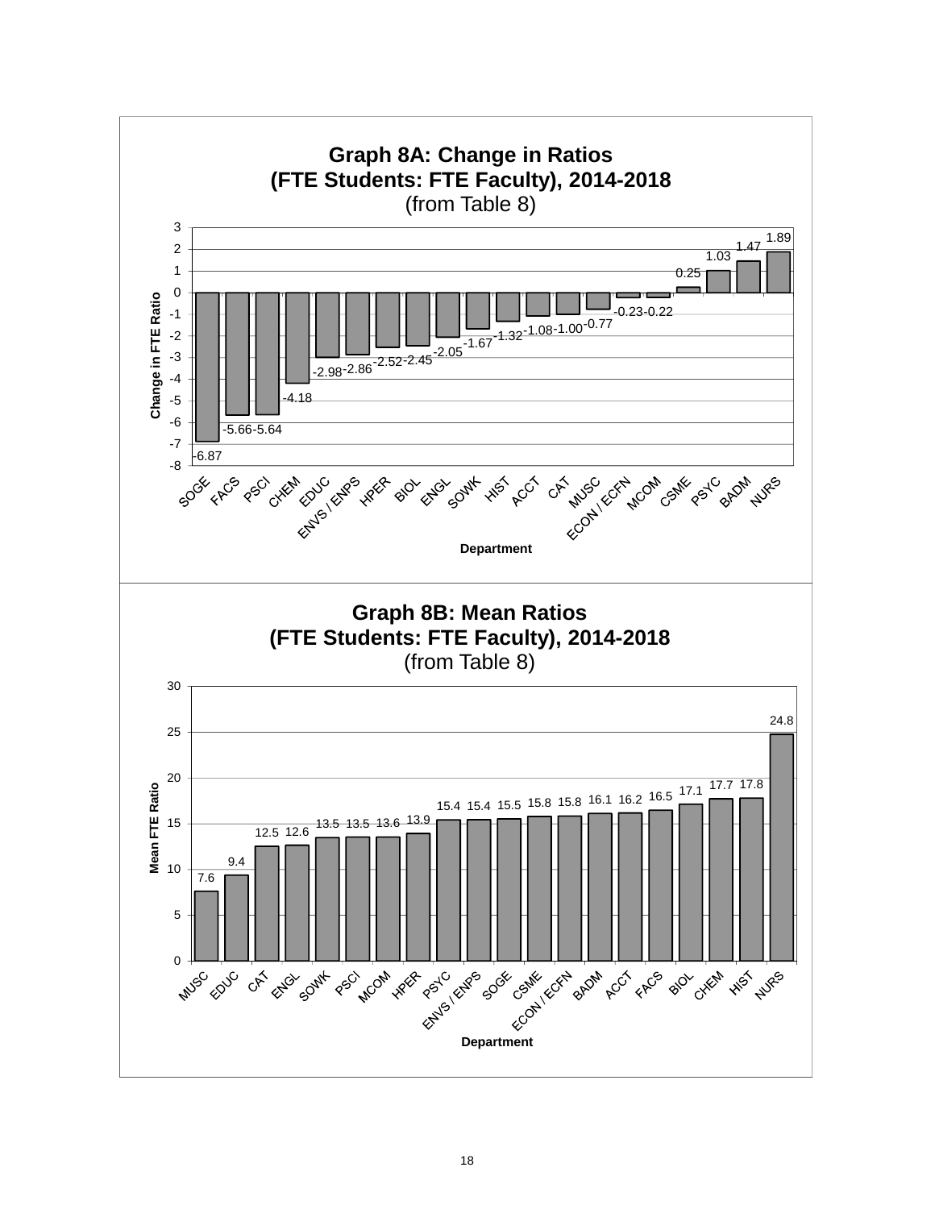**Graph 8A: Change in Ratios (FTE Students: FTE Faculty), 2014-2018**
(from Table 8)

| Department | Change in FTE Ratio |
|---|---|
| SOGE | -6.87 |
| FACS | -5.66 |
| PSCI | -5.64 |
| CHEM | -4.18 |
| EDUC | -2.98 |
| ENVS / ENPS | -2.86 |
| HPER | -2.52 |
| BIOL | -2.45 |
| ENGL | -2.05 |
| SOWK | -1.67 |
| HIST | -1.32 |
| ACCT | -1.08 |
| CAT | -1.00 |
| MUSC | -0.77 |
| ECON / ECFN | -0.23 |
| MCOM | -0.22 |
| CSME | 0.25 |
| PSYC | 1.03 |
| BADM | 1.47 |
| NURS | 1.89 |

**Graph 8B: Mean Ratios (FTE Students: FTE Faculty), 2014-2018**
(from Table 8)

| Department | Mean FTE Ratio |
|---|---|
| MUSC | 7.6 |
| EDUC | 9.4 |
| CAT | 12.5 |
| ENGL | 12.6 |
| SOWK | 13.5 |
| PSCI | 13.5 |
| MCOM | 13.6 |
| HPER | 13.9 |
| PSYC | 15.4 |
| ENVS / ENPS | 15.4 |
| SOGE | 15.5 |
| CSME | 15.8 |
| ECON / ECFN | 15.8 |
| BADM | 16.1 |
| ACCT | 16.2 |
| FACS | 16.5 |
| BIOL | 17.1 |
| CHEM | 17.7 |
| HIST | 17.8 |
| NURS | 24.8 |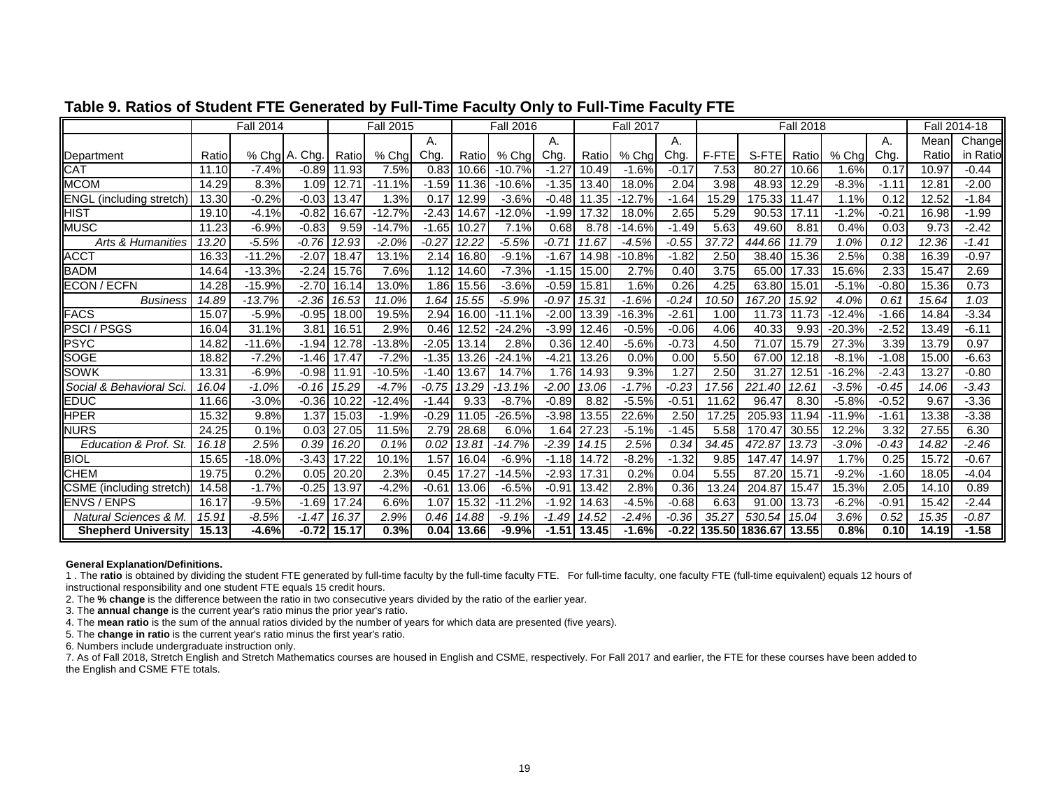## Table 9. Ratios of Student FTE Generated by Full-Time Faculty Only to Full-Time Faculty FTE

| | Fall 2014 | | | Fall 2015 | | | Fall 2016 | | | Fall 2017 | | | Fall 2018 | | | | | Fall 2014-18 | |
|---|---|---|---|---|---|---|---|---|---|---|---|---|---|---|---|---|---|---|---|
| Department | Ratio | % Chg | A. Chg. | Ratio | % Chg | A. Chg. | Ratio | % Chg | A. Chg. | Ratio | % Chg | A. Chg. | F-FTE | S-FTE | Ratio | % Chg | A. Chg. | Mean Ratio | Change in Ratio |
| CAT | 11.10 | -7.4% | -0.89 | 11.93 | 7.5% | 0.83 | 10.66 | -10.7% | -1.27 | 10.49 | -1.6% | -0.17 | 7.53 | 80.27 | 10.66 | 1.6% | 0.17 | 10.97 | -0.44 |
| MCOM | 14.29 | 8.3% | 1.09 | 12.71 | -11.1% | -1.59 | 11.36 | -10.6% | -1.35 | 13.40 | 18.0% | 2.04 | 3.98 | 48.93 | 12.29 | -8.3% | -1.11 | 12.81 | -2.00 |
| ENGL (including stretch) | 13.30 | -0.2% | -0.03 | 13.47 | 1.3% | 0.17 | 12.99 | -3.6% | -0.48 | 11.35 | -12.7% | -1.64 | 15.29 | 175.33 | 11.47 | 1.1% | 0.12 | 12.52 | -1.84 |
| HIST | 19.10 | -4.1% | -0.82 | 16.67 | -12.7% | -2.43 | 14.67 | -12.0% | -1.99 | 17.32 | 18.0% | 2.65 | 5.29 | 90.53 | 17.11 | -1.2% | -0.21 | 16.98 | -1.99 |
| MUSC | 11.23 | -6.9% | -0.83 | 9.59 | -14.7% | -1.65 | 10.27 | 7.1% | 0.68 | 8.78 | -14.6% | -1.49 | 5.63 | 49.60 | 8.81 | 0.4% | 0.03 | 9.73 | -2.42 |
| *Arts & Humanities* | *13.20* | *-5.5%* | *-0.76* | *12.93* | *-2.0%* | *-0.27* | *12.22* | *-5.5%* | *-0.71* | *11.67* | *-4.5%* | *-0.55* | *37.72* | *444.66* | *11.79* | *1.0%* | *0.12* | *12.36* | *-1.41* |
| ACCT | 16.33 | -11.2% | -2.07 | 18.47 | 13.1% | 2.14 | 16.80 | -9.1% | -1.67 | 14.98 | -10.8% | -1.82 | 2.50 | 38.40 | 15.36 | 2.5% | 0.38 | 16.39 | -0.97 |
| BADM | 14.64 | -13.3% | -2.24 | 15.76 | 7.6% | 1.12 | 14.60 | -7.3% | -1.15 | 15.00 | 2.7% | 0.40 | 3.75 | 65.00 | 17.33 | 15.6% | 2.33 | 15.47 | 2.69 |
| ECON / ECFN | 14.28 | -15.9% | -2.70 | 16.14 | 13.0% | 1.86 | 15.56 | -3.6% | -0.59 | 15.81 | 1.6% | 0.26 | 4.25 | 63.80 | 15.01 | -5.1% | -0.80 | 15.36 | 0.73 |
| *Business* | *14.89* | *-13.7%* | *-2.36* | *16.53* | *11.0%* | *1.64* | *15.55* | *-5.9%* | *-0.97* | *15.31* | *-1.6%* | *-0.24* | *10.50* | *167.20* | *15.92* | *4.0%* | *0.61* | *15.64* | *1.03* |
| FACS | 15.07 | -5.9% | -0.95 | 18.00 | 19.5% | 2.94 | 16.00 | -11.1% | -2.00 | 13.39 | -16.3% | -2.61 | 1.00 | 11.73 | 11.73 | -12.4% | -1.66 | 14.84 | -3.34 |
| PSCI / PSGS | 16.04 | 31.1% | 3.81 | 16.51 | 2.9% | 0.46 | 12.52 | -24.2% | -3.99 | 12.46 | -0.5% | -0.06 | 4.06 | 40.33 | 9.93 | -20.3% | -2.52 | 13.49 | -6.11 |
| PSYC | 14.82 | -11.6% | -1.94 | 12.78 | -13.8% | -2.05 | 13.14 | 2.8% | 0.36 | 12.40 | -5.6% | -0.73 | 4.50 | 71.07 | 15.79 | 27.3% | 3.39 | 13.79 | 0.97 |
| SOGE | 18.82 | -7.2% | -1.46 | 17.47 | -7.2% | -1.35 | 13.26 | -24.1% | -4.21 | 13.26 | 0.0% | 0.00 | 5.50 | 67.00 | 12.18 | -8.1% | -1.08 | 15.00 | -6.63 |
| SOWK | 13.31 | -6.9% | -0.98 | 11.91 | -10.5% | -1.40 | 13.67 | 14.7% | 1.76 | 14.93 | 9.3% | 1.27 | 2.50 | 31.27 | 12.51 | -16.2% | -2.43 | 13.27 | -0.80 |
| *Social & Behavioral Sci.* | *16.04* | *-1.0%* | *-0.16* | *15.29* | *-4.7%* | *-0.75* | *13.29* | *-13.1%* | *-2.00* | *13.06* | *-1.7%* | *-0.23* | *17.56* | *221.40* | *12.61* | *-3.5%* | *-0.45* | *14.06* | *-3.43* |
| EDUC | 11.66 | -3.0% | -0.36 | 10.22 | -12.4% | -1.44 | 9.33 | -8.7% | -0.89 | 8.82 | -5.5% | -0.51 | 11.62 | 96.47 | 8.30 | -5.8% | -0.52 | 9.67 | -3.36 |
| HPER | 15.32 | 9.8% | 1.37 | 15.03 | -1.9% | -0.29 | 11.05 | -26.5% | -3.98 | 13.55 | 22.6% | 2.50 | 17.25 | 205.93 | 11.94 | -11.9% | -1.61 | 13.38 | -3.38 |
| NURS | 24.25 | 0.1% | 0.03 | 27.05 | 11.5% | 2.79 | 28.68 | 6.0% | 1.64 | 27.23 | -5.1% | -1.45 | 5.58 | 170.47 | 30.55 | 12.2% | 3.32 | 27.55 | 6.30 |
| *Education & Prof. St.* | *16.18* | *2.5%* | *0.39* | *16.20* | *0.1%* | *0.02* | *13.81* | *-14.7%* | *-2.39* | *14.15* | *2.5%* | *0.34* | *34.45* | *472.87* | *13.73* | *-3.0%* | *-0.43* | *14.82* | *-2.46* |
| BIOL | 15.65 | -18.0% | -3.43 | 17.22 | 10.1% | 1.57 | 16.04 | -6.9% | -1.18 | 14.72 | -8.2% | -1.32 | 9.85 | 147.47 | 14.97 | 1.7% | 0.25 | 15.72 | -0.67 |
| CHEM | 19.75 | 0.2% | 0.05 | 20.20 | 2.3% | 0.45 | 17.27 | -14.5% | -2.93 | 17.31 | 0.2% | 0.04 | 5.55 | 87.20 | 15.71 | -9.2% | -1.60 | 18.05 | -4.04 |
| CSME (including stretch) | 14.58 | -1.7% | -0.25 | 13.97 | -4.2% | -0.61 | 13.06 | -6.5% | -0.91 | 13.42 | 2.8% | 0.36 | 13.24 | 204.87 | 15.47 | 15.3% | 2.05 | 14.10 | 0.89 |
| ENVS / ENPS | 16.17 | -9.5% | -1.69 | 17.24 | 6.6% | 1.07 | 15.32 | -11.2% | -1.92 | 14.63 | -4.5% | -0.68 | 6.63 | 91.00 | 13.73 | -6.2% | -0.91 | 15.42 | -2.44 |
| *Natural Sciences & M.* | *15.91* | *-8.5%* | *-1.47* | *16.37* | *2.9%* | *0.46* | *14.88* | *-9.1%* | *-1.49* | *14.52* | *-2.4%* | *-0.36* | *35.27* | *530.54* | *15.04* | *3.6%* | *0.52* | *15.35* | *-0.87* |
| **Shepherd University** | **15.13** | **-4.6%** | **-0.72** | **15.17** | **0.3%** | **0.04** | **13.66** | **-9.9%** | **-1.51** | **13.45** | **-1.6%** | **-0.22** | **135.50** | **1836.67** | **13.55** | **0.8%** | **0.10** | **14.19** | **-1.58** |

**General Explanation/Definitions.**

1 . The **ratio** is obtained by dividing the student FTE generated by full-time faculty by the full-time faculty FTE. For full-time faculty, one faculty FTE (full-time equivalent) equals 12 hours of instructional responsibility and one student FTE equals 15 credit hours.

2. The **% change** is the difference between the ratio in two consecutive years divided by the ratio of the earlier year.

3. The **annual change** is the current year's ratio minus the prior year's ratio.

4. The **mean ratio** is the sum of the annual ratios divided by the number of years for which data are presented (five years).

5. The **change in ratio** is the current year's ratio minus the first year's ratio.

6. Numbers include undergraduate instruction only.

7. As of Fall 2018, Stretch English and Stretch Mathematics courses are housed in English and CSME, respectively. For Fall 2017 and earlier, the FTE for these courses have been added to the English and CSME FTE totals.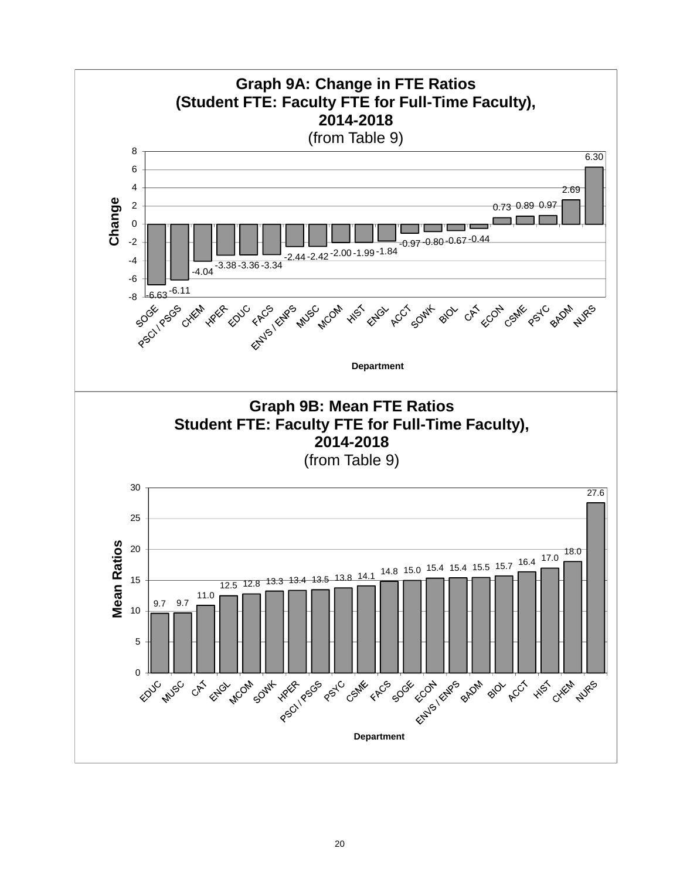## Graph 9A: Change in FTE Ratios (Student FTE: Faculty FTE for Full-Time Faculty), 2014-2018

(from Table 9)

| Department | Change |
|---|---|
| SOGE | -6.63 |
| PSCI / PSGS | -6.11 |
| CHEM | -4.04 |
| HPER | -3.38 |
| EDUC | -3.36 |
| FACS | -3.34 |
| ENVS / ENPS | -2.44 |
| MUSC | -2.42 |
| MCOM | -2.00 |
| HIST | -1.99 |
| ENGL | -1.84 |
| ACCT | -0.97 |
| SOWK | -0.80 |
| BIOL | -0.67 |
| CAT | -0.44 |
| ECON | 0.73 |
| CSME | 0.89 |
| PSYC | 0.97 |
| BADM | 2.69 |
| NURS | 6.30 |

## Graph 9B: Mean FTE Ratios Student FTE: Faculty FTE for Full-Time Faculty), 2014-2018

(from Table 9)

| Department | Mean Ratios |
|---|---|
| EDUC | 9.7 |
| MUSC | 9.7 |
| CAT | 11.0 |
| ENGL | 12.5 |
| MCOM | 12.8 |
| SOWK | 13.3 |
| HPER | 13.4 |
| PSCI / PSGS | 13.5 |
| PSYC | 13.8 |
| CSME | 14.1 |
| FACS | 14.8 |
| SOGE | 15.0 |
| ECON | 15.4 |
| ENVS / ENPS | 15.4 |
| BADM | 15.5 |
| BIOL | 15.7 |
| ACCT | 16.4 |
| HIST | 17.0 |
| CHEM | 18.0 |
| NURS | 27.6 |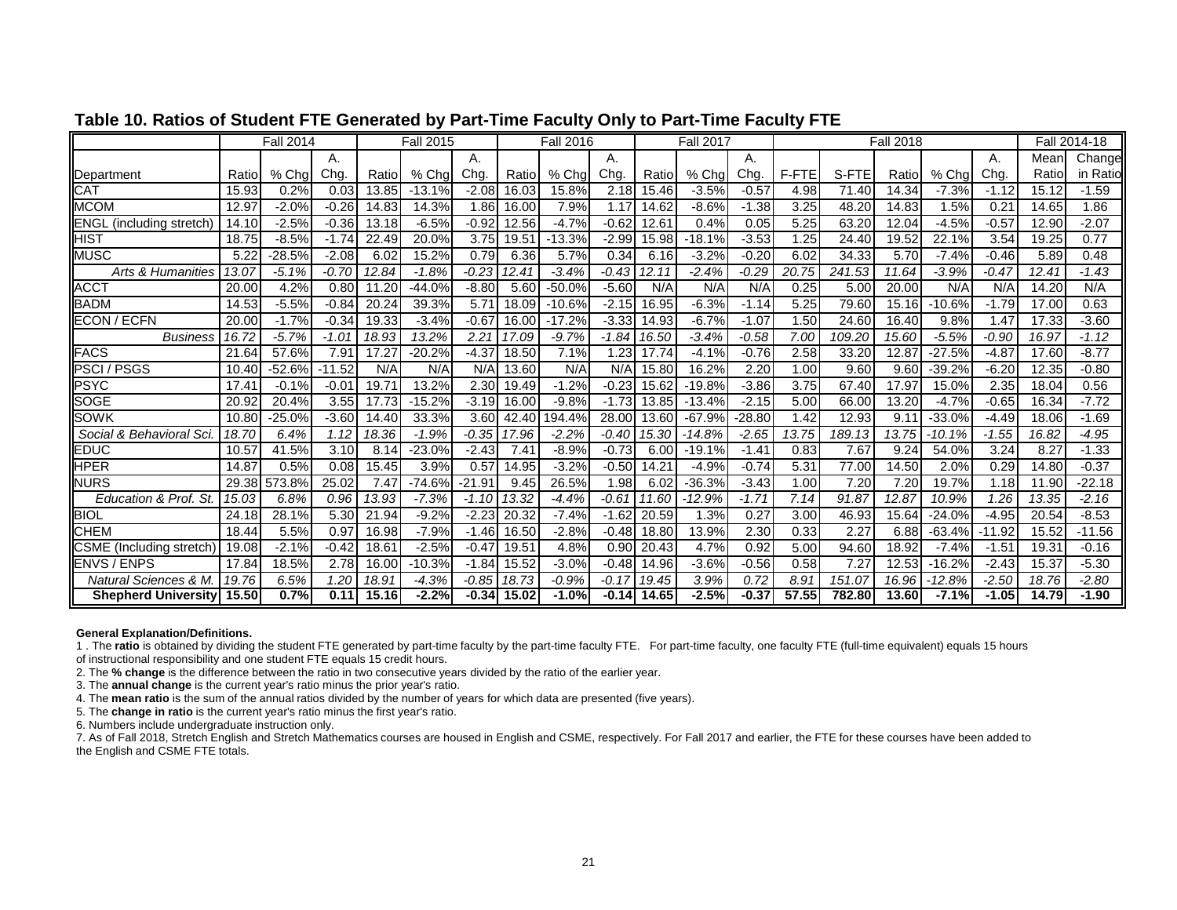## Table 10. Ratios of Student FTE Generated by Part-Time Faculty Only to Part-Time Faculty FTE

| | Fall 2014 | | | Fall 2015 | | | Fall 2016 | | | Fall 2017 | | | Fall 2018 | | | | | Fall 2014-18 | |
|---|---|---|---|---|---|---|---|---|---|---|---|---|---|---|---|---|---|---|---|
| Department | Ratio | % Chg | A. Chg. | Ratio | % Chg | A. Chg. | Ratio | % Chg | A. Chg. | Ratio | % Chg | A. Chg. | F-FTE | S-FTE | Ratio | % Chg | A. Chg. | Mean Ratio | Change in Ratio |
| CAT | 15.93 | 0.2% | 0.03 | 13.85 | -13.1% | -2.08 | 16.03 | 15.8% | 2.18 | 15.46 | -3.5% | -0.57 | 4.98 | 71.40 | 14.34 | -7.3% | -1.12 | 15.12 | -1.59 |
| MCOM | 12.97 | -2.0% | -0.26 | 14.83 | 14.3% | 1.86 | 16.00 | 7.9% | 1.17 | 14.62 | -8.6% | -1.38 | 3.25 | 48.20 | 14.83 | 1.5% | 0.21 | 14.65 | 1.86 |
| ENGL (including stretch) | 14.10 | -2.5% | -0.36 | 13.18 | -6.5% | -0.92 | 12.56 | -4.7% | -0.62 | 12.61 | 0.4% | 0.05 | 5.25 | 63.20 | 12.04 | -4.5% | -0.57 | 12.90 | -2.07 |
| HIST | 18.75 | -8.5% | -1.74 | 22.49 | 20.0% | 3.75 | 19.51 | -13.3% | -2.99 | 15.98 | -18.1% | -3.53 | 1.25 | 24.40 | 19.52 | 22.1% | 3.54 | 19.25 | 0.77 |
| MUSC | 5.22 | -28.5% | -2.08 | 6.02 | 15.2% | 0.79 | 6.36 | 5.7% | 0.34 | 6.16 | -3.2% | -0.20 | 6.02 | 34.33 | 5.70 | -7.4% | -0.46 | 5.89 | 0.48 |
| *Arts & Humanities* | *13.07* | *-5.1%* | *-0.70* | *12.84* | *-1.8%* | *-0.23* | *12.41* | *-3.4%* | *-0.43* | *12.11* | *-2.4%* | *-0.29* | *20.75* | *241.53* | *11.64* | *-3.9%* | *-0.47* | *12.41* | *-1.43* |
| ACCT | 20.00 | 4.2% | 0.80 | 11.20 | -44.0% | -8.80 | 5.60 | -50.0% | -5.60 | N/A | N/A | N/A | 0.25 | 5.00 | 20.00 | N/A | N/A | 14.20 | N/A |
| BADM | 14.53 | -5.5% | -0.84 | 20.24 | 39.3% | 5.71 | 18.09 | -10.6% | -2.15 | 16.95 | -6.3% | -1.14 | 5.25 | 79.60 | 15.16 | -10.6% | -1.79 | 17.00 | 0.63 |
| ECON / ECFN | 20.00 | -1.7% | -0.34 | 19.33 | -3.4% | -0.67 | 16.00 | -17.2% | -3.33 | 14.93 | -6.7% | -1.07 | 1.50 | 24.60 | 16.40 | 9.8% | 1.47 | 17.33 | -3.60 |
| *Business* | *16.72* | *-5.7%* | *-1.01* | *18.93* | *13.2%* | *2.21* | *17.09* | *-9.7%* | *-1.84* | *16.50* | *-3.4%* | *-0.58* | *7.00* | *109.20* | *15.60* | *-5.5%* | *-0.90* | *16.97* | *-1.12* |
| FACS | 21.64 | 57.6% | 7.91 | 17.27 | -20.2% | -4.37 | 18.50 | 7.1% | 1.23 | 17.74 | -4.1% | -0.76 | 2.58 | 33.20 | 12.87 | -27.5% | -4.87 | 17.60 | -8.77 |
| PSCI / PSGS | 10.40 | -52.6% | -11.52 | N/A | N/A | N/A | 13.60 | N/A | N/A | 15.80 | 16.2% | 2.20 | 1.00 | 9.60 | 9.60 | -39.2% | -6.20 | 12.35 | -0.80 |
| PSYC | 17.41 | -0.1% | -0.01 | 19.71 | 13.2% | 2.30 | 19.49 | -1.2% | -0.23 | 15.62 | -19.8% | -3.86 | 3.75 | 67.40 | 17.97 | 15.0% | 2.35 | 18.04 | 0.56 |
| SOGE | 20.92 | 20.4% | 3.55 | 17.73 | -15.2% | -3.19 | 16.00 | -9.8% | -1.73 | 13.85 | -13.4% | -2.15 | 5.00 | 66.00 | 13.20 | -4.7% | -0.65 | 16.34 | -7.72 |
| SOWK | 10.80 | -25.0% | -3.60 | 14.40 | 33.3% | 3.60 | 42.40 | 194.4% | 28.00 | 13.60 | -67.9% | -28.80 | 1.42 | 12.93 | 9.11 | -33.0% | -4.49 | 18.06 | -1.69 |
| *Social & Behavioral Sci.* | *18.70* | *6.4%* | *1.12* | *18.36* | *-1.9%* | *-0.35* | *17.96* | *-2.2%* | *-0.40* | *15.30* | *-14.8%* | *-2.65* | *13.75* | *189.13* | *13.75* | *-10.1%* | *-1.55* | *16.82* | *-4.95* |
| EDUC | 10.57 | 41.5% | 3.10 | 8.14 | -23.0% | -2.43 | 7.41 | -8.9% | -0.73 | 6.00 | -19.1% | -1.41 | 0.83 | 7.67 | 9.24 | 54.0% | 3.24 | 8.27 | -1.33 |
| HPER | 14.87 | 0.5% | 0.08 | 15.45 | 3.9% | 0.57 | 14.95 | -3.2% | -0.50 | 14.21 | -4.9% | -0.74 | 5.31 | 77.00 | 14.50 | 2.0% | 0.29 | 14.80 | -0.37 |
| NURS | 29.38 | 573.8% | 25.02 | 7.47 | -74.6% | -21.91 | 9.45 | 26.5% | 1.98 | 6.02 | -36.3% | -3.43 | 1.00 | 7.20 | 7.20 | 19.7% | 1.18 | 11.90 | -22.18 |
| *Education & Prof. St.* | *15.03* | *6.8%* | *0.96* | *13.93* | *-7.3%* | *-1.10* | *13.32* | *-4.4%* | *-0.61* | *11.60* | *-12.9%* | *-1.71* | *7.14* | *91.87* | *12.87* | *10.9%* | *1.26* | *13.35* | *-2.16* |
| BIOL | 24.18 | 28.1% | 5.30 | 21.94 | -9.2% | -2.23 | 20.32 | -7.4% | -1.62 | 20.59 | 1.3% | 0.27 | 3.00 | 46.93 | 15.64 | -24.0% | -4.95 | 20.54 | -8.53 |
| CHEM | 18.44 | 5.5% | 0.97 | 16.98 | -7.9% | -1.46 | 16.50 | -2.8% | -0.48 | 18.80 | 13.9% | 2.30 | 0.33 | 2.27 | 6.88 | -63.4% | -11.92 | 15.52 | -11.56 |
| CSME (Including stretch) | 19.08 | -2.1% | -0.42 | 18.61 | -2.5% | -0.47 | 19.51 | 4.8% | 0.90 | 20.43 | 4.7% | 0.92 | 5.00 | 94.60 | 18.92 | -7.4% | -1.51 | 19.31 | -0.16 |
| ENVS / ENPS | 17.84 | 18.5% | 2.78 | 16.00 | -10.3% | -1.84 | 15.52 | -3.0% | -0.48 | 14.96 | -3.6% | -0.56 | 0.58 | 7.27 | 12.53 | -16.2% | -2.43 | 15.37 | -5.30 |
| *Natural Sciences & M.* | *19.76* | *6.5%* | *1.20* | *18.91* | *-4.3%* | *-0.85* | *18.73* | *-0.9%* | *-0.17* | *19.45* | *3.9%* | *0.72* | *8.91* | *151.07* | *16.96* | *-12.8%* | *-2.50* | *18.76* | *-2.80* |
| **Shepherd University** | **15.50** | **0.7%** | **0.11** | **15.16** | **-2.2%** | **-0.34** | **15.02** | **-1.0%** | **-0.14** | **14.65** | **-2.5%** | **-0.37** | **57.55** | **782.80** | **13.60** | **-7.1%** | **-1.05** | **14.79** | **-1.90** |

**General Explanation/Definitions.**

1 . The **ratio** is obtained by dividing the student FTE generated by part-time faculty by the part-time faculty FTE. For part-time faculty, one faculty FTE (full-time equivalent) equals 15 hours of instructional responsibility and one student FTE equals 15 credit hours.

2. The **% change** is the difference between the ratio in two consecutive years divided by the ratio of the earlier year.

3. The **annual change** is the current year's ratio minus the prior year's ratio.

4. The **mean ratio** is the sum of the annual ratios divided by the number of years for which data are presented (five years).

5. The **change in ratio** is the current year's ratio minus the first year's ratio.

6. Numbers include undergraduate instruction only.

7. As of Fall 2018, Stretch English and Stretch Mathematics courses are housed in English and CSME, respectively. For Fall 2017 and earlier, the FTE for these courses have been added to the English and CSME FTE totals.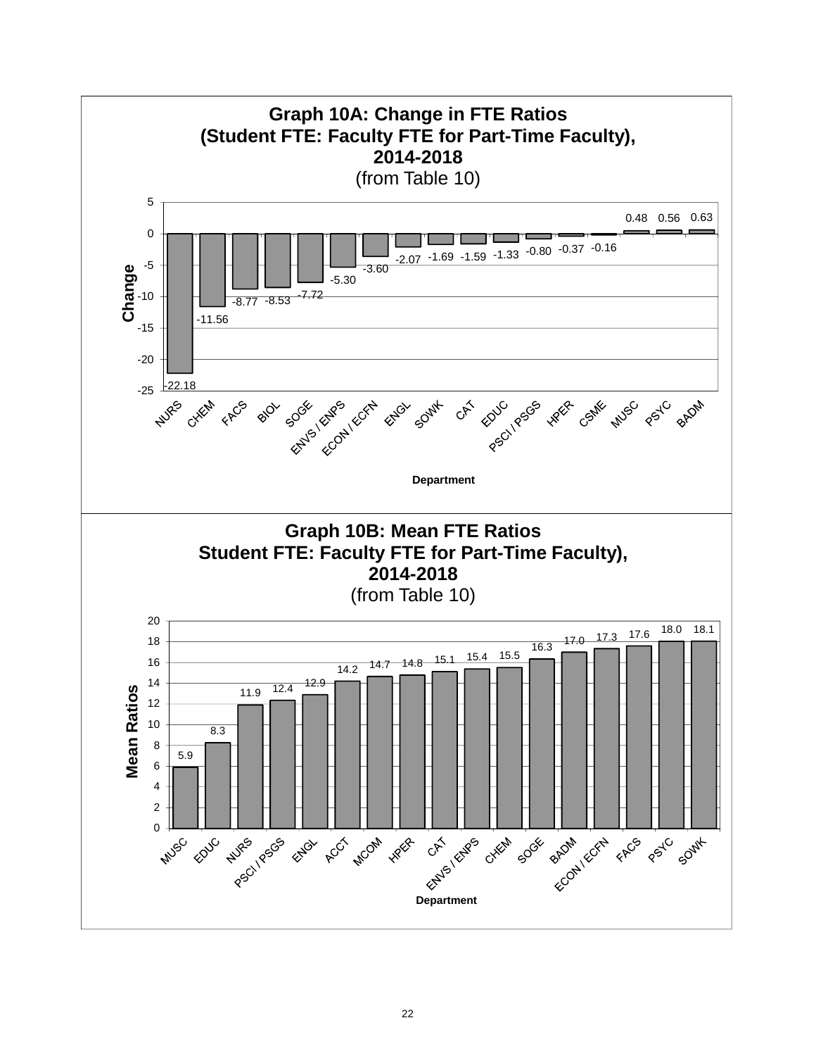## Graph 10A: Change in FTE Ratios (Student FTE: Faculty FTE for Part-Time Faculty), 2014-2018

(from Table 10)

| Department | Change |
|---|---|
| NURS | -22.18 |
| CHEM | -11.56 |
| FACS | -8.77 |
| BIOL | -8.53 |
| SOGE | -7.72 |
| ENVS / ENPS | -5.30 |
| ECON / ECFN | -3.60 |
| ENGL | -2.07 |
| SOWK | -1.69 |
| CAT | -1.59 |
| EDUC | -1.33 |
| PSCI / PSGS | -0.80 |
| HPER | -0.37 |
| CSME | -0.16 |
| MUSC | 0.48 |
| PSYC | 0.56 |
| BADM | 0.63 |

## Graph 10B: Mean FTE Ratios Student FTE: Faculty FTE for Part-Time Faculty), 2014-2018

(from Table 10)

| Department | Mean Ratios |
|---|---|
| MUSC | 5.9 |
| EDUC | 8.3 |
| NURS | 11.9 |
| PSCI / PSGS | 12.4 |
| ENGL | 12.9 |
| ACCT | 14.2 |
| MCOM | 14.7 |
| HPER | 14.8 |
| CAT | 15.1 |
| ENVS / ENPS | 15.4 |
| CHEM | 15.5 |
| SOGE | 16.3 |
| BADM | 17.0 |
| ECON / ECFN | 17.3 |
| FACS | 17.6 |
| PSYC | 18.0 |
| SOWK | 18.1 |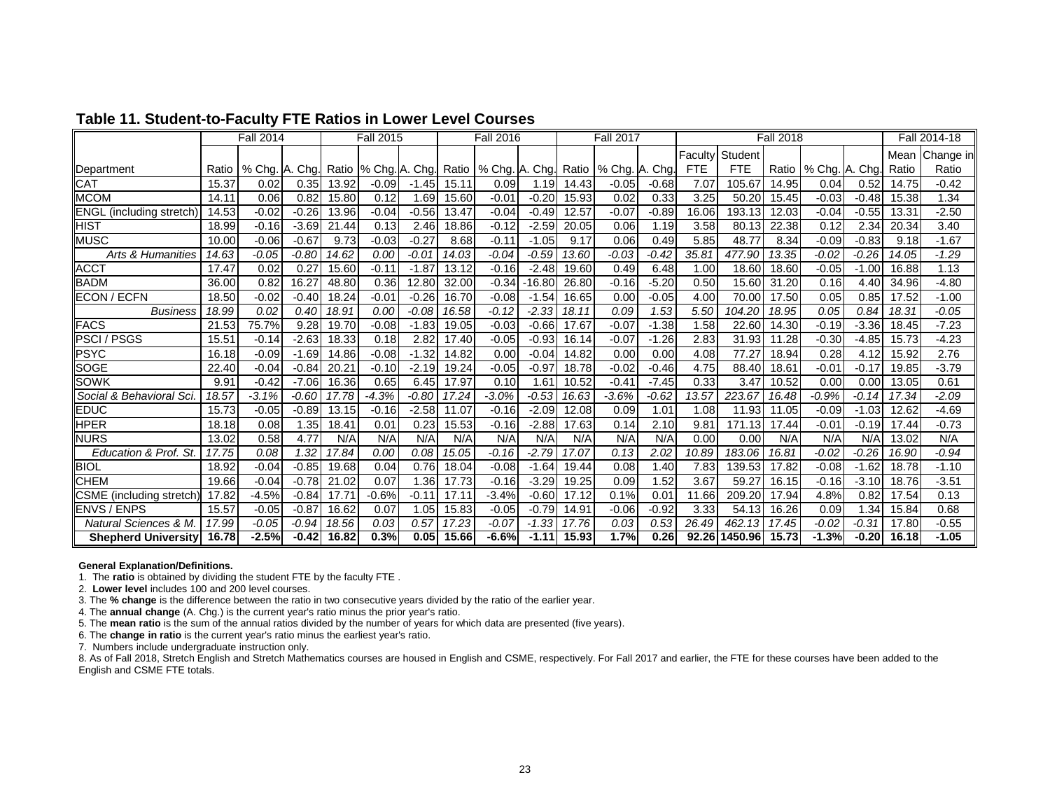## Table 11. Student-to-Faculty FTE Ratios in Lower Level Courses

| | Fall 2014 | | | Fall 2015 | | | Fall 2016 | | | Fall 2017 | | | Fall 2018 | | | | | Fall 2014-18 | |
|---|---|---|---|---|---|---|---|---|---|---|---|---|---|---|---|---|---|---|---|
| Department | Ratio | % Chg. | A. Chg. | Ratio | % Chg. | A. Chg. | Ratio | % Chg. | A. Chg. | Ratio | % Chg. | A. Chg. | Faculty FTE | Student FTE | Ratio | % Chg. | A. Chg. | Mean Ratio | Change in Ratio |
| CAT | 15.37 | 0.02 | 0.35 | 13.92 | -0.09 | -1.45 | 15.11 | 0.09 | 1.19 | 14.43 | -0.05 | -0.68 | 7.07 | 105.67 | 14.95 | 0.04 | 0.52 | 14.75 | -0.42 |
| MCOM | 14.11 | 0.06 | 0.82 | 15.80 | 0.12 | 1.69 | 15.60 | -0.01 | -0.20 | 15.93 | 0.02 | 0.33 | 3.25 | 50.20 | 15.45 | -0.03 | -0.48 | 15.38 | 1.34 |
| ENGL (including stretch) | 14.53 | -0.02 | -0.26 | 13.96 | -0.04 | -0.56 | 13.47 | -0.04 | -0.49 | 12.57 | -0.07 | -0.89 | 16.06 | 193.13 | 12.03 | -0.04 | -0.55 | 13.31 | -2.50 |
| HIST | 18.99 | -0.16 | -3.69 | 21.44 | 0.13 | 2.46 | 18.86 | -0.12 | -2.59 | 20.05 | 0.06 | 1.19 | 3.58 | 80.13 | 22.38 | 0.12 | 2.34 | 20.34 | 3.40 |
| MUSC | 10.00 | -0.06 | -0.67 | 9.73 | -0.03 | -0.27 | 8.68 | -0.11 | -1.05 | 9.17 | 0.06 | 0.49 | 5.85 | 48.77 | 8.34 | -0.09 | -0.83 | 9.18 | -1.67 |
| *Arts & Humanities* | *14.63* | *-0.05* | *-0.80* | *14.62* | *0.00* | *-0.01* | *14.03* | *-0.04* | *-0.59* | *13.60* | *-0.03* | *-0.42* | *35.81* | *477.90* | *13.35* | *-0.02* | *-0.26* | *14.05* | *-1.29* |
| ACCT | 17.47 | 0.02 | 0.27 | 15.60 | -0.11 | -1.87 | 13.12 | -0.16 | -2.48 | 19.60 | 0.49 | 6.48 | 1.00 | 18.60 | 18.60 | -0.05 | -1.00 | 16.88 | 1.13 |
| BADM | 36.00 | 0.82 | 16.27 | 48.80 | 0.36 | 12.80 | 32.00 | -0.34 | -16.80 | 26.80 | -0.16 | -5.20 | 0.50 | 15.60 | 31.20 | 0.16 | 4.40 | 34.96 | -4.80 |
| ECON / ECFN | 18.50 | -0.02 | -0.40 | 18.24 | -0.01 | -0.26 | 16.70 | -0.08 | -1.54 | 16.65 | 0.00 | -0.05 | 4.00 | 70.00 | 17.50 | 0.05 | 0.85 | 17.52 | -1.00 |
| *Business* | *18.99* | *0.02* | *0.40* | *18.91* | *0.00* | *-0.08* | *16.58* | *-0.12* | *-2.33* | *18.11* | *0.09* | *1.53* | *5.50* | *104.20* | *18.95* | *0.05* | *0.84* | *18.31* | *-0.05* |
| FACS | 21.53 | 75.7% | 9.28 | 19.70 | -0.08 | -1.83 | 19.05 | -0.03 | -0.66 | 17.67 | -0.07 | -1.38 | 1.58 | 22.60 | 14.30 | -0.19 | -3.36 | 18.45 | -7.23 |
| PSCI / PSGS | 15.51 | -0.14 | -2.63 | 18.33 | 0.18 | 2.82 | 17.40 | -0.05 | -0.93 | 16.14 | -0.07 | -1.26 | 2.83 | 31.93 | 11.28 | -0.30 | -4.85 | 15.73 | -4.23 |
| PSYC | 16.18 | -0.09 | -1.69 | 14.86 | -0.08 | -1.32 | 14.82 | 0.00 | -0.04 | 14.82 | 0.00 | 0.00 | 4.08 | 77.27 | 18.94 | 0.28 | 4.12 | 15.92 | 2.76 |
| SOGE | 22.40 | -0.04 | -0.84 | 20.21 | -0.10 | -2.19 | 19.24 | -0.05 | -0.97 | 18.78 | -0.02 | -0.46 | 4.75 | 88.40 | 18.61 | -0.01 | -0.17 | 19.85 | -3.79 |
| SOWK | 9.91 | -0.42 | -7.06 | 16.36 | 0.65 | 6.45 | 17.97 | 0.10 | 1.61 | 10.52 | -0.41 | -7.45 | 0.33 | 3.47 | 10.52 | 0.00 | 0.00 | 13.05 | 0.61 |
| *Social & Behavioral Sci.* | *18.57* | *-3.1%* | *-0.60* | *17.78* | *-4.3%* | *-0.80* | *17.24* | *-3.0%* | *-0.53* | *16.63* | *-3.6%* | *-0.62* | *13.57* | *223.67* | *16.48* | *-0.9%* | *-0.14* | *17.34* | *-2.09* |
| EDUC | 15.73 | -0.05 | -0.89 | 13.15 | -0.16 | -2.58 | 11.07 | -0.16 | -2.09 | 12.08 | 0.09 | 1.01 | 1.08 | 11.93 | 11.05 | -0.09 | -1.03 | 12.62 | -4.69 |
| HPER | 18.18 | 0.08 | 1.35 | 18.41 | 0.01 | 0.23 | 15.53 | -0.16 | -2.88 | 17.63 | 0.14 | 2.10 | 9.81 | 171.13 | 17.44 | -0.01 | -0.19 | 17.44 | -0.73 |
| NURS | 13.02 | 0.58 | 4.77 | N/A | N/A | N/A | N/A | N/A | N/A | N/A | N/A | N/A | 0.00 | 0.00 | N/A | N/A | N/A | 13.02 | N/A |
| *Education & Prof. St.* | *17.75* | *0.08* | *1.32* | *17.84* | *0.00* | *0.08* | *15.05* | *-0.16* | *-2.79* | *17.07* | *0.13* | *2.02* | *10.89* | *183.06* | *16.81* | *-0.02* | *-0.26* | *16.90* | *-0.94* |
| BIOL | 18.92 | -0.04 | -0.85 | 19.68 | 0.04 | 0.76 | 18.04 | -0.08 | -1.64 | 19.44 | 0.08 | 1.40 | 7.83 | 139.53 | 17.82 | -0.08 | -1.62 | 18.78 | -1.10 |
| CHEM | 19.66 | -0.04 | -0.78 | 21.02 | 0.07 | 1.36 | 17.73 | -0.16 | -3.29 | 19.25 | 0.09 | 1.52 | 3.67 | 59.27 | 16.15 | -0.16 | -3.10 | 18.76 | -3.51 |
| CSME (including stretch) | 17.82 | -4.5% | -0.84 | 17.71 | -0.6% | -0.11 | 17.11 | -3.4% | -0.60 | 17.12 | 0.1% | 0.01 | 11.66 | 209.20 | 17.94 | 4.8% | 0.82 | 17.54 | 0.13 |
| ENVS / ENPS | 15.57 | -0.05 | -0.87 | 16.62 | 0.07 | 1.05 | 15.83 | -0.05 | -0.79 | 14.91 | -0.06 | -0.92 | 3.33 | 54.13 | 16.26 | 0.09 | 1.34 | 15.84 | 0.68 |
| *Natural Sciences & M.* | *17.99* | *-0.05* | *-0.94* | *18.56* | *0.03* | *0.57* | *17.23* | *-0.07* | *-1.33* | *17.76* | *0.03* | *0.53* | *26.49* | *462.13* | *17.45* | *-0.02* | *-0.31* | *17.80* | *-0.55* |
| **Shepherd University** | **16.78** | **-2.5%** | **-0.42** | **16.82** | **0.3%** | **0.05** | **15.66** | **-6.6%** | **-1.11** | **15.93** | **1.7%** | **0.26** | **92.26** | **1450.96** | **15.73** | **-1.3%** | **-0.20** | **16.18** | **-1.05** |

**General Explanation/Definitions.**

1. The **ratio** is obtained by dividing the student FTE by the faculty FTE .
2. **Lower level** includes 100 and 200 level courses.
3. The **% change** is the difference between the ratio in two consecutive years divided by the ratio of the earlier year.
4. The **annual change** (A. Chg.) is the current year's ratio minus the prior year's ratio.
5. The **mean ratio** is the sum of the annual ratios divided by the number of years for which data are presented (five years).
6. The **change in ratio** is the current year's ratio minus the earliest year's ratio.
7. Numbers include undergraduate instruction only.
8. As of Fall 2018, Stretch English and Stretch Mathematics courses are housed in English and CSME, respectively. For Fall 2017 and earlier, the FTE for these courses have been added to the English and CSME FTE totals.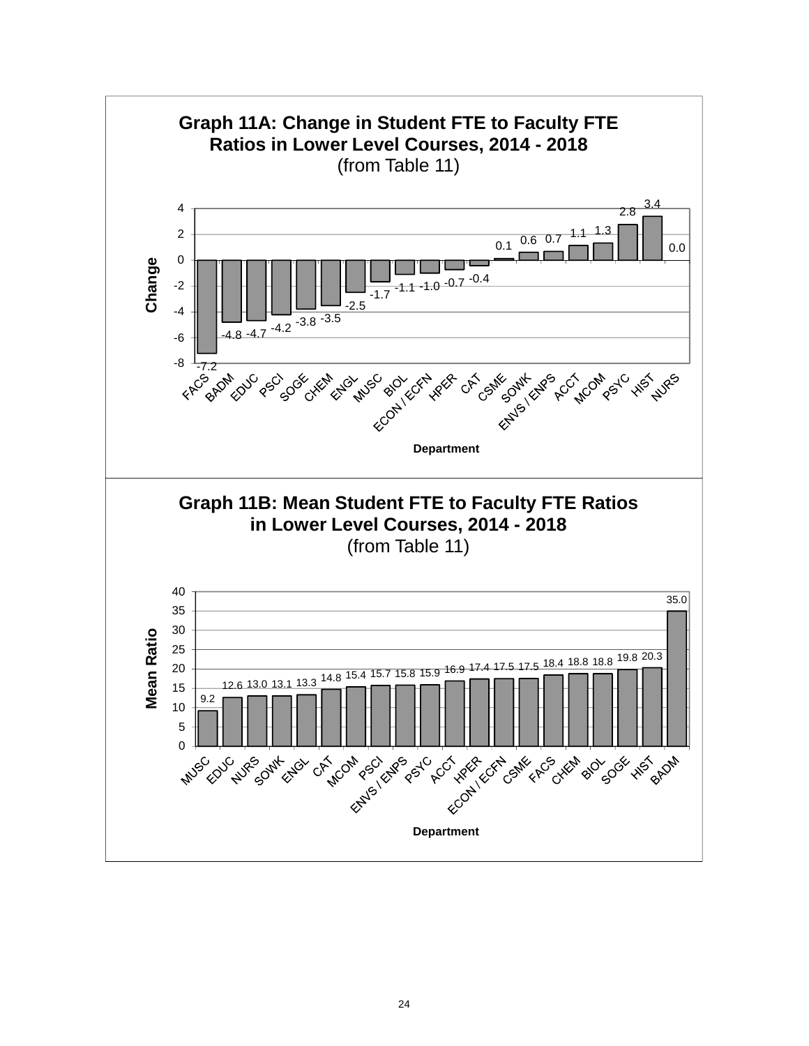## Graph 11A: Change in Student FTE to Faculty FTE Ratios in Lower Level Courses, 2014 - 2018
(from Table 11)

| Department | Change |
|---|---|
| FACS | -7.2 |
| BADM | -4.8 |
| EDUC | -4.7 |
| PSCI | -4.2 |
| SOGE | -3.8 |
| CHEM | -3.5 |
| ENGL | -2.5 |
| MUSC | -1.7 |
| BIOL | -1.1 |
| ECON / ECFN | -1.0 |
| HPER | -0.7 |
| CAT | -0.4 |
| CSME | 0.1 |
| SOWK | 0.6 |
| ENVS / ENPS | 0.7 |
| ACCT | 1.1 |
| MCOM | 1.3 |
| PSYC | 2.8 |
| HIST | 3.4 |
| NURS | 0.0 |

## Graph 11B: Mean Student FTE to Faculty FTE Ratios in Lower Level Courses, 2014 - 2018
(from Table 11)

| Department | Mean Ratio |
|---|---|
| MUSC | 9.2 |
| EDUC | 12.6 |
| NURS | 13.0 |
| SOWK | 13.1 |
| ENGL | 13.3 |
| CAT | 14.8 |
| MCOM | 15.4 |
| PSCI | 15.7 |
| ENVS / ENPS | 15.8 |
| PSYC | 15.9 |
| ACCT | 16.9 |
| HPER | 17.4 |
| ECON / ECFN | 17.5 |
| CSME | 17.5 |
| FACS | 18.4 |
| CHEM | 18.8 |
| BIOL | 18.8 |
| SOGE | 19.8 |
| HIST | 20.3 |
| BADM | 35.0 |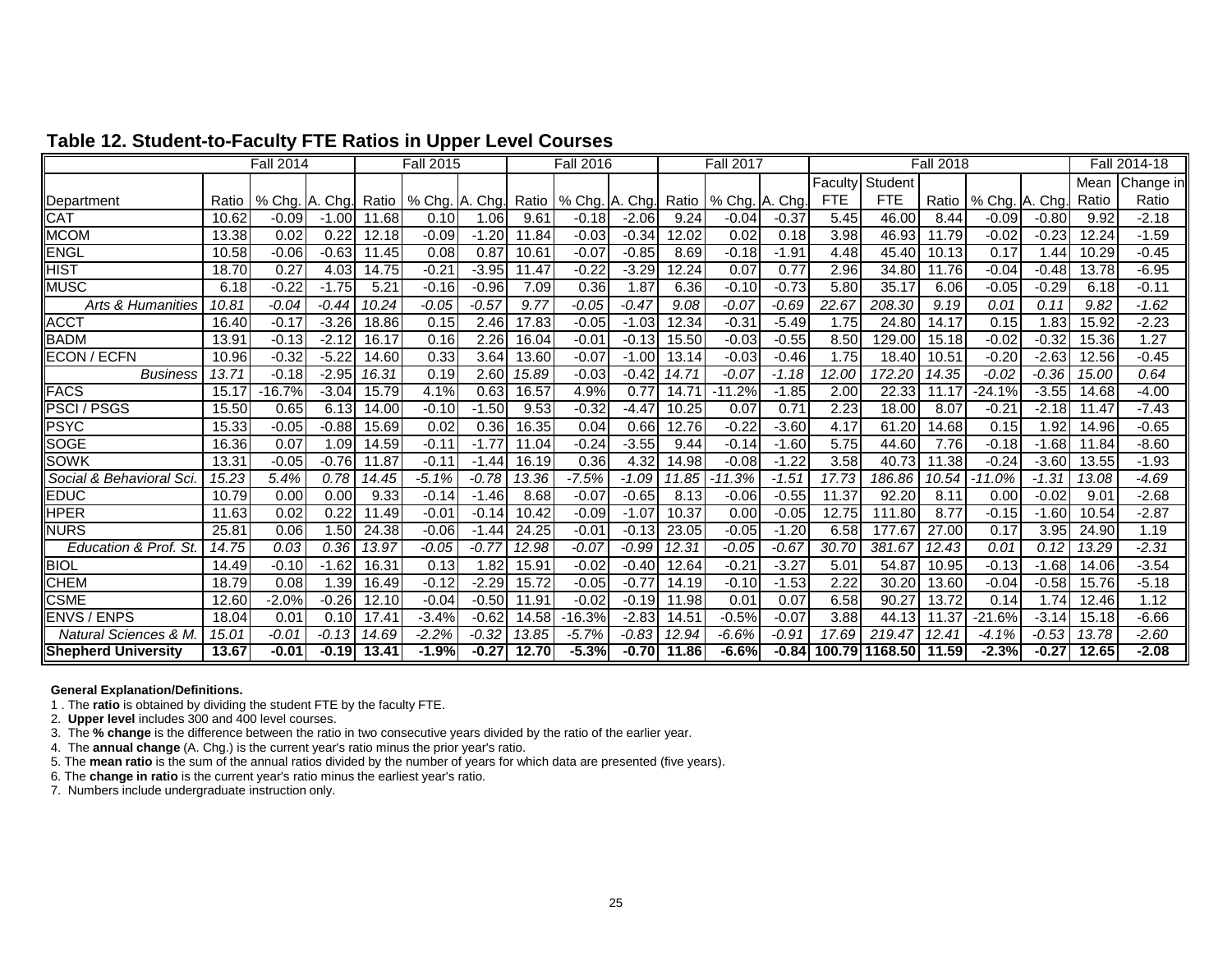## Table 12. Student-to-Faculty FTE Ratios in Upper Level Courses

| | Fall 2014 | | | Fall 2015 | | | Fall 2016 | | | Fall 2017 | | | Fall 2018 | | | | | Fall 2014-18 | |
|---|---|---|---|---|---|---|---|---|---|---|---|---|---|---|---|---|---|---|---|
| Department | Ratio | % Chg. | A. Chg. | Ratio | % Chg. | A. Chg. | Ratio | % Chg. | A. Chg. | Ratio | % Chg. | A. Chg. | Faculty FTE | Student FTE | Ratio | % Chg. | A. Chg. | Mean Ratio | Change in Ratio |
| CAT | 10.62 | -0.09 | -1.00 | 11.68 | 0.10 | 1.06 | 9.61 | -0.18 | -2.06 | 9.24 | -0.04 | -0.37 | 5.45 | 46.00 | 8.44 | -0.09 | -0.80 | 9.92 | -2.18 |
| MCOM | 13.38 | 0.02 | 0.22 | 12.18 | -0.09 | -1.20 | 11.84 | -0.03 | -0.34 | 12.02 | 0.02 | 0.18 | 3.98 | 46.93 | 11.79 | -0.02 | -0.23 | 12.24 | -1.59 |
| ENGL | 10.58 | -0.06 | -0.63 | 11.45 | 0.08 | 0.87 | 10.61 | -0.07 | -0.85 | 8.69 | -0.18 | -1.91 | 4.48 | 45.40 | 10.13 | 0.17 | 1.44 | 10.29 | -0.45 |
| HIST | 18.70 | 0.27 | 4.03 | 14.75 | -0.21 | -3.95 | 11.47 | -0.22 | -3.29 | 12.24 | 0.07 | 0.77 | 2.96 | 34.80 | 11.76 | -0.04 | -0.48 | 13.78 | -6.95 |
| MUSC | 6.18 | -0.22 | -1.75 | 5.21 | -0.16 | -0.96 | 7.09 | 0.36 | 1.87 | 6.36 | -0.10 | -0.73 | 5.80 | 35.17 | 6.06 | -0.05 | -0.29 | 6.18 | -0.11 |
| *Arts & Humanities* | *10.81* | *-0.04* | *-0.44* | *10.24* | *-0.05* | *-0.57* | *9.77* | *-0.05* | *-0.47* | *9.08* | *-0.07* | *-0.69* | *22.67* | *208.30* | *9.19* | *0.01* | *0.11* | *9.82* | *-1.62* |
| ACCT | 16.40 | -0.17 | -3.26 | 18.86 | 0.15 | 2.46 | 17.83 | -0.05 | -1.03 | 12.34 | -0.31 | -5.49 | 1.75 | 24.80 | 14.17 | 0.15 | 1.83 | 15.92 | -2.23 |
| BADM | 13.91 | -0.13 | -2.12 | 16.17 | 0.16 | 2.26 | 16.04 | -0.01 | -0.13 | 15.50 | -0.03 | -0.55 | 8.50 | 129.00 | 15.18 | -0.02 | -0.32 | 15.36 | 1.27 |
| ECON / ECFN | 10.96 | -0.32 | -5.22 | 14.60 | 0.33 | 3.64 | 13.60 | -0.07 | -1.00 | 13.14 | -0.03 | -0.46 | 1.75 | 18.40 | 10.51 | -0.20 | -2.63 | 12.56 | -0.45 |
| *Business* | *13.71* | *-0.18* | *-2.95* | *16.31* | *0.19* | *2.60* | *15.89* | *-0.03* | *-0.42* | *14.71* | *-0.07* | *-1.18* | *12.00* | *172.20* | *14.35* | *-0.02* | *-0.36* | *15.00* | *0.64* |
| FACS | 15.17 | -16.7% | -3.04 | 15.79 | 4.1% | 0.63 | 16.57 | 4.9% | 0.77 | 14.71 | -11.2% | -1.85 | 2.00 | 22.33 | 11.17 | -24.1% | -3.55 | 14.68 | -4.00 |
| PSCI / PSGS | 15.50 | 0.65 | 6.13 | 14.00 | -0.10 | -1.50 | 9.53 | -0.32 | -4.47 | 10.25 | 0.07 | 0.71 | 2.23 | 18.00 | 8.07 | -0.21 | -2.18 | 11.47 | -7.43 |
| PSYC | 15.33 | -0.05 | -0.88 | 15.69 | 0.02 | 0.36 | 16.35 | 0.04 | 0.66 | 12.76 | -0.22 | -3.60 | 4.17 | 61.20 | 14.68 | 0.15 | 1.92 | 14.96 | -0.65 |
| SOGE | 16.36 | 0.07 | 1.09 | 14.59 | -0.11 | -1.77 | 11.04 | -0.24 | -3.55 | 9.44 | -0.14 | -1.60 | 5.75 | 44.60 | 7.76 | -0.18 | -1.68 | 11.84 | -8.60 |
| SOWK | 13.31 | -0.05 | -0.76 | 11.87 | -0.11 | -1.44 | 16.19 | 0.36 | 4.32 | 14.98 | -0.08 | -1.22 | 3.58 | 40.73 | 11.38 | -0.24 | -3.60 | 13.55 | -1.93 |
| *Social & Behavioral Sci.* | *15.23* | *5.4%* | *0.78* | *14.45* | *-5.1%* | *-0.78* | *13.36* | *-7.5%* | *-1.09* | *11.85* | *-11.3%* | *-1.51* | *17.73* | *186.86* | *10.54* | *-11.0%* | *-1.31* | *13.08* | *-4.69* |
| EDUC | 10.79 | 0.00 | 0.00 | 9.33 | -0.14 | -1.46 | 8.68 | -0.07 | -0.65 | 8.13 | -0.06 | -0.55 | 11.37 | 92.20 | 8.11 | 0.00 | -0.02 | 9.01 | -2.68 |
| HPER | 11.63 | 0.02 | 0.22 | 11.49 | -0.01 | -0.14 | 10.42 | -0.09 | -1.07 | 10.37 | 0.00 | -0.05 | 12.75 | 111.80 | 8.77 | -0.15 | -1.60 | 10.54 | -2.87 |
| NURS | 25.81 | 0.06 | 1.50 | 24.38 | -0.06 | -1.44 | 24.25 | -0.01 | -0.13 | 23.05 | -0.05 | -1.20 | 6.58 | 177.67 | 27.00 | 0.17 | 3.95 | 24.90 | 1.19 |
| *Education & Prof. St.* | *14.75* | *0.03* | *0.36* | *13.97* | *-0.05* | *-0.77* | *12.98* | *-0.07* | *-0.99* | *12.31* | *-0.05* | *-0.67* | *30.70* | *381.67* | *12.43* | *0.01* | *0.12* | *13.29* | *-2.31* |
| BIOL | 14.49 | -0.10 | -1.62 | 16.31 | 0.13 | 1.82 | 15.91 | -0.02 | -0.40 | 12.64 | -0.21 | -3.27 | 5.01 | 54.87 | 10.95 | -0.13 | -1.68 | 14.06 | -3.54 |
| CHEM | 18.79 | 0.08 | 1.39 | 16.49 | -0.12 | -2.29 | 15.72 | -0.05 | -0.77 | 14.19 | -0.10 | -1.53 | 2.22 | 30.20 | 13.60 | -0.04 | -0.58 | 15.76 | -5.18 |
| CSME | 12.60 | -2.0% | -0.26 | 12.10 | -0.04 | -0.50 | 11.91 | -0.02 | -0.19 | 11.98 | 0.01 | 0.07 | 6.58 | 90.27 | 13.72 | 0.14 | 1.74 | 12.46 | 1.12 |
| ENVS / ENPS | 18.04 | 0.01 | 0.10 | 17.41 | -3.4% | -0.62 | 14.58 | -16.3% | -2.83 | 14.51 | -0.5% | -0.07 | 3.88 | 44.13 | 11.37 | -21.6% | -3.14 | 15.18 | -6.66 |
| *Natural Sciences & M.* | *15.01* | *-0.01* | *-0.13* | *14.69* | *-2.2%* | *-0.32* | *13.85* | *-5.7%* | *-0.83* | *12.94* | *-6.6%* | *-0.91* | *17.69* | *219.47* | *12.41* | *-4.1%* | *-0.53* | *13.78* | *-2.60* |
| **Shepherd University** | **13.67** | **-0.01** | **-0.19** | **13.41** | **-1.9%** | **-0.27** | **12.70** | **-5.3%** | **-0.70** | **11.86** | **-6.6%** | **-0.84** | **100.79** | **1168.50** | **11.59** | **-2.3%** | **-0.27** | **12.65** | **-2.08** |

**General Explanation/Definitions.**

1 . The **ratio** is obtained by dividing the student FTE by the faculty FTE.
2. **Upper level** includes 300 and 400 level courses.
3. The **% change** is the difference between the ratio in two consecutive years divided by the ratio of the earlier year.
4. The **annual change** (A. Chg.) is the current year's ratio minus the prior year's ratio.
5. The **mean ratio** is the sum of the annual ratios divided by the number of years for which data are presented (five years).
6. The **change in ratio** is the current year's ratio minus the earliest year's ratio.
7. Numbers include undergraduate instruction only.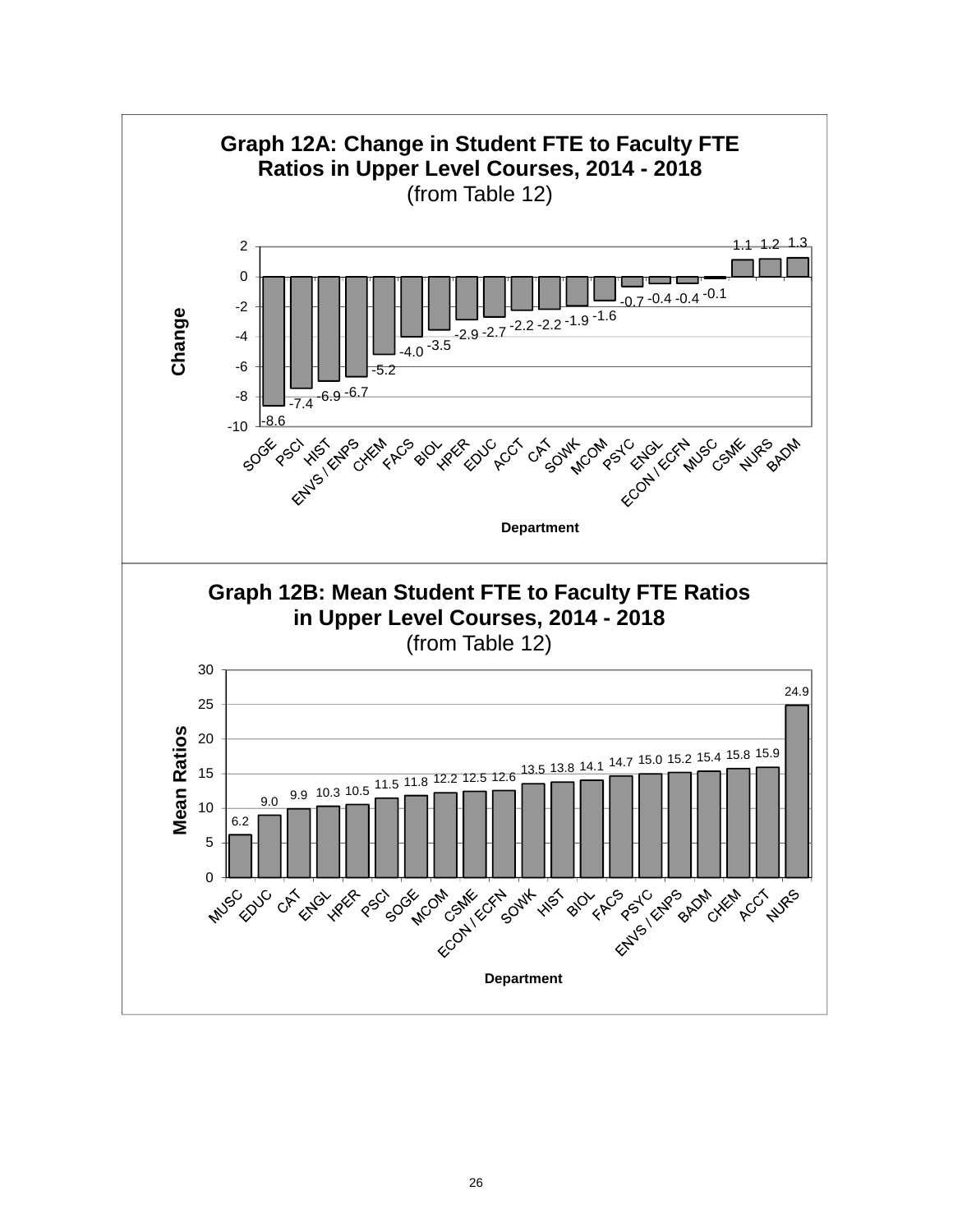## Graph 12A: Change in Student FTE to Faculty FTE Ratios in Upper Level Courses, 2014 - 2018
(from Table 12)

| Department | Change |
| --- | --- |
| SOGE | -8.6 |
| PSCI | -7.4 |
| HIST | -6.9 |
| ENVS / ENPS | -6.7 |
| CHEM | -5.2 |
| FACS | -4.0 |
| BIOL | -3.5 |
| HPER | -2.9 |
| EDUC | -2.7 |
| ACCT | -2.2 |
| CAT | -2.2 |
| SOWK | -1.9 |
| MCOM | -1.6 |
| PSYC | -0.7 |
| ENGL | -0.4 |
| ECON / ECFN | -0.4 |
| MUSC | -0.1 |
| CSME | 1.1 |
| NURS | 1.2 |
| BADM | 1.3 |

## Graph 12B: Mean Student FTE to Faculty FTE Ratios in Upper Level Courses, 2014 - 2018
(from Table 12)

| Department | Mean Ratios |
| --- | --- |
| MUSC | 6.2 |
| EDUC | 9.0 |
| CAT | 9.9 |
| ENGL | 10.3 |
| HPER | 10.5 |
| PSCI | 11.5 |
| SOGE | 11.8 |
| MCOM | 12.2 |
| CSME | 12.5 |
| ECON / ECFN | 12.6 |
| SOWK | 13.5 |
| HIST | 13.8 |
| BIOL | 14.1 |
| FACS | 14.7 |
| PSYC | 15.0 |
| ENVS / ENPS | 15.2 |
| BADM | 15.4 |
| CHEM | 15.8 |
| ACCT | 15.9 |
| NURS | 24.9 |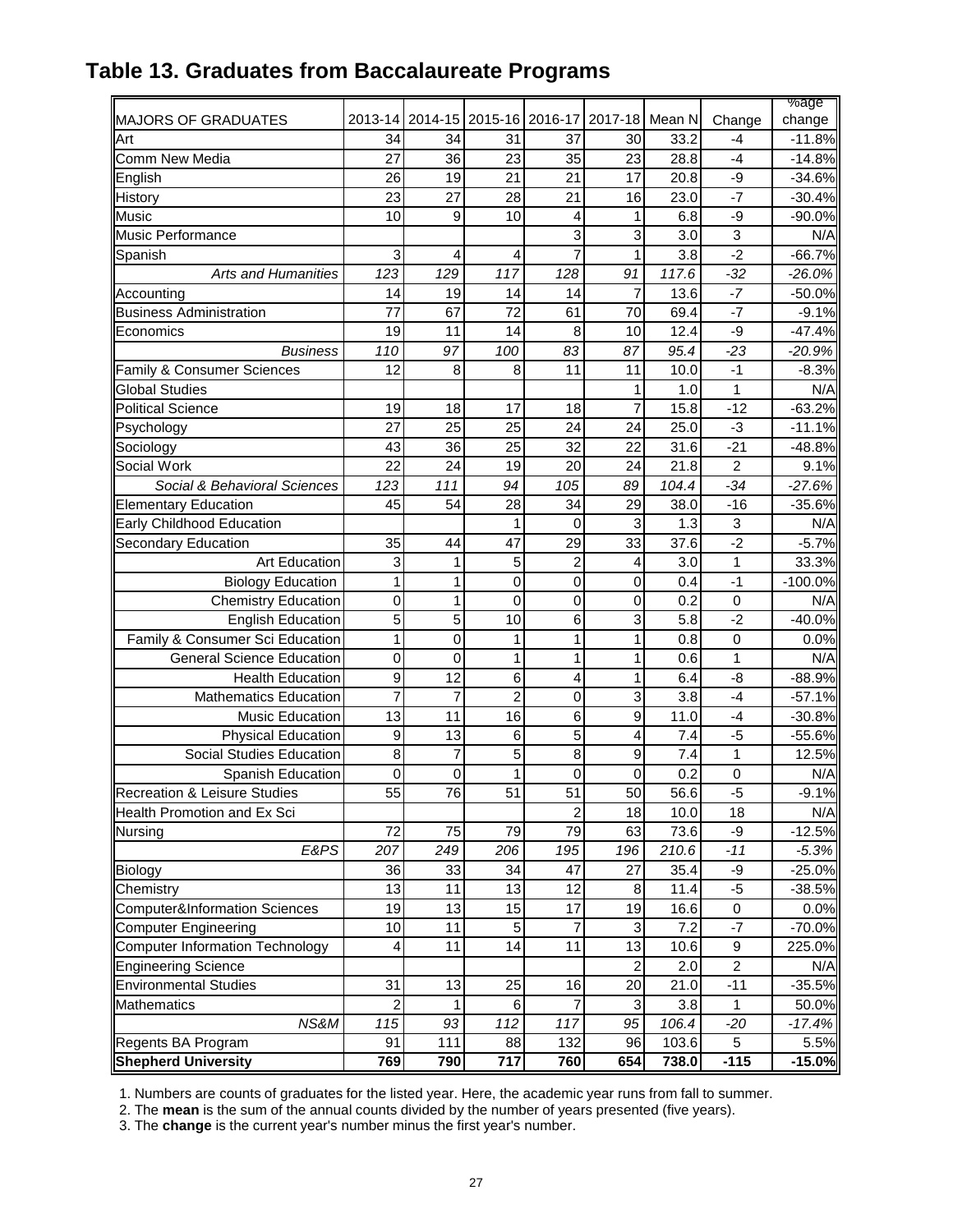# Table 13. Graduates from Baccalaureate Programs

| MAJORS OF GRADUATES | 2013-14 | 2014-15 | 2015-16 | 2016-17 | 2017-18 | Mean N | Change | %age change |
|---|---|---|---|---|---|---|---|---|
| Art | 34 | 34 | 31 | 37 | 30 | 33.2 | -4 | -11.8% |
| Comm New Media | 27 | 36 | 23 | 35 | 23 | 28.8 | -4 | -14.8% |
| English | 26 | 19 | 21 | 21 | 17 | 20.8 | -9 | -34.6% |
| History | 23 | 27 | 28 | 21 | 16 | 23.0 | -7 | -30.4% |
| Music | 10 | 9 | 10 | 4 | 1 | 6.8 | -9 | -90.0% |
| Music Performance | | | | 3 | 3 | 3.0 | 3 | N/A |
| Spanish | 3 | 4 | 4 | 7 | 1 | 3.8 | -2 | -66.7% |
| *Arts and Humanities* | *123* | *129* | *117* | *128* | *91* | *117.6* | *-32* | *-26.0%* |
| Accounting | 14 | 19 | 14 | 14 | 7 | 13.6 | -7 | -50.0% |
| Business Administration | 77 | 67 | 72 | 61 | 70 | 69.4 | -7 | -9.1% |
| Economics | 19 | 11 | 14 | 8 | 10 | 12.4 | -9 | -47.4% |
| *Business* | *110* | *97* | *100* | *83* | *87* | *95.4* | *-23* | *-20.9%* |
| Family & Consumer Sciences | 12 | 8 | 8 | 11 | 11 | 10.0 | -1 | -8.3% |
| Global Studies | | | | | 1 | 1.0 | 1 | N/A |
| Political Science | 19 | 18 | 17 | 18 | 7 | 15.8 | -12 | -63.2% |
| Psychology | 27 | 25 | 25 | 24 | 24 | 25.0 | -3 | -11.1% |
| Sociology | 43 | 36 | 25 | 32 | 22 | 31.6 | -21 | -48.8% |
| Social Work | 22 | 24 | 19 | 20 | 24 | 21.8 | 2 | 9.1% |
| *Social & Behavioral Sciences* | *123* | *111* | *94* | *105* | *89* | *104.4* | *-34* | *-27.6%* |
| Elementary Education | 45 | 54 | 28 | 34 | 29 | 38.0 | -16 | -35.6% |
| Early Childhood Education | | | 1 | 0 | 3 | 1.3 | 3 | N/A |
| Secondary Education | 35 | 44 | 47 | 29 | 33 | 37.6 | -2 | -5.7% |
| Art Education | 3 | 1 | 5 | 2 | 4 | 3.0 | 1 | 33.3% |
| Biology Education | 1 | 1 | 0 | 0 | 0 | 0.4 | -1 | -100.0% |
| Chemistry Education | 0 | 1 | 0 | 0 | 0 | 0.2 | 0 | N/A |
| English Education | 5 | 5 | 10 | 6 | 3 | 5.8 | -2 | -40.0% |
| Family & Consumer Sci Education | 1 | 0 | 1 | 1 | 1 | 0.8 | 0 | 0.0% |
| General Science Education | 0 | 0 | 1 | 1 | 1 | 0.6 | 1 | N/A |
| Health Education | 9 | 12 | 6 | 4 | 1 | 6.4 | -8 | -88.9% |
| Mathematics Education | 7 | 7 | 2 | 0 | 3 | 3.8 | -4 | -57.1% |
| Music Education | 13 | 11 | 16 | 6 | 9 | 11.0 | -4 | -30.8% |
| Physical Education | 9 | 13 | 6 | 5 | 4 | 7.4 | -5 | -55.6% |
| Social Studies Education | 8 | 7 | 5 | 8 | 9 | 7.4 | 1 | 12.5% |
| Spanish Education | 0 | 0 | 1 | 0 | 0 | 0.2 | 0 | N/A |
| Recreation & Leisure Studies | 55 | 76 | 51 | 51 | 50 | 56.6 | -5 | -9.1% |
| Health Promotion and Ex Sci | | | | 2 | 18 | 10.0 | 18 | N/A |
| Nursing | 72 | 75 | 79 | 79 | 63 | 73.6 | -9 | -12.5% |
| *E&PS* | *207* | *249* | *206* | *195* | *196* | *210.6* | *-11* | *-5.3%* |
| Biology | 36 | 33 | 34 | 47 | 27 | 35.4 | -9 | -25.0% |
| Chemistry | 13 | 11 | 13 | 12 | 8 | 11.4 | -5 | -38.5% |
| Computer&Information Sciences | 19 | 13 | 15 | 17 | 19 | 16.6 | 0 | 0.0% |
| Computer Engineering | 10 | 11 | 5 | 7 | 3 | 7.2 | -7 | -70.0% |
| Computer Information Technology | 4 | 11 | 14 | 11 | 13 | 10.6 | 9 | 225.0% |
| Engineering Science | | | | | 2 | 2.0 | 2 | N/A |
| Environmental Studies | 31 | 13 | 25 | 16 | 20 | 21.0 | -11 | -35.5% |
| Mathematics | 2 | 1 | 6 | 7 | 3 | 3.8 | 1 | 50.0% |
| *NS&M* | *115* | *93* | *112* | *117* | *95* | *106.4* | *-20* | *-17.4%* |
| Regents BA Program | 91 | 111 | 88 | 132 | 96 | 103.6 | 5 | 5.5% |
| **Shepherd University** | **769** | **790** | **717** | **760** | **654** | **738.0** | **-115** | **-15.0%** |

1. Numbers are counts of graduates for the listed year. Here, the academic year runs from fall to summer.
2. The **mean** is the sum of the annual counts divided by the number of years presented (five years).
3. The **change** is the current year's number minus the first year's number.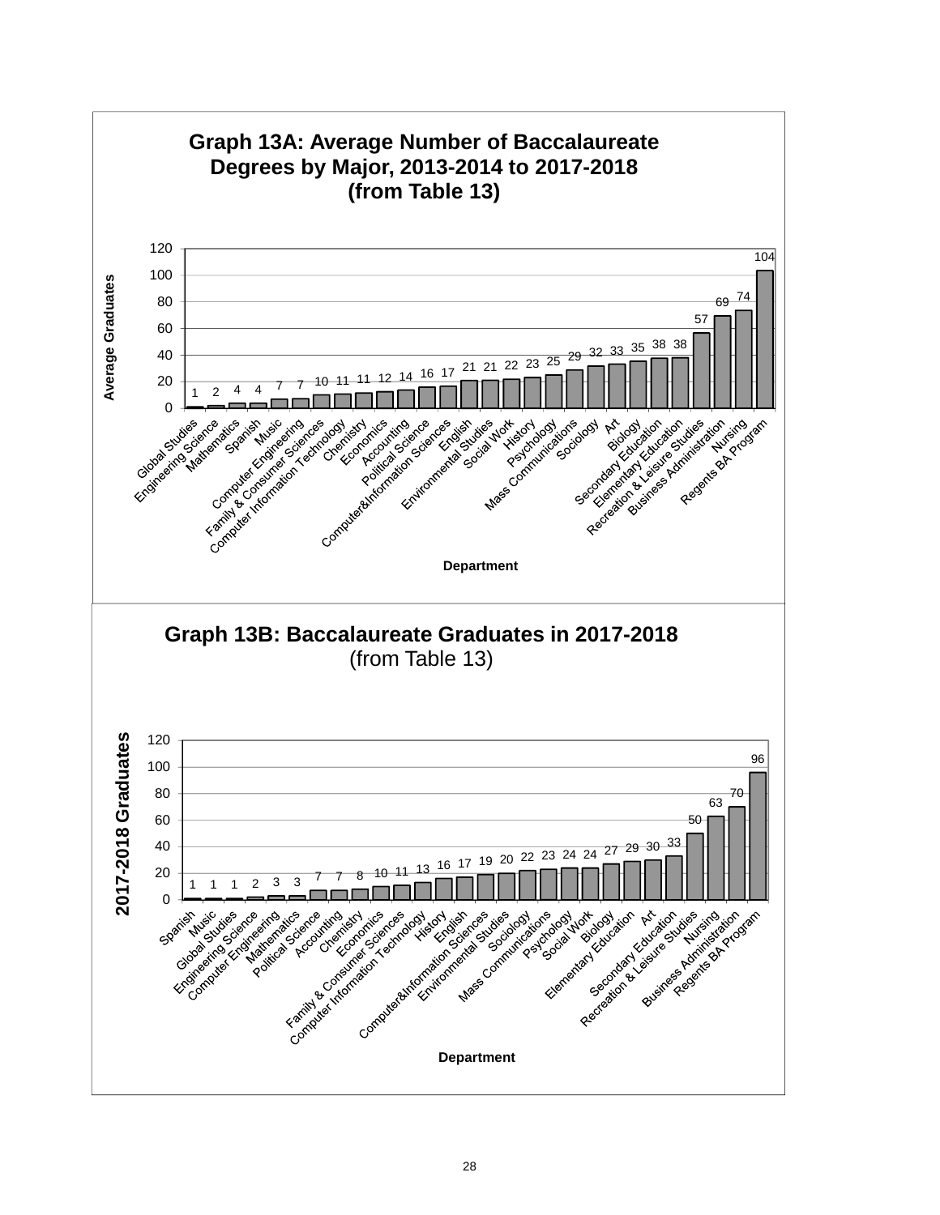## Graph 13A: Average Number of Baccalaureate Degrees by Major, 2013-2014 to 2017-2018 (from Table 13)

| Department | Average Graduates |
|---|---|
| Global Studies | 1 |
| Engineering Science | 2 |
| Mathematics | 4 |
| Spanish | 4 |
| Music | 7 |
| Computer Engineering | 7 |
| Family & Consumer Sciences | 10 |
| Computer Information Technology | 11 |
| Chemistry | 11 |
| Economics | 12 |
| Accounting | 14 |
| Political Science | 16 |
| Computer&Information Sciences | 17 |
| English | 21 |
| Environmental Studies | 21 |
| Social Work | 22 |
| History | 23 |
| Psychology | 25 |
| Mass Communications | 29 |
| Sociology | 32 |
| Art | 33 |
| Biology | 35 |
| Secondary Education | 38 |
| Elementary Education | 38 |
| Recreation & Leisure Studies | 57 |
| Business Administration | 69 |
| Nursing | 74 |
| Regents BA Program | 104 |

## Graph 13B: Baccalaureate Graduates in 2017-2018 (from Table 13)

| Department | 2017-2018 Graduates |
|---|---|
| Spanish | 1 |
| Music | 1 |
| Global Studies | 1 |
| Engineering Science | 2 |
| Computer Engineering | 3 |
| Mathematics | 3 |
| Political Science | 7 |
| Accounting | 7 |
| Chemistry | 8 |
| Economics | 10 |
| Family & Consumer Sciences | 11 |
| Computer Information Technology | 13 |
| History | 16 |
| English | 17 |
| Computer&Information Sciences | 19 |
| Environmental Studies | 20 |
| Sociology | 22 |
| Mass Communications | 23 |
| Psychology | 24 |
| Social Work | 24 |
| Biology | 27 |
| Elementary Education | 29 |
| Art | 30 |
| Secondary Education | 33 |
| Recreation & Leisure Studies | 50 |
| Nursing | 63 |
| Business Administration | 70 |
| Regents BA Program | 96 |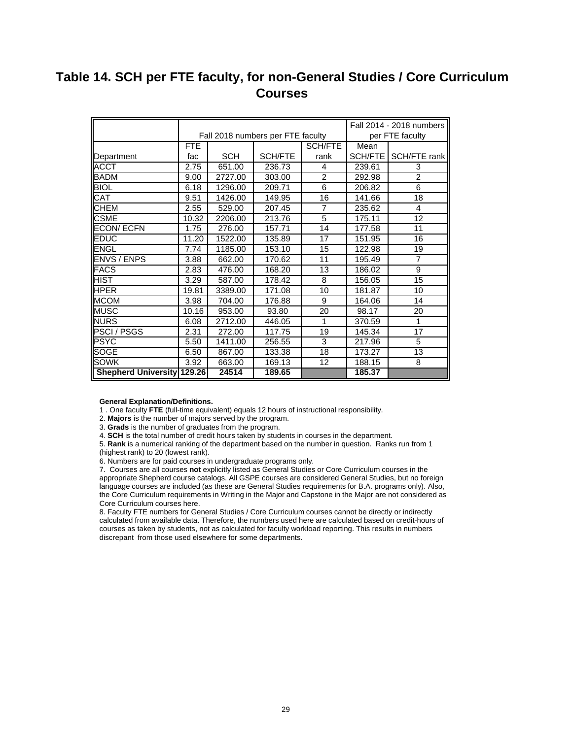# Table 14. SCH per FTE faculty, for non-General Studies / Core Curriculum Courses

| | Fall 2018 numbers per FTE faculty | | | | Fall 2014 - 2018 numbers per FTE faculty | |
|---|---|---|---|---|---|---|
| Department | FTE fac | SCH | SCH/FTE | SCH/FTE rank | Mean SCH/FTE | SCH/FTE rank |
| ACCT | 2.75 | 651.00 | 236.73 | 4 | 239.61 | 3 |
| BADM | 9.00 | 2727.00 | 303.00 | 2 | 292.98 | 2 |
| BIOL | 6.18 | 1296.00 | 209.71 | 6 | 206.82 | 6 |
| CAT | 9.51 | 1426.00 | 149.95 | 16 | 141.66 | 18 |
| CHEM | 2.55 | 529.00 | 207.45 | 7 | 235.62 | 4 |
| CSME | 10.32 | 2206.00 | 213.76 | 5 | 175.11 | 12 |
| ECON/ ECFN | 1.75 | 276.00 | 157.71 | 14 | 177.58 | 11 |
| EDUC | 11.20 | 1522.00 | 135.89 | 17 | 151.95 | 16 |
| ENGL | 7.74 | 1185.00 | 153.10 | 15 | 122.98 | 19 |
| ENVS / ENPS | 3.88 | 662.00 | 170.62 | 11 | 195.49 | 7 |
| FACS | 2.83 | 476.00 | 168.20 | 13 | 186.02 | 9 |
| HIST | 3.29 | 587.00 | 178.42 | 8 | 156.05 | 15 |
| HPER | 19.81 | 3389.00 | 171.08 | 10 | 181.87 | 10 |
| MCOM | 3.98 | 704.00 | 176.88 | 9 | 164.06 | 14 |
| MUSC | 10.16 | 953.00 | 93.80 | 20 | 98.17 | 20 |
| NURS | 6.08 | 2712.00 | 446.05 | 1 | 370.59 | 1 |
| PSCI / PSGS | 2.31 | 272.00 | 117.75 | 19 | 145.34 | 17 |
| PSYC | 5.50 | 1411.00 | 256.55 | 3 | 217.96 | 5 |
| SOGE | 6.50 | 867.00 | 133.38 | 18 | 173.27 | 13 |
| SOWK | 3.92 | 663.00 | 169.13 | 12 | 188.15 | 8 |
| **Shepherd University** | **129.26** | **24514** | **189.65** | | **185.37** | |

**General Explanation/Definitions.**

1 . One faculty **FTE** (full-time equivalent) equals 12 hours of instructional responsibility.

2. **Majors** is the number of majors served by the program.

3. **Grads** is the number of graduates from the program.

4. **SCH** is the total number of credit hours taken by students in courses in the department.

5. **Rank** is a numerical ranking of the department based on the number in question. Ranks run from 1 (highest rank) to 20 (lowest rank).

6. Numbers are for paid courses in undergraduate programs only.

7. Courses are all courses **not** explicitly listed as General Studies or Core Curriculum courses in the appropriate Shepherd course catalogs. All GSPE courses are considered General Studies, but no foreign language courses are included (as these are General Studies requirements for B.A. programs only). Also, the Core Curriculum requirements in Writing in the Major and Capstone in the Major are not considered as Core Curriculum courses here.

8. Faculty FTE numbers for General Studies / Core Curriculum courses cannot be directly or indirectly calculated from available data. Therefore, the numbers used here are calculated based on credit-hours of courses as taken by students, not as calculated for faculty workload reporting. This results in numbers discrepant from those used elsewhere for some departments.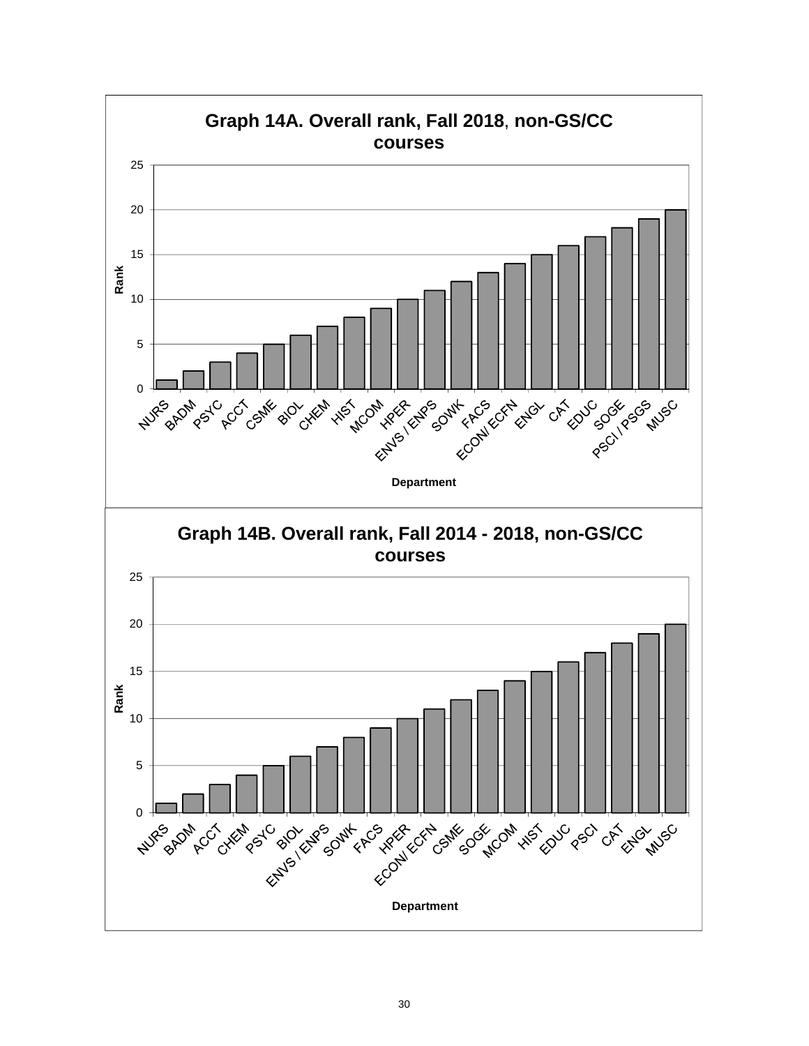## Graph 14A. Overall rank, Fall 2018, non-GS/CC courses

| Department | Rank |
|---|---|
| NURS | 1 |
| BADM | 2 |
| PSYC | 3 |
| ACCT | 4 |
| CSME | 5 |
| BIOL | 6 |
| CHEM | 7 |
| HIST | 8 |
| MCOM | 9 |
| HPER | 10 |
| ENVS / ENPS | 11 |
| SOWK | 12 |
| FACS | 13 |
| ECON/ ECFN | 14 |
| ENGL | 15 |
| CAT | 16 |
| EDUC | 17 |
| SOGE | 18 |
| PSCI / PSGS | 19 |
| MUSC | 20 |

## Graph 14B. Overall rank, Fall 2014 - 2018, non-GS/CC courses

| Department | Rank |
|---|---|
| NURS | 1 |
| BADM | 2 |
| ACCT | 3 |
| CHEM | 4 |
| PSYC | 5 |
| BIOL | 6 |
| ENVS / ENPS | 7 |
| SOWK | 8 |
| FACS | 9 |
| HPER | 10 |
| ECON/ ECFN | 11 |
| CSME | 12 |
| SOGE | 13 |
| MCOM | 14 |
| HIST | 15 |
| EDUC | 16 |
| PSCI | 17 |
| CAT | 18 |
| ENGL | 19 |
| MUSC | 20 |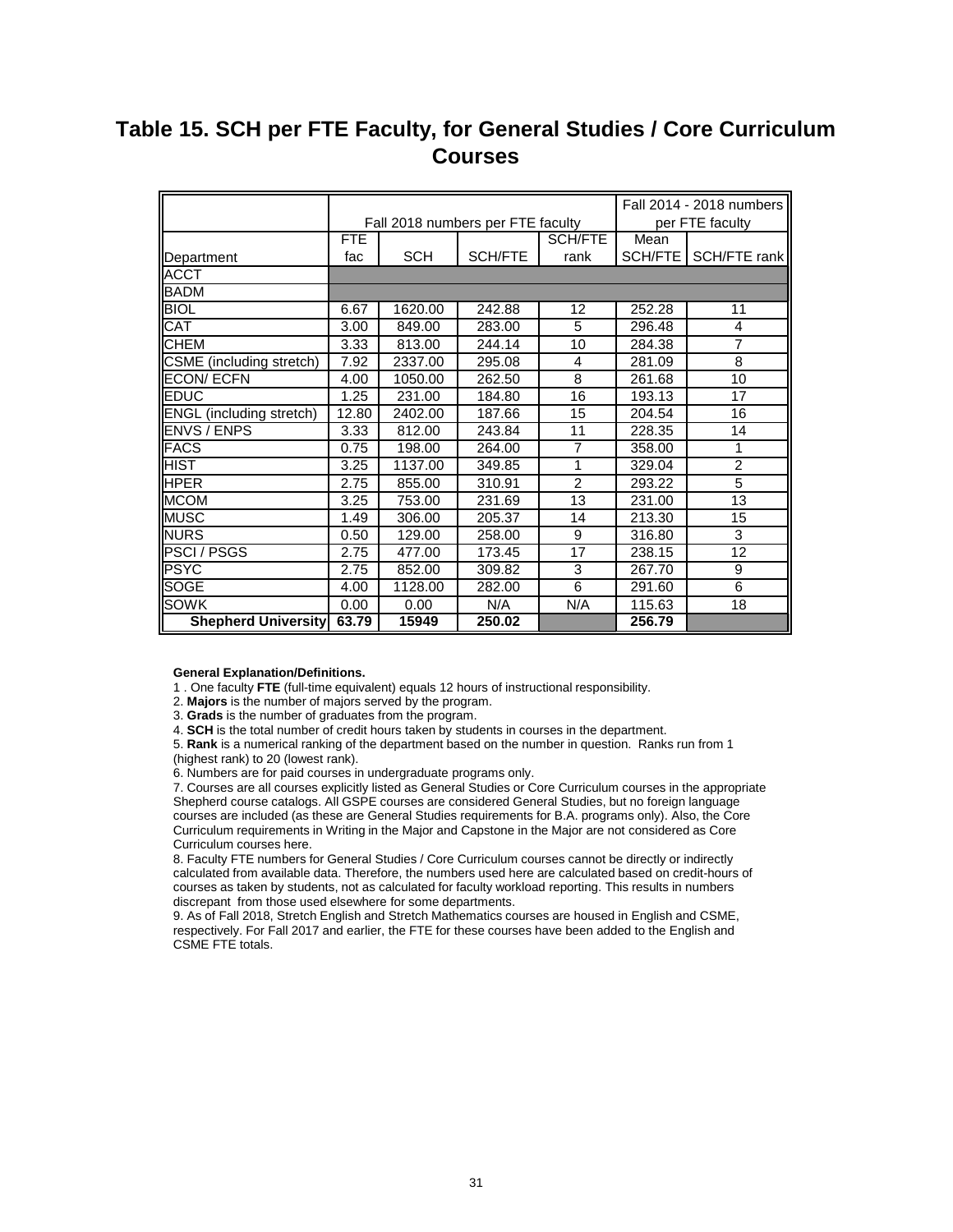# Table 15. SCH per FTE Faculty, for General Studies / Core Curriculum Courses

| | Fall 2018 numbers per FTE faculty | | | | Fall 2014 - 2018 numbers per FTE faculty | |
|---|---|---|---|---|---|---|
| Department | FTE fac | SCH | SCH/FTE | SCH/FTE rank | Mean SCH/FTE | SCH/FTE rank |
| ACCT | | | | | | |
| BADM | | | | | | |
| BIOL | 6.67 | 1620.00 | 242.88 | 12 | 252.28 | 11 |
| CAT | 3.00 | 849.00 | 283.00 | 5 | 296.48 | 4 |
| CHEM | 3.33 | 813.00 | 244.14 | 10 | 284.38 | 7 |
| CSME (including stretch) | 7.92 | 2337.00 | 295.08 | 4 | 281.09 | 8 |
| ECON/ ECFN | 4.00 | 1050.00 | 262.50 | 8 | 261.68 | 10 |
| EDUC | 1.25 | 231.00 | 184.80 | 16 | 193.13 | 17 |
| ENGL (including stretch) | 12.80 | 2402.00 | 187.66 | 15 | 204.54 | 16 |
| ENVS / ENPS | 3.33 | 812.00 | 243.84 | 11 | 228.35 | 14 |
| FACS | 0.75 | 198.00 | 264.00 | 7 | 358.00 | 1 |
| HIST | 3.25 | 1137.00 | 349.85 | 1 | 329.04 | 2 |
| HPER | 2.75 | 855.00 | 310.91 | 2 | 293.22 | 5 |
| MCOM | 3.25 | 753.00 | 231.69 | 13 | 231.00 | 13 |
| MUSC | 1.49 | 306.00 | 205.37 | 14 | 213.30 | 15 |
| NURS | 0.50 | 129.00 | 258.00 | 9 | 316.80 | 3 |
| PSCI / PSGS | 2.75 | 477.00 | 173.45 | 17 | 238.15 | 12 |
| PSYC | 2.75 | 852.00 | 309.82 | 3 | 267.70 | 9 |
| SOGE | 4.00 | 1128.00 | 282.00 | 6 | 291.60 | 6 |
| SOWK | 0.00 | 0.00 | N/A | N/A | 115.63 | 18 |
| **Shepherd University** | **63.79** | **15949** | **250.02** | | **256.79** | |

**General Explanation/Definitions.**

1 . One faculty **FTE** (full-time equivalent) equals 12 hours of instructional responsibility.

2. **Majors** is the number of majors served by the program.

3. **Grads** is the number of graduates from the program.

4. **SCH** is the total number of credit hours taken by students in courses in the department.

5. **Rank** is a numerical ranking of the department based on the number in question. Ranks run from 1 (highest rank) to 20 (lowest rank).

6. Numbers are for paid courses in undergraduate programs only.

7. Courses are all courses explicitly listed as General Studies or Core Curriculum courses in the appropriate Shepherd course catalogs. All GSPE courses are considered General Studies, but no foreign language courses are included (as these are General Studies requirements for B.A. programs only). Also, the Core Curriculum requirements in Writing in the Major and Capstone in the Major are not considered as Core Curriculum courses here.

8. Faculty FTE numbers for General Studies / Core Curriculum courses cannot be directly or indirectly calculated from available data. Therefore, the numbers used here are calculated based on credit-hours of courses as taken by students, not as calculated for faculty workload reporting. This results in numbers discrepant from those used elsewhere for some departments.

9. As of Fall 2018, Stretch English and Stretch Mathematics courses are housed in English and CSME, respectively. For Fall 2017 and earlier, the FTE for these courses have been added to the English and CSME FTE totals.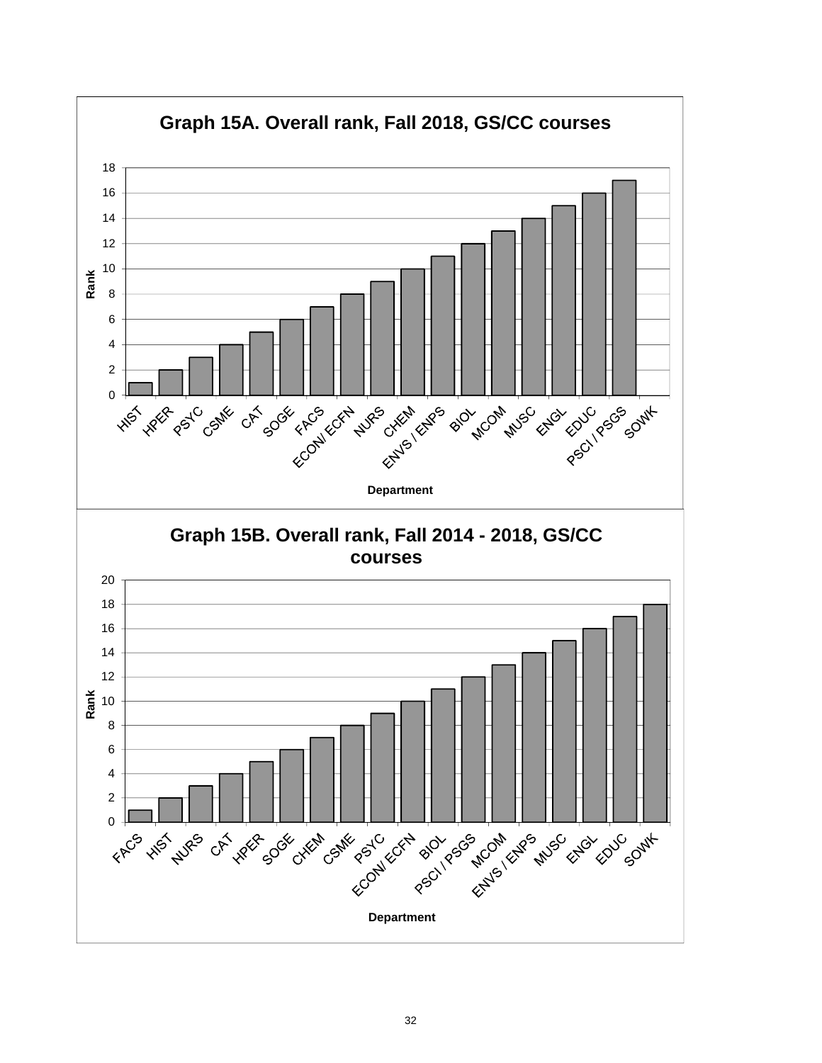## Graph 15A. Overall rank, Fall 2018, GS/CC courses

| Department | Rank |
|---|---|
| HIST | 1 |
| HPER | 2 |
| PSYC | 3 |
| CSME | 4 |
| CAT | 5 |
| SOGE | 6 |
| FACS | 7 |
| ECON/ ECFN | 8 |
| NURS | 9 |
| CHEM | 10 |
| ENVS / ENPS | 11 |
| BIOL | 12 |
| MCOM | 13 |
| MUSC | 14 |
| ENGL | 15 |
| EDUC | 16 |
| PSCI / PSGS | 17 |
| SOWK | |

## Graph 15B. Overall rank, Fall 2014 - 2018, GS/CC courses

| Department | Rank |
|---|---|
| FACS | 1 |
| HIST | 2 |
| NURS | 3 |
| CAT | 4 |
| HPER | 5 |
| SOGE | 6 |
| CHEM | 7 |
| CSME | 8 |
| PSYC | 9 |
| ECON/ ECFN | 10 |
| BIOL | 11 |
| PSCI / PSGS | 12 |
| MCOM | 13 |
| ENVS / ENPS | 14 |
| MUSC | 15 |
| ENGL | 16 |
| EDUC | 17 |
| SOWK | 18 |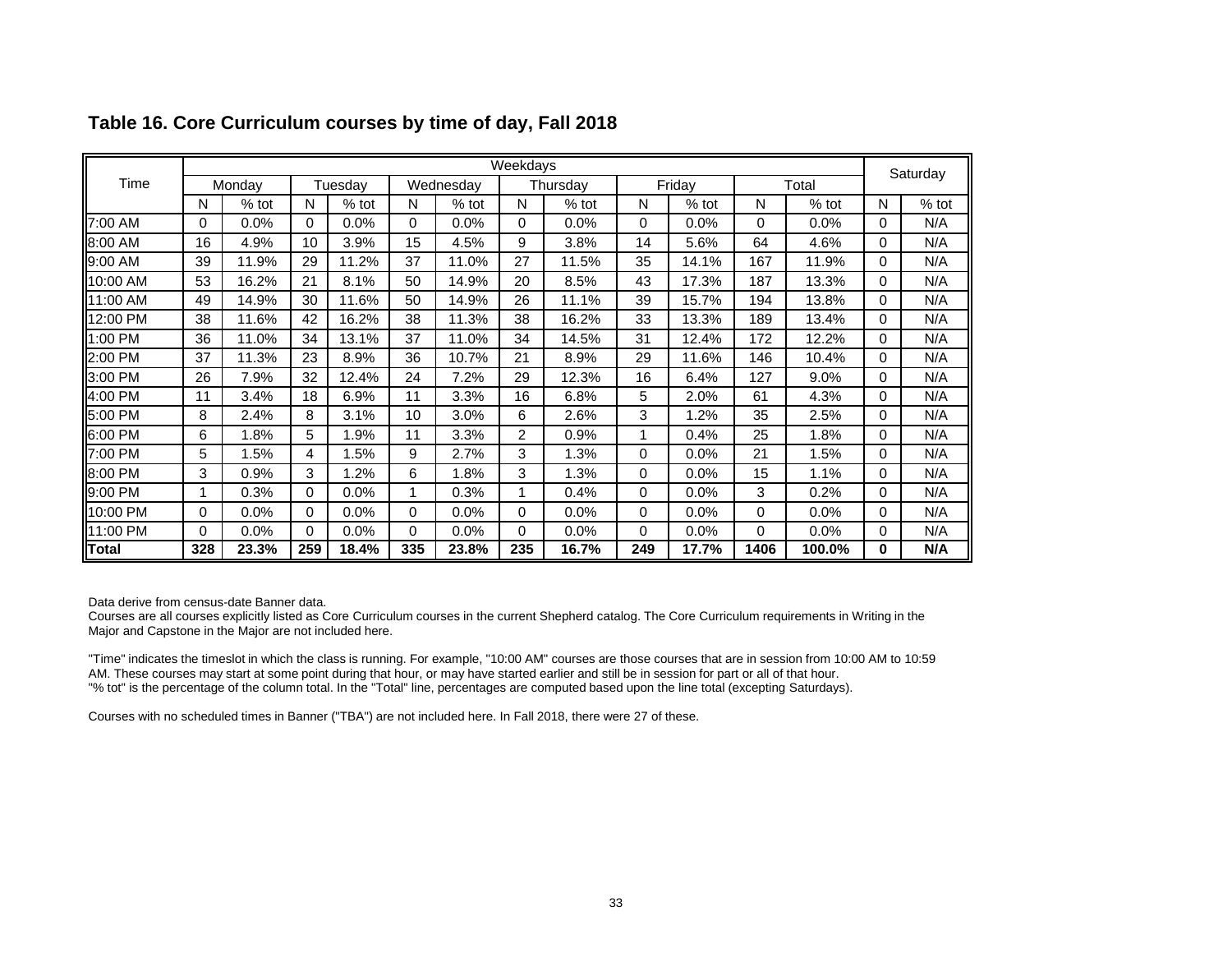## Table 16. Core Curriculum courses by time of day, Fall 2018

| Time | Weekdays | | | | | | | | | | | | Saturday | |
|---|---|---|---|---|---|---|---|---|---|---|---|---|---|---|
| | Monday | | Tuesday | | Wednesday | | Thursday | | Friday | | Total | | | |
| | N | % tot | N | % tot | N | % tot | N | % tot | N | % tot | N | % tot | N | % tot |
| 7:00 AM | 0 | 0.0% | 0 | 0.0% | 0 | 0.0% | 0 | 0.0% | 0 | 0.0% | 0 | 0.0% | 0 | N/A |
| 8:00 AM | 16 | 4.9% | 10 | 3.9% | 15 | 4.5% | 9 | 3.8% | 14 | 5.6% | 64 | 4.6% | 0 | N/A |
| 9:00 AM | 39 | 11.9% | 29 | 11.2% | 37 | 11.0% | 27 | 11.5% | 35 | 14.1% | 167 | 11.9% | 0 | N/A |
| 10:00 AM | 53 | 16.2% | 21 | 8.1% | 50 | 14.9% | 20 | 8.5% | 43 | 17.3% | 187 | 13.3% | 0 | N/A |
| 11:00 AM | 49 | 14.9% | 30 | 11.6% | 50 | 14.9% | 26 | 11.1% | 39 | 15.7% | 194 | 13.8% | 0 | N/A |
| 12:00 PM | 38 | 11.6% | 42 | 16.2% | 38 | 11.3% | 38 | 16.2% | 33 | 13.3% | 189 | 13.4% | 0 | N/A |
| 1:00 PM | 36 | 11.0% | 34 | 13.1% | 37 | 11.0% | 34 | 14.5% | 31 | 12.4% | 172 | 12.2% | 0 | N/A |
| 2:00 PM | 37 | 11.3% | 23 | 8.9% | 36 | 10.7% | 21 | 8.9% | 29 | 11.6% | 146 | 10.4% | 0 | N/A |
| 3:00 PM | 26 | 7.9% | 32 | 12.4% | 24 | 7.2% | 29 | 12.3% | 16 | 6.4% | 127 | 9.0% | 0 | N/A |
| 4:00 PM | 11 | 3.4% | 18 | 6.9% | 11 | 3.3% | 16 | 6.8% | 5 | 2.0% | 61 | 4.3% | 0 | N/A |
| 5:00 PM | 8 | 2.4% | 8 | 3.1% | 10 | 3.0% | 6 | 2.6% | 3 | 1.2% | 35 | 2.5% | 0 | N/A |
| 6:00 PM | 6 | 1.8% | 5 | 1.9% | 11 | 3.3% | 2 | 0.9% | 1 | 0.4% | 25 | 1.8% | 0 | N/A |
| 7:00 PM | 5 | 1.5% | 4 | 1.5% | 9 | 2.7% | 3 | 1.3% | 0 | 0.0% | 21 | 1.5% | 0 | N/A |
| 8:00 PM | 3 | 0.9% | 3 | 1.2% | 6 | 1.8% | 3 | 1.3% | 0 | 0.0% | 15 | 1.1% | 0 | N/A |
| 9:00 PM | 1 | 0.3% | 0 | 0.0% | 1 | 0.3% | 1 | 0.4% | 0 | 0.0% | 3 | 0.2% | 0 | N/A |
| 10:00 PM | 0 | 0.0% | 0 | 0.0% | 0 | 0.0% | 0 | 0.0% | 0 | 0.0% | 0 | 0.0% | 0 | N/A |
| 11:00 PM | 0 | 0.0% | 0 | 0.0% | 0 | 0.0% | 0 | 0.0% | 0 | 0.0% | 0 | 0.0% | 0 | N/A |
| **Total** | **328** | **23.3%** | **259** | **18.4%** | **335** | **23.8%** | **235** | **16.7%** | **249** | **17.7%** | **1406** | **100.0%** | **0** | **N/A** |

Data derive from census-date Banner data.
Courses are all courses explicitly listed as Core Curriculum courses in the current Shepherd catalog. The Core Curriculum requirements in Writing in the Major and Capstone in the Major are not included here.

"Time" indicates the timeslot in which the class is running. For example, "10:00 AM" courses are those courses that are in session from 10:00 AM to 10:59 AM. These courses may start at some point during that hour, or may have started earlier and still be in session for part or all of that hour.
"% tot" is the percentage of the column total. In the "Total" line, percentages are computed based upon the line total (excepting Saturdays).

Courses with no scheduled times in Banner ("TBA") are not included here. In Fall 2018, there were 27 of these.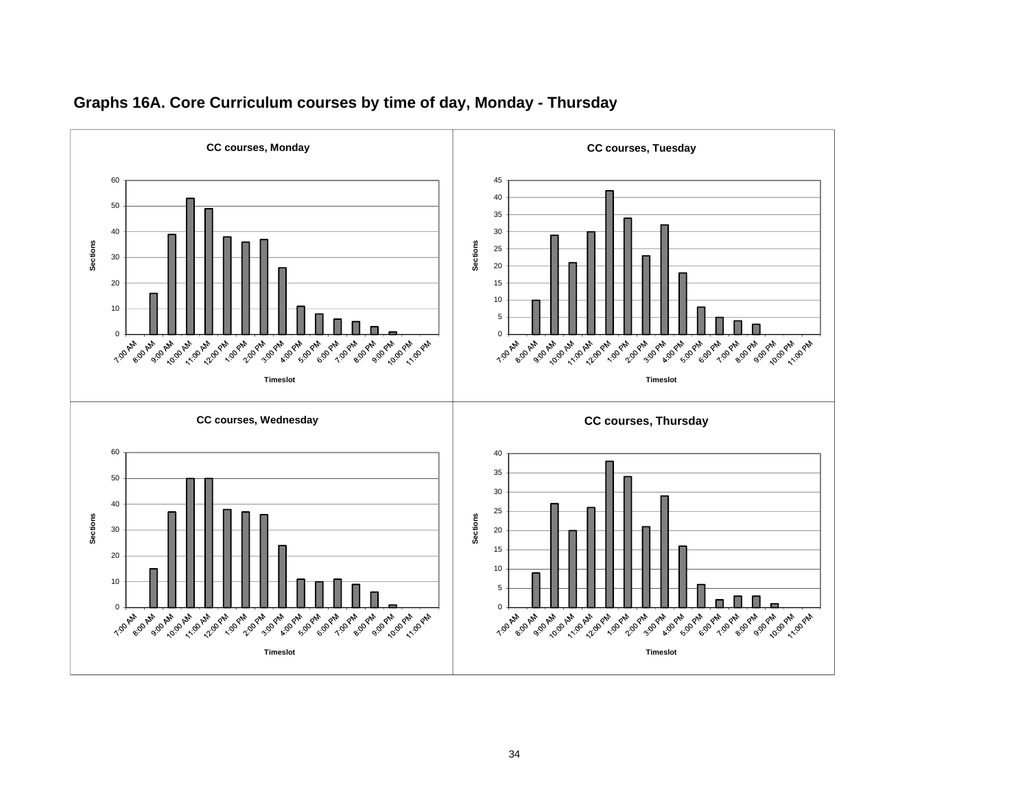## Graphs 16A. Core Curriculum courses by time of day, Monday - Thursday

**CC courses, Monday**

| Timeslot | Sections |
|---|---|
| 7:00 AM | 0 |
| 8:00 AM | 16 |
| 9:00 AM | 39 |
| 10:00 AM | 53 |
| 11:00 AM | 49 |
| 12:00 PM | 38 |
| 1:00 PM | 36 |
| 2:00 PM | 37 |
| 3:00 PM | 26 |
| 4:00 PM | 11 |
| 5:00 PM | 8 |
| 6:00 PM | 6 |
| 7:00 PM | 5 |
| 8:00 PM | 3 |
| 9:00 PM | 1 |
| 10:00 PM | 0 |
| 11:00 PM | 0 |

**CC courses, Tuesday**

| Timeslot | Sections |
|---|---|
| 7:00 AM | 0 |
| 8:00 AM | 10 |
| 9:00 AM | 29 |
| 10:00 AM | 21 |
| 11:00 AM | 30 |
| 12:00 PM | 42 |
| 1:00 PM | 34 |
| 2:00 PM | 23 |
| 3:00 PM | 32 |
| 4:00 PM | 18 |
| 5:00 PM | 8 |
| 6:00 PM | 5 |
| 7:00 PM | 4 |
| 8:00 PM | 3 |
| 9:00 PM | 0 |
| 10:00 PM | 0 |
| 11:00 PM | 0 |

**CC courses, Wednesday**

| Timeslot | Sections |
|---|---|
| 7:00 AM | 0 |
| 8:00 AM | 15 |
| 9:00 AM | 37 |
| 10:00 AM | 50 |
| 11:00 AM | 50 |
| 12:00 PM | 38 |
| 1:00 PM | 37 |
| 2:00 PM | 36 |
| 3:00 PM | 24 |
| 4:00 PM | 11 |
| 5:00 PM | 10 |
| 6:00 PM | 11 |
| 7:00 PM | 9 |
| 8:00 PM | 6 |
| 9:00 PM | 1 |
| 10:00 PM | 0 |
| 11:00 PM | 0 |

**CC courses, Thursday**

| Timeslot | Sections |
|---|---|
| 7:00 AM | 0 |
| 8:00 AM | 9 |
| 9:00 AM | 27 |
| 10:00 AM | 20 |
| 11:00 AM | 26 |
| 12:00 PM | 38 |
| 1:00 PM | 34 |
| 2:00 PM | 21 |
| 3:00 PM | 29 |
| 4:00 PM | 16 |
| 5:00 PM | 6 |
| 6:00 PM | 2 |
| 7:00 PM | 3 |
| 8:00 PM | 3 |
| 9:00 PM | 1 |
| 10:00 PM | 0 |
| 11:00 PM | 0 |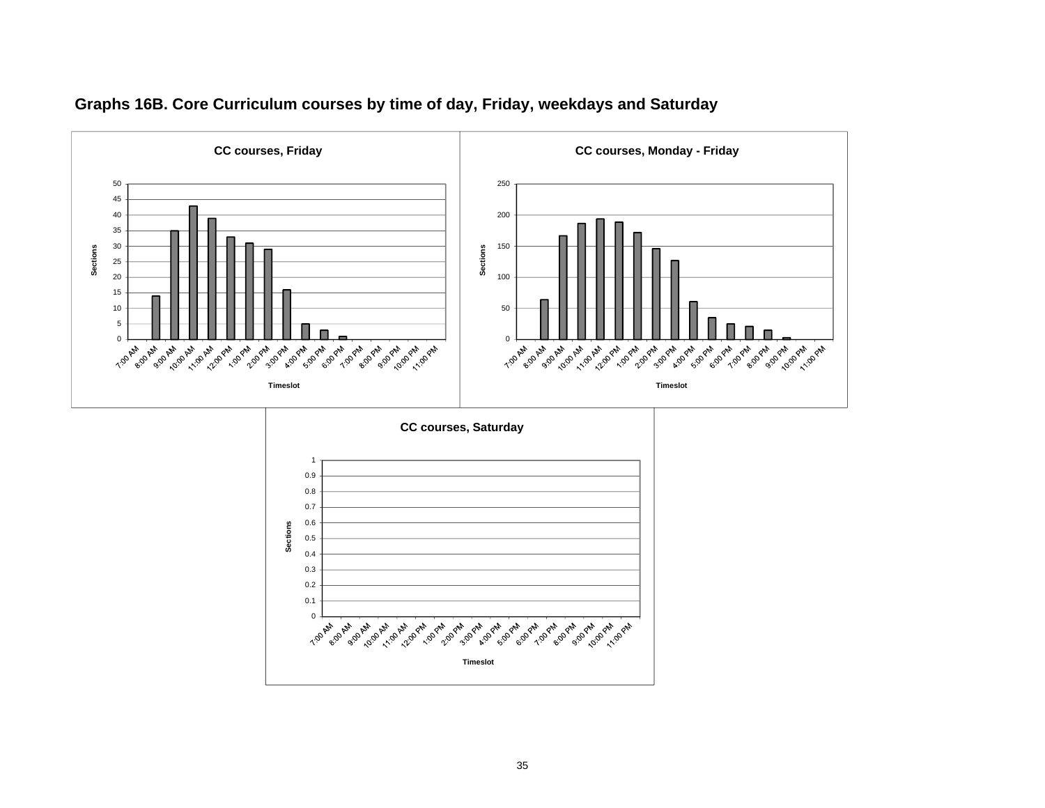## Graphs 16B. Core Curriculum courses by time of day, Friday, weekdays and Saturday

**CC courses, Friday**

| Timeslot | Sections |
|---|---|
| 7:00 AM | 0 |
| 8:00 AM | 14 |
| 9:00 AM | 35 |
| 10:00 AM | 43 |
| 11:00 AM | 39 |
| 12:00 PM | 33 |
| 1:00 PM | 31 |
| 2:00 PM | 29 |
| 3:00 PM | 16 |
| 4:00 PM | 5 |
| 5:00 PM | 3 |
| 6:00 PM | 1 |
| 7:00 PM | 0 |
| 8:00 PM | 0 |
| 9:00 PM | 0 |
| 10:00 PM | 0 |
| 11:00 PM | 0 |

**CC courses, Monday - Friday**

| Timeslot | Sections |
|---|---|
| 7:00 AM | 0 |
| 8:00 AM | 64 |
| 9:00 AM | 167 |
| 10:00 AM | 187 |
| 11:00 AM | 194 |
| 12:00 PM | 189 |
| 1:00 PM | 172 |
| 2:00 PM | 146 |
| 3:00 PM | 127 |
| 4:00 PM | 61 |
| 5:00 PM | 35 |
| 6:00 PM | 25 |
| 7:00 PM | 21 |
| 8:00 PM | 15 |
| 9:00 PM | 3 |
| 10:00 PM | 0 |
| 11:00 PM | 0 |

**CC courses, Saturday**

| Timeslot | Sections |
|---|---|
| 7:00 AM | 0 |
| 8:00 AM | 0 |
| 9:00 AM | 0 |
| 10:00 AM | 0 |
| 11:00 AM | 0 |
| 12:00 PM | 0 |
| 1:00 PM | 0 |
| 2:00 PM | 0 |
| 3:00 PM | 0 |
| 4:00 PM | 0 |
| 5:00 PM | 0 |
| 6:00 PM | 0 |
| 7:00 PM | 0 |
| 8:00 PM | 0 |
| 9:00 PM | 0 |
| 10:00 PM | 0 |
| 11:00 PM | 0 |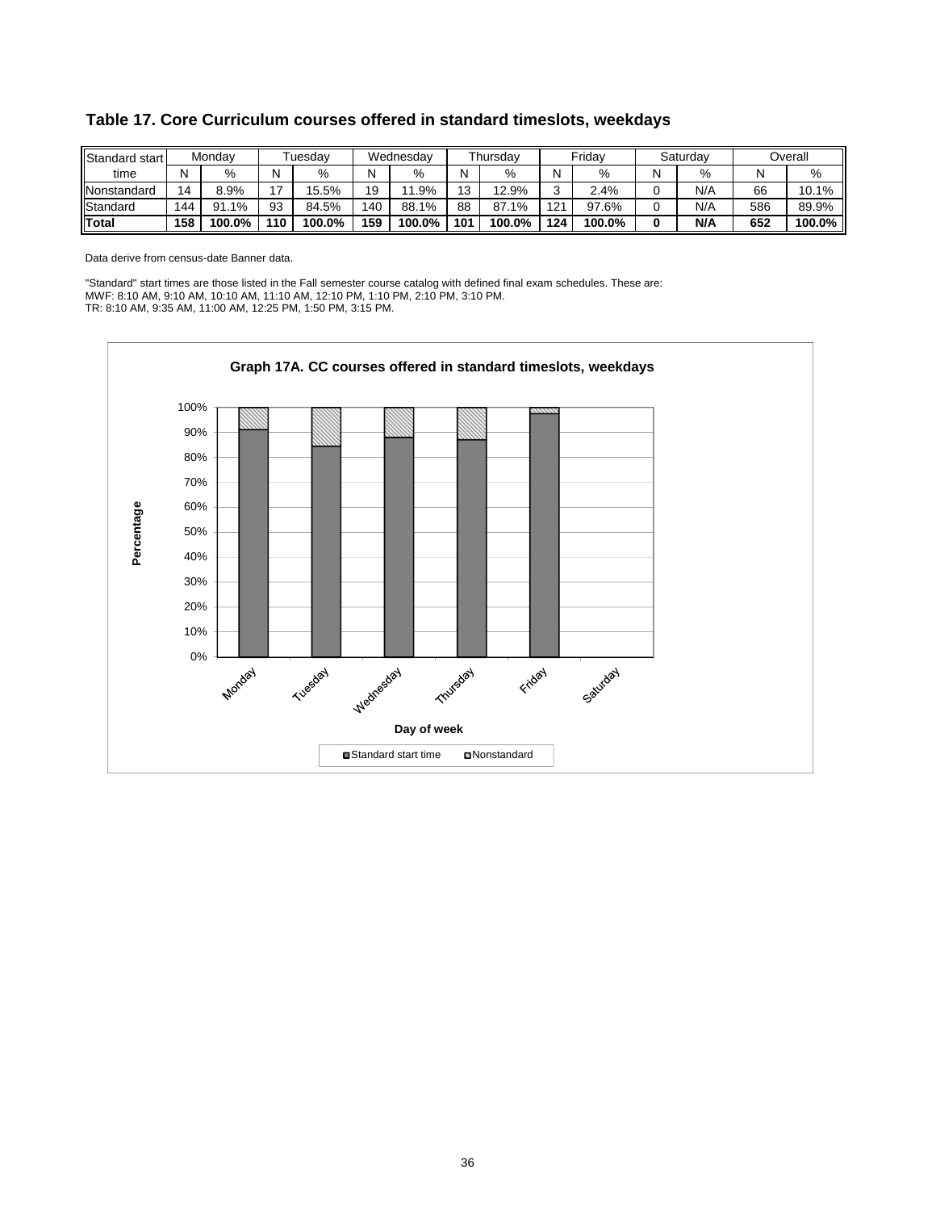### Table 17. Core Curriculum courses offered in standard timeslots, weekdays

| Standard start time | Monday | | Tuesday | | Wednesday | | Thursday | | Friday | | Saturday | | Overall | |
|---|---|---|---|---|---|---|---|---|---|---|---|---|---|---|
| | N | % | N | % | N | % | N | % | N | % | N | % | N | % |
| Nonstandard | 14 | 8.9% | 17 | 15.5% | 19 | 11.9% | 13 | 12.9% | 3 | 2.4% | 0 | N/A | 66 | 10.1% |
| Standard | 144 | 91.1% | 93 | 84.5% | 140 | 88.1% | 88 | 87.1% | 121 | 97.6% | 0 | N/A | 586 | 89.9% |
| **Total** | **158** | **100.0%** | **110** | **100.0%** | **159** | **100.0%** | **101** | **100.0%** | **124** | **100.0%** | **0** | **N/A** | **652** | **100.0%** |

Data derive from census-date Banner data.

"Standard" start times are those listed in the Fall semester course catalog with defined final exam schedules. These are:
MWF: 8:10 AM, 9:10 AM, 10:10 AM, 11:10 AM, 12:10 PM, 1:10 PM, 2:10 PM, 3:10 PM.
TR: 8:10 AM, 9:35 AM, 11:00 AM, 12:25 PM, 1:50 PM, 3:15 PM.

**Graph 17A. CC courses offered in standard timeslots, weekdays**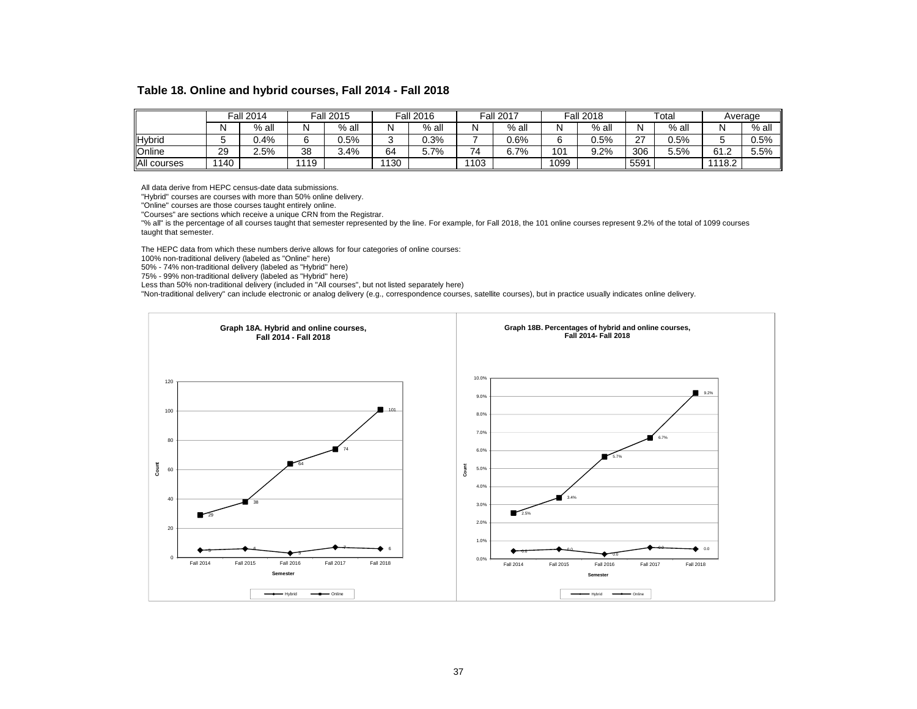## Table 18. Online and hybrid courses, Fall 2014 - Fall 2018

| | Fall 2014 | | Fall 2015 | | Fall 2016 | | Fall 2017 | | Fall 2018 | | Total | | Average | |
|---|---|---|---|---|---|---|---|---|---|---|---|---|---|---|
| | N | % all | N | % all | N | % all | N | % all | N | % all | N | % all | N | % all |
| Hybrid | 5 | 0.4% | 6 | 0.5% | 3 | 0.3% | 7 | 0.6% | 6 | 0.5% | 27 | 0.5% | 5 | 0.5% |
| Online | 29 | 2.5% | 38 | 3.4% | 64 | 5.7% | 74 | 6.7% | 101 | 9.2% | 306 | 5.5% | 61.2 | 5.5% |
| All courses | 1140 | | 1119 | | 1130 | | 1103 | | 1099 | | 5591 | | 1118.2 | |

All data derive from HEPC census-date data submissions.
"Hybrid" courses are courses with more than 50% online delivery.
"Online" courses are those courses taught entirely online.
"Courses" are sections which receive a unique CRN from the Registrar.
"% all" is the percentage of all courses taught that semester represented by the line. For example, for Fall 2018, the 101 online courses represent 9.2% of the total of 1099 courses taught that semester.

The HEPC data from which these numbers derive allows for four categories of online courses:
100% non-traditional delivery (labeled as "Online" here)
50% - 74% non-traditional delivery (labeled as "Hybrid" here)
75% - 99% non-traditional delivery (labeled as "Hybrid" here)
Less than 50% non-traditional delivery (included in "All courses", but not listed separately here)
"Non-traditional delivery" can include electronic or analog delivery (e.g., correspondence courses, satellite courses), but in practice usually indicates online delivery.

**Graph 18A. Hybrid and online courses, Fall 2014 - Fall 2018**

**Graph 18B. Percentages of hybrid and online courses, Fall 2014- Fall 2018**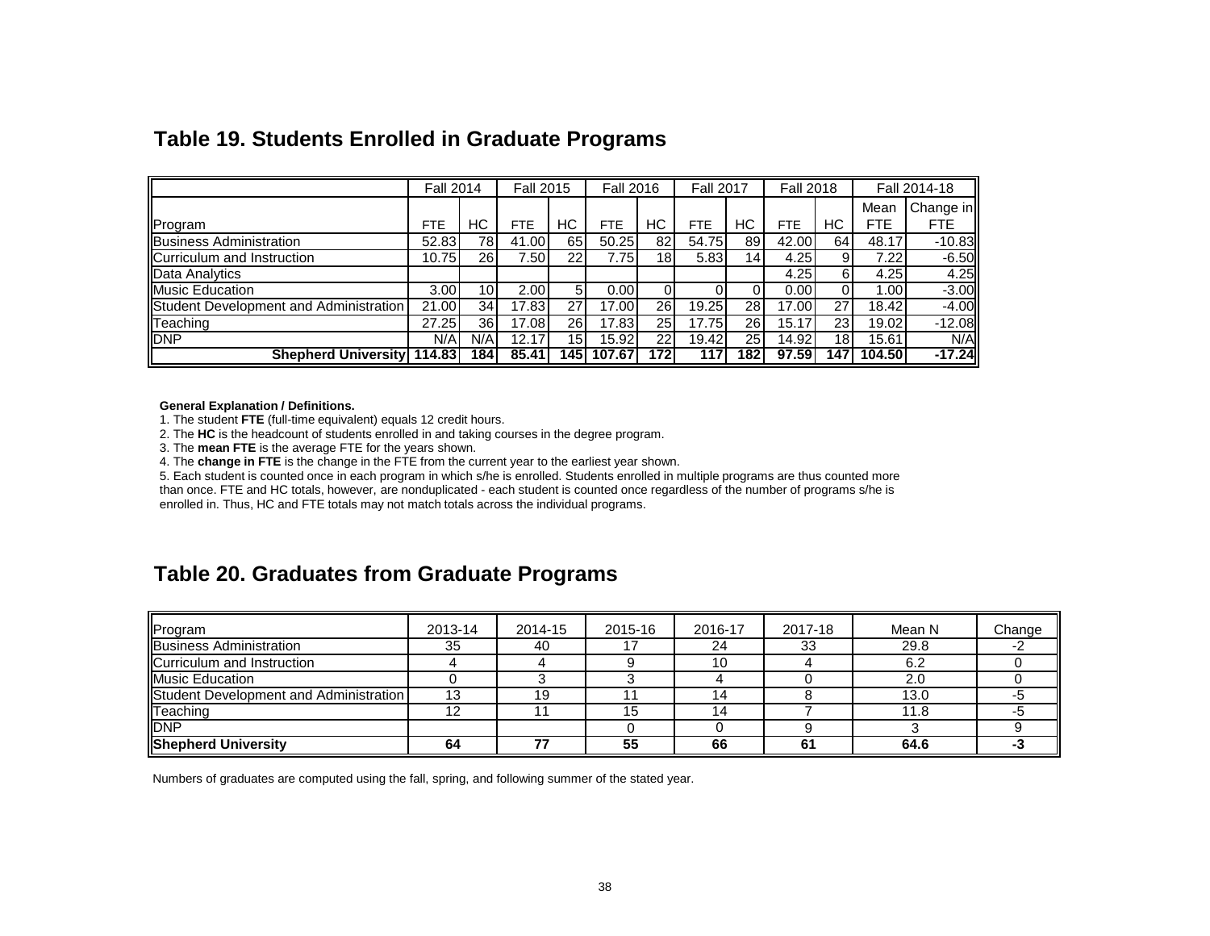## Table 19. Students Enrolled in Graduate Programs

| Program | Fall 2014 | | Fall 2015 | | Fall 2016 | | Fall 2017 | | Fall 2018 | | Fall 2014-18 | |
|---|---|---|---|---|---|---|---|---|---|---|---|---|
| | FTE | HC | FTE | HC | FTE | HC | FTE | HC | FTE | HC | Mean FTE | Change in FTE |
| Business Administration | 52.83 | 78 | 41.00 | 65 | 50.25 | 82 | 54.75 | 89 | 42.00 | 64 | 48.17 | -10.83 |
| Curriculum and Instruction | 10.75 | 26 | 7.50 | 22 | 7.75 | 18 | 5.83 | 14 | 4.25 | 9 | 7.22 | -6.50 |
| Data Analytics | | | | | | | | | 4.25 | 6 | 4.25 | 4.25 |
| Music Education | 3.00 | 10 | 2.00 | 5 | 0.00 | 0 | 0 | 0 | 0.00 | 0 | 1.00 | -3.00 |
| Student Development and Administration | 21.00 | 34 | 17.83 | 27 | 17.00 | 26 | 19.25 | 28 | 17.00 | 27 | 18.42 | -4.00 |
| Teaching | 27.25 | 36 | 17.08 | 26 | 17.83 | 25 | 17.75 | 26 | 15.17 | 23 | 19.02 | -12.08 |
| DNP | N/A | N/A | 12.17 | 15 | 15.92 | 22 | 19.42 | 25 | 14.92 | 18 | 15.61 | N/A |
| **Shepherd University** | **114.83** | **184** | **85.41** | **145** | **107.67** | **172** | **117** | **182** | **97.59** | **147** | **104.50** | **-17.24** |

**General Explanation / Definitions.**

1. The student **FTE** (full-time equivalent) equals 12 credit hours.
2. The **HC** is the headcount of students enrolled in and taking courses in the degree program.
3. The **mean FTE** is the average FTE for the years shown.
4. The **change in FTE** is the change in the FTE from the current year to the earliest year shown.
5. Each student is counted once in each program in which s/he is enrolled. Students enrolled in multiple programs are thus counted more than once. FTE and HC totals, however, are nonduplicated - each student is counted once regardless of the number of programs s/he is enrolled in. Thus, HC and FTE totals may not match totals across the individual programs.

## Table 20. Graduates from Graduate Programs

| Program | 2013-14 | 2014-15 | 2015-16 | 2016-17 | 2017-18 | Mean N | Change |
|---|---|---|---|---|---|---|---|
| Business Administration | 35 | 40 | 17 | 24 | 33 | 29.8 | -2 |
| Curriculum and Instruction | 4 | 4 | 9 | 10 | 4 | 6.2 | 0 |
| Music Education | 0 | 3 | 3 | 4 | 0 | 2.0 | 0 |
| Student Development and Administration | 13 | 19 | 11 | 14 | 8 | 13.0 | -5 |
| Teaching | 12 | 11 | 15 | 14 | 7 | 11.8 | -5 |
| DNP | | | 0 | 0 | 9 | 3 | 9 |
| **Shepherd University** | **64** | **77** | **55** | **66** | **61** | **64.6** | **-3** |

Numbers of graduates are computed using the fall, spring, and following summer of the stated year.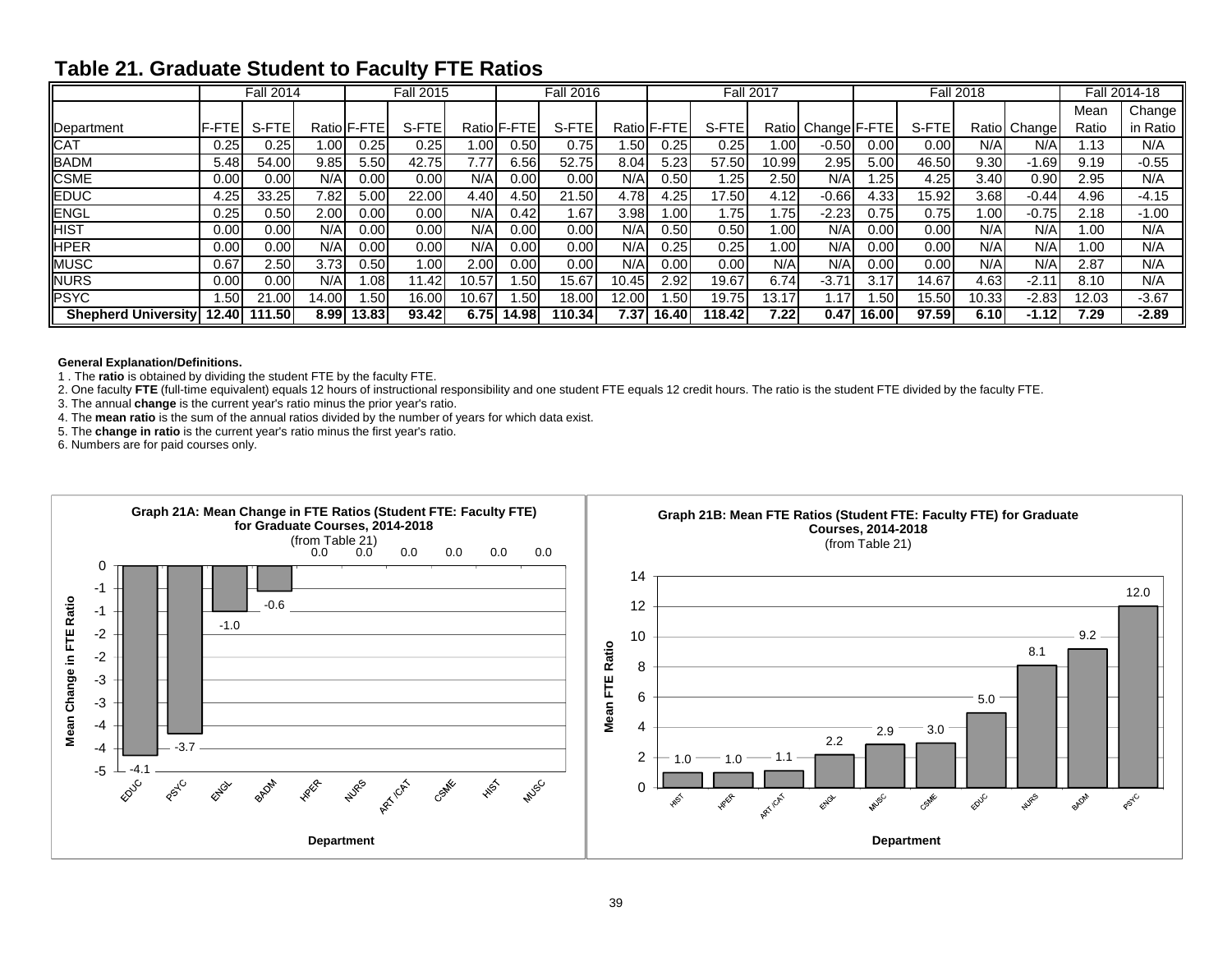## Table 21. Graduate Student to Faculty FTE Ratios

| | Fall 2014 | | | Fall 2015 | | | Fall 2016 | | | Fall 2017 | | | | Fall 2018 | | | | Fall 2014-18 | |
|---|---|---|---|---|---|---|---|---|---|---|---|---|---|---|---|---|---|---|---|
| Department | F-FTE | S-FTE | Ratio | F-FTE | S-FTE | Ratio | F-FTE | S-FTE | Ratio | F-FTE | S-FTE | Ratio | Change | F-FTE | S-FTE | Ratio | Change | Mean Ratio | Change in Ratio |
| CAT | 0.25 | 0.25 | 1.00 | 0.25 | 0.25 | 1.00 | 0.50 | 0.75 | 1.50 | 0.25 | 0.25 | 1.00 | -0.50 | 0.00 | 0.00 | N/A | N/A | 1.13 | N/A |
| BADM | 5.48 | 54.00 | 9.85 | 5.50 | 42.75 | 7.77 | 6.56 | 52.75 | 8.04 | 5.23 | 57.50 | 10.99 | 2.95 | 5.00 | 46.50 | 9.30 | -1.69 | 9.19 | -0.55 |
| CSME | 0.00 | 0.00 | N/A | 0.00 | 0.00 | N/A | 0.00 | 0.00 | N/A | 0.50 | 1.25 | 2.50 | N/A | 1.25 | 4.25 | 3.40 | 0.90 | 2.95 | N/A |
| EDUC | 4.25 | 33.25 | 7.82 | 5.00 | 22.00 | 4.40 | 4.50 | 21.50 | 4.78 | 4.25 | 17.50 | 4.12 | -0.66 | 4.33 | 15.92 | 3.68 | -0.44 | 4.96 | -4.15 |
| ENGL | 0.25 | 0.50 | 2.00 | 0.00 | 0.00 | N/A | 0.42 | 1.67 | 3.98 | 1.00 | 1.75 | 1.75 | -2.23 | 0.75 | 0.75 | 1.00 | -0.75 | 2.18 | -1.00 |
| HIST | 0.00 | 0.00 | N/A | 0.00 | 0.00 | N/A | 0.00 | 0.00 | N/A | 0.50 | 0.50 | 1.00 | N/A | 0.00 | 0.00 | N/A | N/A | 1.00 | N/A |
| HPER | 0.00 | 0.00 | N/A | 0.00 | 0.00 | N/A | 0.00 | 0.00 | N/A | 0.25 | 0.25 | 1.00 | N/A | 0.00 | 0.00 | N/A | N/A | 1.00 | N/A |
| MUSC | 0.67 | 2.50 | 3.73 | 0.50 | 1.00 | 2.00 | 0.00 | 0.00 | N/A | 0.00 | 0.00 | N/A | N/A | 0.00 | 0.00 | N/A | N/A | 2.87 | N/A |
| NURS | 0.00 | 0.00 | N/A | 1.08 | 11.42 | 10.57 | 1.50 | 15.67 | 10.45 | 2.92 | 19.67 | 6.74 | -3.71 | 3.17 | 14.67 | 4.63 | -2.11 | 8.10 | N/A |
| PSYC | 1.50 | 21.00 | 14.00 | 1.50 | 16.00 | 10.67 | 1.50 | 18.00 | 12.00 | 1.50 | 19.75 | 13.17 | 1.17 | 1.50 | 15.50 | 10.33 | -2.83 | 12.03 | -3.67 |
| **Shepherd University** | **12.40** | **111.50** | **8.99** | **13.83** | **93.42** | **6.75** | **14.98** | **110.34** | **7.37** | **16.40** | **118.42** | **7.22** | **0.47** | **16.00** | **97.59** | **6.10** | **-1.12** | **7.29** | **-2.89** |

**General Explanation/Definitions.**

1 . The **ratio** is obtained by dividing the student FTE by the faculty FTE.
2. One faculty **FTE** (full-time equivalent) equals 12 hours of instructional responsibility and one student FTE equals 12 credit hours. The ratio is the student FTE divided by the faculty FTE.
3. The annual **change** is the current year's ratio minus the prior year's ratio.
4. The **mean ratio** is the sum of the annual ratios divided by the number of years for which data exist.
5. The **change in ratio** is the current year's ratio minus the first year's ratio.
6. Numbers are for paid courses only.

**Graph 21A: Mean Change in FTE Ratios (Student FTE: Faculty FTE) for Graduate Courses, 2014-2018**
(from Table 21)

| Department | Mean Change in FTE Ratio |
|---|---|
| EDUC | -4.1 |
| PSYC | -3.7 |
| ENGL | -1.0 |
| BADM | -0.6 |
| HPER | 0.0 |
| NURS | 0.0 |
| ART /CAT | 0.0 |
| CSME | 0.0 |
| HIST | 0.0 |
| MUSC | 0.0 |

**Graph 21B: Mean FTE Ratios (Student FTE: Faculty FTE) for Graduate Courses, 2014-2018**
(from Table 21)

| Department | Mean FTE Ratio |
|---|---|
| HIST | 1.0 |
| HPER | 1.0 |
| ART /CAT | 1.1 |
| ENGL | 2.2 |
| MUSC | 2.9 |
| CSME | 3.0 |
| EDUC | 5.0 |
| NURS | 8.1 |
| BADM | 9.2 |
| PSYC | 12.0 |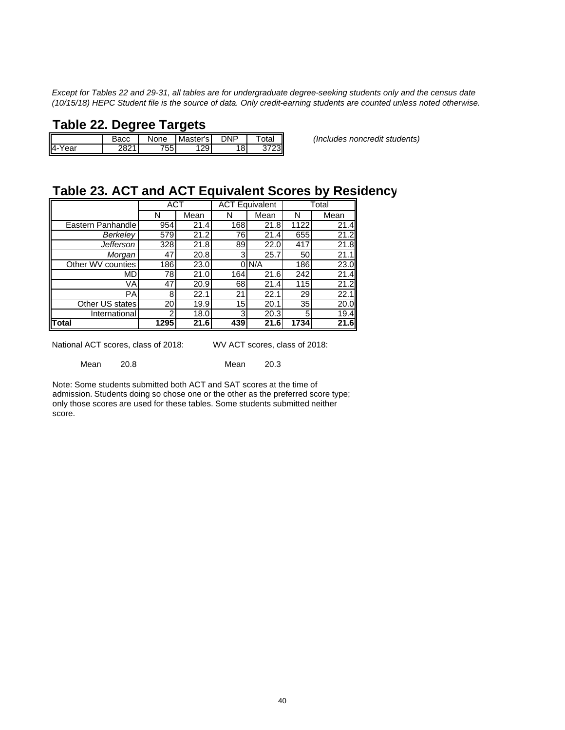*Except for Tables 22 and 29-31, all tables are for undergraduate degree-seeking students only and the census date (10/15/18) HEPC Student file is the source of data. Only credit-earning students are counted unless noted otherwise.*

## Table 22. Degree Targets

*(Includes noncredit students)*

| | Bacc | None | Master's | DNP | Total |
|---|---|---|---|---|---|
| 4-Year | 2821 | 755 | 129 | 18 | 3723 |

## Table 23. ACT and ACT Equivalent Scores by Residency

| | ACT | | ACT Equivalent | | Total | |
|---|---|---|---|---|---|---|
| | N | Mean | N | Mean | N | Mean |
| Eastern Panhandle | 954 | 21.4 | 168 | 21.8 | 1122 | 21.4 |
| *Berkeley* | 579 | 21.2 | 76 | 21.4 | 655 | 21.2 |
| *Jefferson* | 328 | 21.8 | 89 | 22.0 | 417 | 21.8 |
| *Morgan* | 47 | 20.8 | 3 | 25.7 | 50 | 21.1 |
| Other WV counties | 186 | 23.0 | 0 | N/A | 186 | 23.0 |
| MD | 78 | 21.0 | 164 | 21.6 | 242 | 21.4 |
| VA | 47 | 20.9 | 68 | 21.4 | 115 | 21.2 |
| PA | 8 | 22.1 | 21 | 22.1 | 29 | 22.1 |
| Other US states | 20 | 19.9 | 15 | 20.1 | 35 | 20.0 |
| International | 2 | 18.0 | 3 | 20.3 | 5 | 19.4 |
| **Total** | **1295** | **21.6** | **439** | **21.6** | **1734** | **21.6** |

National ACT scores, class of 2018:

Mean 20.8

WV ACT scores, class of 2018:

Mean 20.3

Note: Some students submitted both ACT and SAT scores at the time of admission. Students doing so chose one or the other as the preferred score type; only those scores are used for these tables. Some students submitted neither score.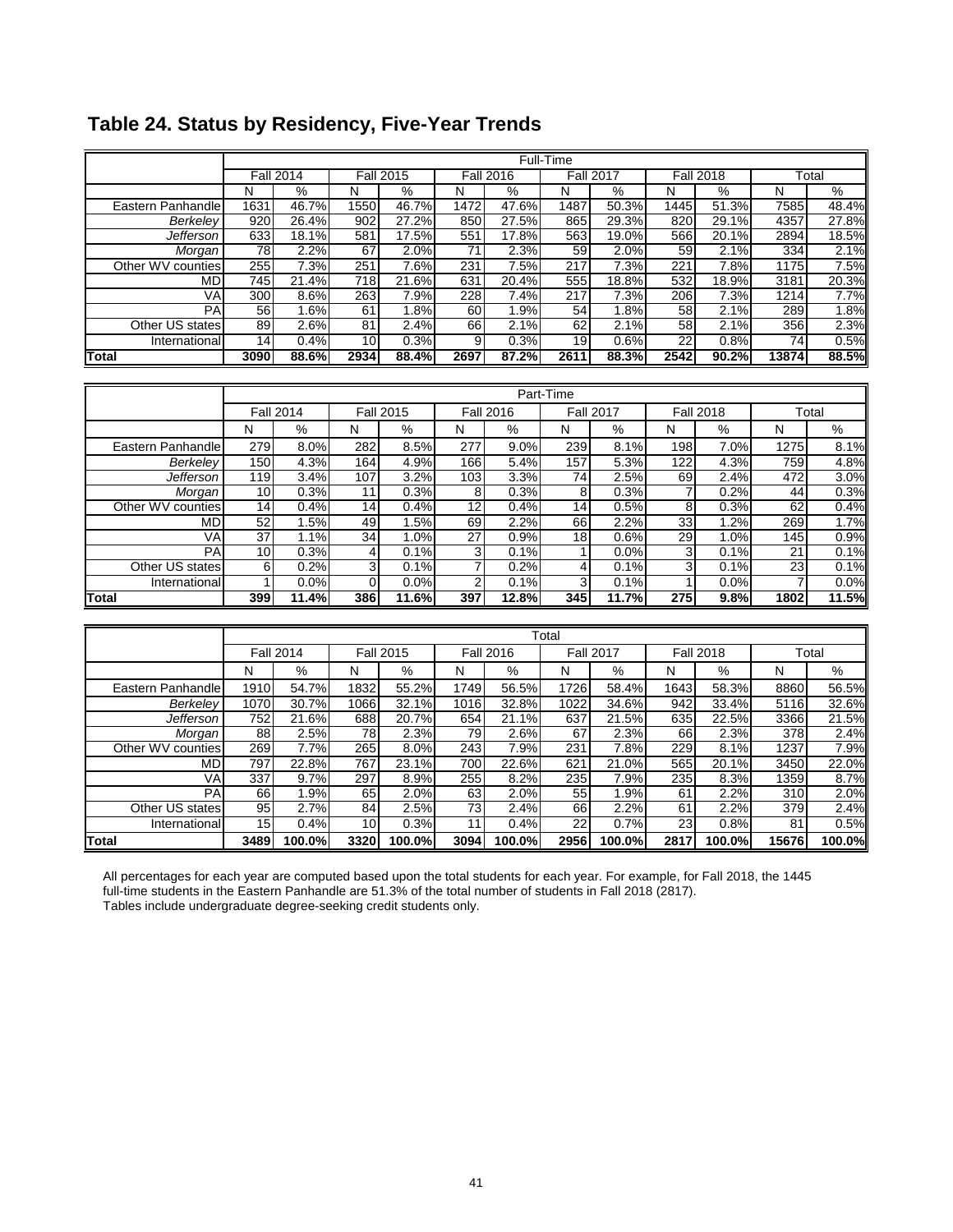## Table 24. Status by Residency, Five-Year Trends

| | Full-Time | | | | | | | | | | | |
|---|---|---|---|---|---|---|---|---|---|---|---|---|
| | Fall 2014 | | Fall 2015 | | Fall 2016 | | Fall 2017 | | Fall 2018 | | Total | |
| | N | % | N | % | N | % | N | % | N | % | N | % |
| Eastern Panhandle | 1631 | 46.7% | 1550 | 46.7% | 1472 | 47.6% | 1487 | 50.3% | 1445 | 51.3% | 7585 | 48.4% |
| *Berkeley* | 920 | 26.4% | 902 | 27.2% | 850 | 27.5% | 865 | 29.3% | 820 | 29.1% | 4357 | 27.8% |
| *Jefferson* | 633 | 18.1% | 581 | 17.5% | 551 | 17.8% | 563 | 19.0% | 566 | 20.1% | 2894 | 18.5% |
| *Morgan* | 78 | 2.2% | 67 | 2.0% | 71 | 2.3% | 59 | 2.0% | 59 | 2.1% | 334 | 2.1% |
| Other WV counties | 255 | 7.3% | 251 | 7.6% | 231 | 7.5% | 217 | 7.3% | 221 | 7.8% | 1175 | 7.5% |
| MD | 745 | 21.4% | 718 | 21.6% | 631 | 20.4% | 555 | 18.8% | 532 | 18.9% | 3181 | 20.3% |
| VA | 300 | 8.6% | 263 | 7.9% | 228 | 7.4% | 217 | 7.3% | 206 | 7.3% | 1214 | 7.7% |
| PA | 56 | 1.6% | 61 | 1.8% | 60 | 1.9% | 54 | 1.8% | 58 | 2.1% | 289 | 1.8% |
| Other US states | 89 | 2.6% | 81 | 2.4% | 66 | 2.1% | 62 | 2.1% | 58 | 2.1% | 356 | 2.3% |
| International | 14 | 0.4% | 10 | 0.3% | 9 | 0.3% | 19 | 0.6% | 22 | 0.8% | 74 | 0.5% |
| **Total** | **3090** | **88.6%** | **2934** | **88.4%** | **2697** | **87.2%** | **2611** | **88.3%** | **2542** | **90.2%** | **13874** | **88.5%** |

| | Part-Time | | | | | | | | | | | |
|---|---|---|---|---|---|---|---|---|---|---|---|---|
| | Fall 2014 | | Fall 2015 | | Fall 2016 | | Fall 2017 | | Fall 2018 | | Total | |
| | N | % | N | % | N | % | N | % | N | % | N | % |
| Eastern Panhandle | 279 | 8.0% | 282 | 8.5% | 277 | 9.0% | 239 | 8.1% | 198 | 7.0% | 1275 | 8.1% |
| *Berkeley* | 150 | 4.3% | 164 | 4.9% | 166 | 5.4% | 157 | 5.3% | 122 | 4.3% | 759 | 4.8% |
| *Jefferson* | 119 | 3.4% | 107 | 3.2% | 103 | 3.3% | 74 | 2.5% | 69 | 2.4% | 472 | 3.0% |
| *Morgan* | 10 | 0.3% | 11 | 0.3% | 8 | 0.3% | 8 | 0.3% | 7 | 0.2% | 44 | 0.3% |
| Other WV counties | 14 | 0.4% | 14 | 0.4% | 12 | 0.4% | 14 | 0.5% | 8 | 0.3% | 62 | 0.4% |
| MD | 52 | 1.5% | 49 | 1.5% | 69 | 2.2% | 66 | 2.2% | 33 | 1.2% | 269 | 1.7% |
| VA | 37 | 1.1% | 34 | 1.0% | 27 | 0.9% | 18 | 0.6% | 29 | 1.0% | 145 | 0.9% |
| PA | 10 | 0.3% | 4 | 0.1% | 3 | 0.1% | 1 | 0.0% | 3 | 0.1% | 21 | 0.1% |
| Other US states | 6 | 0.2% | 3 | 0.1% | 7 | 0.2% | 4 | 0.1% | 3 | 0.1% | 23 | 0.1% |
| International | 1 | 0.0% | 0 | 0.0% | 2 | 0.1% | 3 | 0.1% | 1 | 0.0% | 7 | 0.0% |
| **Total** | **399** | **11.4%** | **386** | **11.6%** | **397** | **12.8%** | **345** | **11.7%** | **275** | **9.8%** | **1802** | **11.5%** |

| | Total | | | | | | | | | | | |
|---|---|---|---|---|---|---|---|---|---|---|---|---|
| | Fall 2014 | | Fall 2015 | | Fall 2016 | | Fall 2017 | | Fall 2018 | | Total | |
| | N | % | N | % | N | % | N | % | N | % | N | % |
| Eastern Panhandle | 1910 | 54.7% | 1832 | 55.2% | 1749 | 56.5% | 1726 | 58.4% | 1643 | 58.3% | 8860 | 56.5% |
| *Berkeley* | 1070 | 30.7% | 1066 | 32.1% | 1016 | 32.8% | 1022 | 34.6% | 942 | 33.4% | 5116 | 32.6% |
| *Jefferson* | 752 | 21.6% | 688 | 20.7% | 654 | 21.1% | 637 | 21.5% | 635 | 22.5% | 3366 | 21.5% |
| *Morgan* | 88 | 2.5% | 78 | 2.3% | 79 | 2.6% | 67 | 2.3% | 66 | 2.3% | 378 | 2.4% |
| Other WV counties | 269 | 7.7% | 265 | 8.0% | 243 | 7.9% | 231 | 7.8% | 229 | 8.1% | 1237 | 7.9% |
| MD | 797 | 22.8% | 767 | 23.1% | 700 | 22.6% | 621 | 21.0% | 565 | 20.1% | 3450 | 22.0% |
| VA | 337 | 9.7% | 297 | 8.9% | 255 | 8.2% | 235 | 7.9% | 235 | 8.3% | 1359 | 8.7% |
| PA | 66 | 1.9% | 65 | 2.0% | 63 | 2.0% | 55 | 1.9% | 61 | 2.2% | 310 | 2.0% |
| Other US states | 95 | 2.7% | 84 | 2.5% | 73 | 2.4% | 66 | 2.2% | 61 | 2.2% | 379 | 2.4% |
| International | 15 | 0.4% | 10 | 0.3% | 11 | 0.4% | 22 | 0.7% | 23 | 0.8% | 81 | 0.5% |
| **Total** | **3489** | **100.0%** | **3320** | **100.0%** | **3094** | **100.0%** | **2956** | **100.0%** | **2817** | **100.0%** | **15676** | **100.0%** |

All percentages for each year are computed based upon the total students for each year. For example, for Fall 2018, the 1445 full-time students in the Eastern Panhandle are 51.3% of the total number of students in Fall 2018 (2817).
Tables include undergraduate degree-seeking credit students only.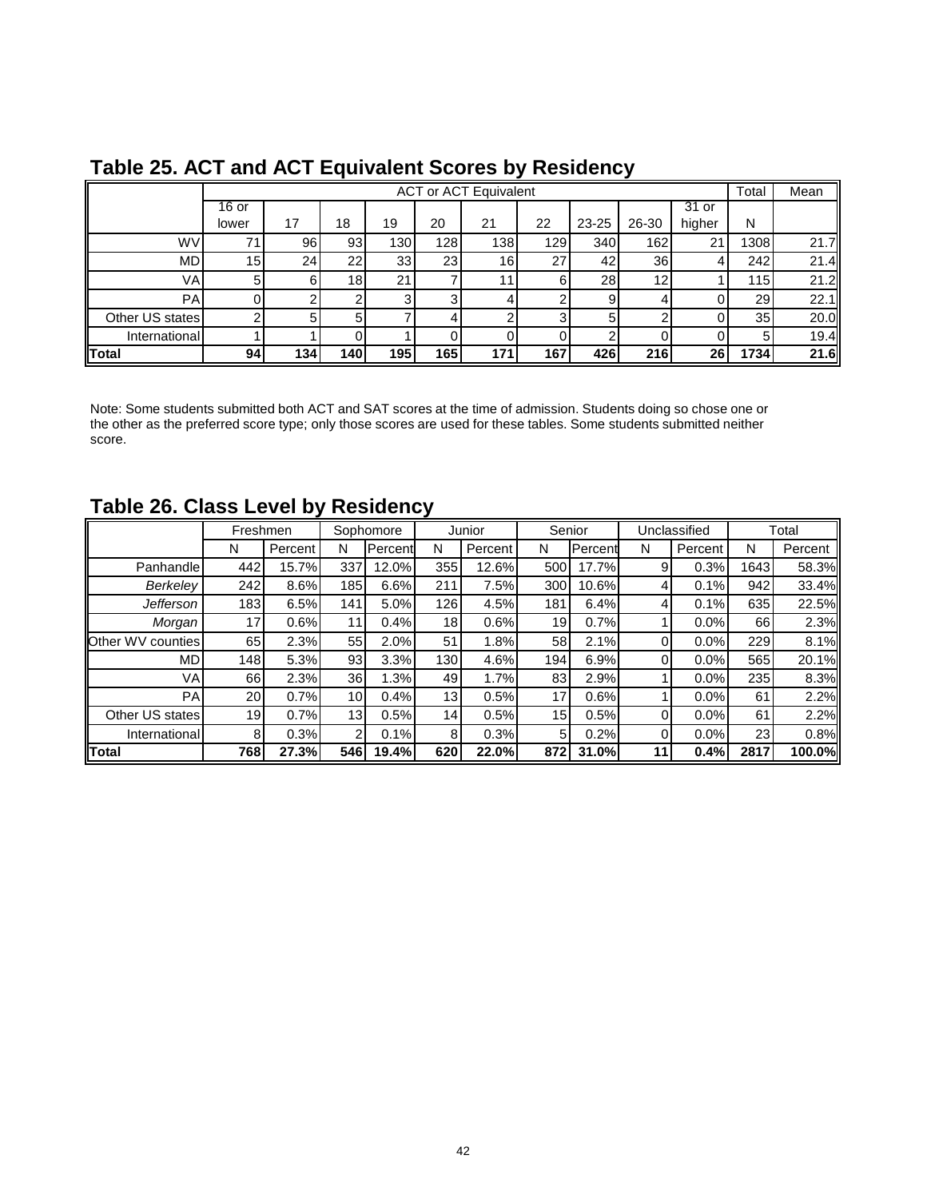## Table 25. ACT and ACT Equivalent Scores by Residency

| | ACT or ACT Equivalent | | | | | | | | | | Total | Mean |
|---|---|---|---|---|---|---|---|---|---|---|---|---|
| | 16 or lower | 17 | 18 | 19 | 20 | 21 | 22 | 23-25 | 26-30 | 31 or higher | N | |
| WV | 71 | 96 | 93 | 130 | 128 | 138 | 129 | 340 | 162 | 21 | 1308 | 21.7 |
| MD | 15 | 24 | 22 | 33 | 23 | 16 | 27 | 42 | 36 | 4 | 242 | 21.4 |
| VA | 5 | 6 | 18 | 21 | 7 | 11 | 6 | 28 | 12 | 1 | 115 | 21.2 |
| PA | 0 | 2 | 2 | 3 | 3 | 4 | 2 | 9 | 4 | 0 | 29 | 22.1 |
| Other US states | 2 | 5 | 5 | 7 | 4 | 2 | 3 | 5 | 2 | 0 | 35 | 20.0 |
| International | 1 | 1 | 0 | 1 | 0 | 0 | 0 | 2 | 0 | 0 | 5 | 19.4 |
| **Total** | **94** | **134** | **140** | **195** | **165** | **171** | **167** | **426** | **216** | **26** | **1734** | **21.6** |

Note: Some students submitted both ACT and SAT scores at the time of admission. Students doing so chose one or the other as the preferred score type; only those scores are used for these tables. Some students submitted neither score.

## Table 26. Class Level by Residency

| | Freshmen | | Sophomore | | Junior | | Senior | | Unclassified | | Total | |
|---|---|---|---|---|---|---|---|---|---|---|---|---|
| | N | Percent | N | Percent | N | Percent | N | Percent | N | Percent | N | Percent |
| Panhandle | 442 | 15.7% | 337 | 12.0% | 355 | 12.6% | 500 | 17.7% | 9 | 0.3% | 1643 | 58.3% |
| *Berkeley* | 242 | 8.6% | 185 | 6.6% | 211 | 7.5% | 300 | 10.6% | 4 | 0.1% | 942 | 33.4% |
| *Jefferson* | 183 | 6.5% | 141 | 5.0% | 126 | 4.5% | 181 | 6.4% | 4 | 0.1% | 635 | 22.5% |
| *Morgan* | 17 | 0.6% | 11 | 0.4% | 18 | 0.6% | 19 | 0.7% | 1 | 0.0% | 66 | 2.3% |
| Other WV counties | 65 | 2.3% | 55 | 2.0% | 51 | 1.8% | 58 | 2.1% | 0 | 0.0% | 229 | 8.1% |
| MD | 148 | 5.3% | 93 | 3.3% | 130 | 4.6% | 194 | 6.9% | 0 | 0.0% | 565 | 20.1% |
| VA | 66 | 2.3% | 36 | 1.3% | 49 | 1.7% | 83 | 2.9% | 1 | 0.0% | 235 | 8.3% |
| PA | 20 | 0.7% | 10 | 0.4% | 13 | 0.5% | 17 | 0.6% | 1 | 0.0% | 61 | 2.2% |
| Other US states | 19 | 0.7% | 13 | 0.5% | 14 | 0.5% | 15 | 0.5% | 0 | 0.0% | 61 | 2.2% |
| International | 8 | 0.3% | 2 | 0.1% | 8 | 0.3% | 5 | 0.2% | 0 | 0.0% | 23 | 0.8% |
| **Total** | **768** | **27.3%** | **546** | **19.4%** | **620** | **22.0%** | **872** | **31.0%** | **11** | **0.4%** | **2817** | **100.0%** |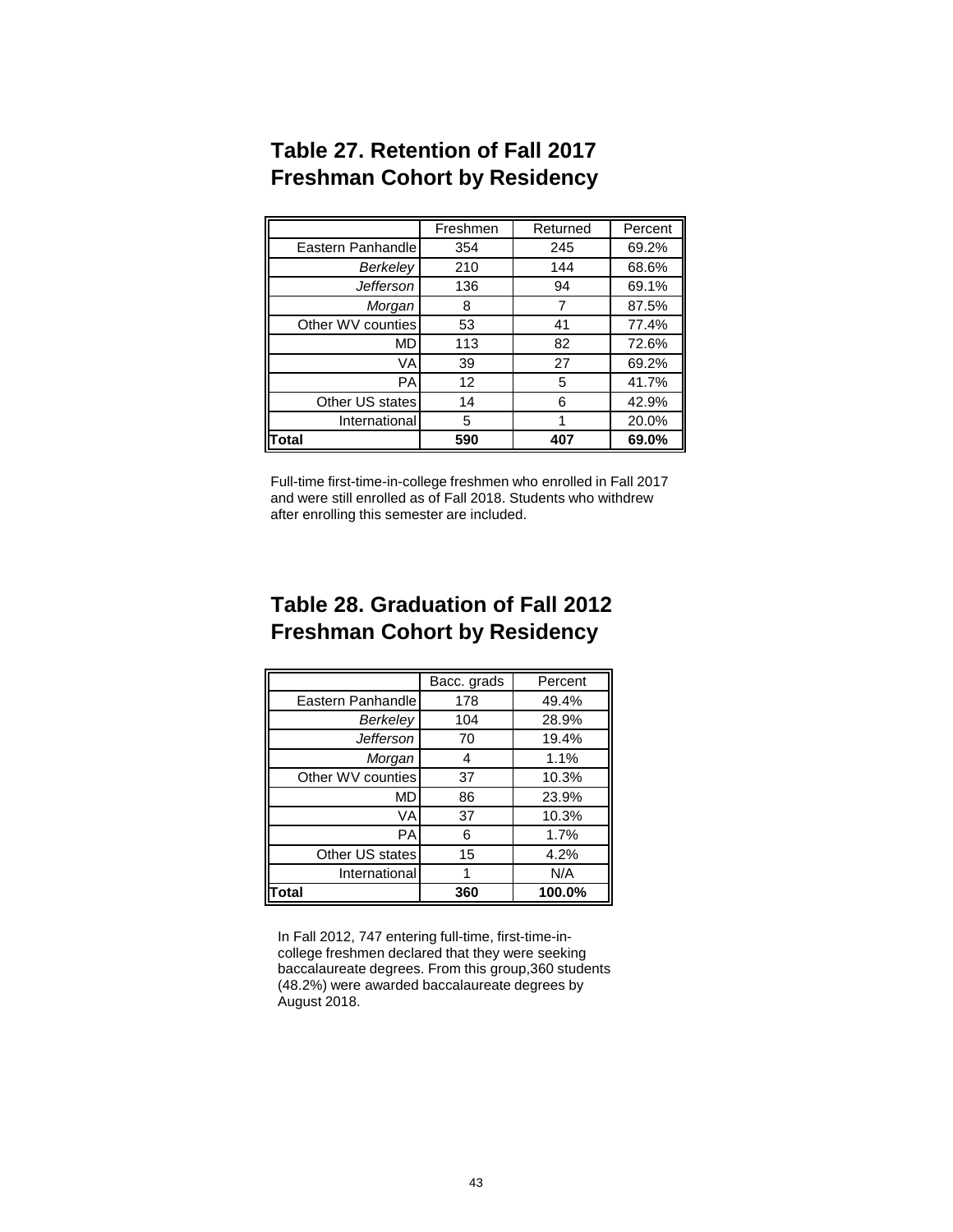## Table 27. Retention of Fall 2017 Freshman Cohort by Residency

| | Freshmen | Returned | Percent |
|---|---|---|---|
| Eastern Panhandle | 354 | 245 | 69.2% |
| *Berkeley* | 210 | 144 | 68.6% |
| *Jefferson* | 136 | 94 | 69.1% |
| *Morgan* | 8 | 7 | 87.5% |
| Other WV counties | 53 | 41 | 77.4% |
| MD | 113 | 82 | 72.6% |
| VA | 39 | 27 | 69.2% |
| PA | 12 | 5 | 41.7% |
| Other US states | 14 | 6 | 42.9% |
| International | 5 | 1 | 20.0% |
| **Total** | **590** | **407** | **69.0%** |

Full-time first-time-in-college freshmen who enrolled in Fall 2017 and were still enrolled as of Fall 2018. Students who withdrew after enrolling this semester are included.

## Table 28. Graduation of Fall 2012 Freshman Cohort by Residency

| | Bacc. grads | Percent |
|---|---|---|
| Eastern Panhandle | 178 | 49.4% |
| *Berkeley* | 104 | 28.9% |
| *Jefferson* | 70 | 19.4% |
| *Morgan* | 4 | 1.1% |
| Other WV counties | 37 | 10.3% |
| MD | 86 | 23.9% |
| VA | 37 | 10.3% |
| PA | 6 | 1.7% |
| Other US states | 15 | 4.2% |
| International | 1 | N/A |
| **Total** | **360** | **100.0%** |

In Fall 2012, 747 entering full-time, first-time-in-college freshmen declared that they were seeking baccalaureate degrees. From this group,360 students (48.2%) were awarded baccalaureate degrees by August 2018.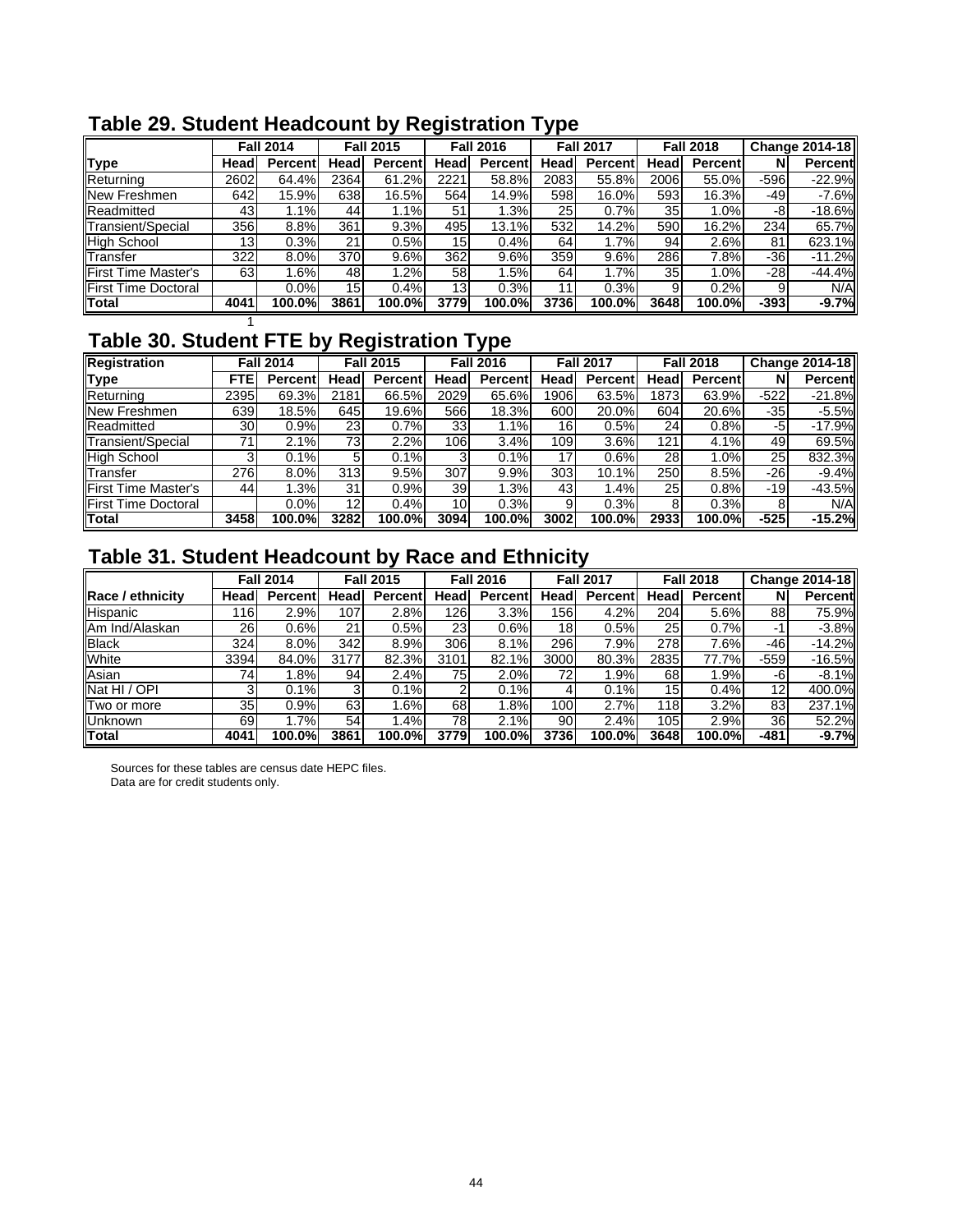## Table 29. Student Headcount by Registration Type

| | Fall 2014 | | Fall 2015 | | Fall 2016 | | Fall 2017 | | Fall 2018 | | Change 2014-18 | |
|---|---|---|---|---|---|---|---|---|---|---|---|---|
| **Type** | **Head** | **Percent** | **Head** | **Percent** | **Head** | **Percent** | **Head** | **Percent** | **Head** | **Percent** | **N** | **Percent** |
| Returning | 2602 | 64.4% | 2364 | 61.2% | 2221 | 58.8% | 2083 | 55.8% | 2006 | 55.0% | -596 | -22.9% |
| New Freshmen | 642 | 15.9% | 638 | 16.5% | 564 | 14.9% | 598 | 16.0% | 593 | 16.3% | -49 | -7.6% |
| Readmitted | 43 | 1.1% | 44 | 1.1% | 51 | 1.3% | 25 | 0.7% | 35 | 1.0% | -8 | -18.6% |
| Transient/Special | 356 | 8.8% | 361 | 9.3% | 495 | 13.1% | 532 | 14.2% | 590 | 16.2% | 234 | 65.7% |
| High School | 13 | 0.3% | 21 | 0.5% | 15 | 0.4% | 64 | 1.7% | 94 | 2.6% | 81 | 623.1% |
| Transfer | 322 | 8.0% | 370 | 9.6% | 362 | 9.6% | 359 | 9.6% | 286 | 7.8% | -36 | -11.2% |
| First Time Master's | 63 | 1.6% | 48 | 1.2% | 58 | 1.5% | 64 | 1.7% | 35 | 1.0% | -28 | -44.4% |
| First Time Doctoral | | 0.0% | 15 | 0.4% | 13 | 0.3% | 11 | 0.3% | 9 | 0.2% | 9 | N/A |
| **Total** | **4041** | **100.0%** | **3861** | **100.0%** | **3779** | **100.0%** | **3736** | **100.0%** | **3648** | **100.0%** | **-393** | **-9.7%** |

1

## Table 30. Student FTE by Registration Type

| **Registration** | Fall 2014 | | Fall 2015 | | Fall 2016 | | Fall 2017 | | Fall 2018 | | Change 2014-18 | |
|---|---|---|---|---|---|---|---|---|---|---|---|---|
| **Type** | **FTE** | **Percent** | **Head** | **Percent** | **Head** | **Percent** | **Head** | **Percent** | **Head** | **Percent** | **N** | **Percent** |
| Returning | 2395 | 69.3% | 2181 | 66.5% | 2029 | 65.6% | 1906 | 63.5% | 1873 | 63.9% | -522 | -21.8% |
| New Freshmen | 639 | 18.5% | 645 | 19.6% | 566 | 18.3% | 600 | 20.0% | 604 | 20.6% | -35 | -5.5% |
| Readmitted | 30 | 0.9% | 23 | 0.7% | 33 | 1.1% | 16 | 0.5% | 24 | 0.8% | -5 | -17.9% |
| Transient/Special | 71 | 2.1% | 73 | 2.2% | 106 | 3.4% | 109 | 3.6% | 121 | 4.1% | 49 | 69.5% |
| High School | 3 | 0.1% | 5 | 0.1% | 3 | 0.1% | 17 | 0.6% | 28 | 1.0% | 25 | 832.3% |
| Transfer | 276 | 8.0% | 313 | 9.5% | 307 | 9.9% | 303 | 10.1% | 250 | 8.5% | -26 | -9.4% |
| First Time Master's | 44 | 1.3% | 31 | 0.9% | 39 | 1.3% | 43 | 1.4% | 25 | 0.8% | -19 | -43.5% |
| First Time Doctoral | | 0.0% | 12 | 0.4% | 10 | 0.3% | 9 | 0.3% | 8 | 0.3% | 8 | N/A |
| **Total** | **3458** | **100.0%** | **3282** | **100.0%** | **3094** | **100.0%** | **3002** | **100.0%** | **2933** | **100.0%** | **-525** | **-15.2%** |

## Table 31. Student Headcount by Race and Ethnicity

| | Fall 2014 | | Fall 2015 | | Fall 2016 | | Fall 2017 | | Fall 2018 | | Change 2014-18 | |
|---|---|---|---|---|---|---|---|---|---|---|---|---|
| **Race / ethnicity** | **Head** | **Percent** | **Head** | **Percent** | **Head** | **Percent** | **Head** | **Percent** | **Head** | **Percent** | **N** | **Percent** |
| Hispanic | 116 | 2.9% | 107 | 2.8% | 126 | 3.3% | 156 | 4.2% | 204 | 5.6% | 88 | 75.9% |
| Am Ind/Alaskan | 26 | 0.6% | 21 | 0.5% | 23 | 0.6% | 18 | 0.5% | 25 | 0.7% | -1 | -3.8% |
| Black | 324 | 8.0% | 342 | 8.9% | 306 | 8.1% | 296 | 7.9% | 278 | 7.6% | -46 | -14.2% |
| White | 3394 | 84.0% | 3177 | 82.3% | 3101 | 82.1% | 3000 | 80.3% | 2835 | 77.7% | -559 | -16.5% |
| Asian | 74 | 1.8% | 94 | 2.4% | 75 | 2.0% | 72 | 1.9% | 68 | 1.9% | -6 | -8.1% |
| Nat HI / OPI | 3 | 0.1% | 3 | 0.1% | 2 | 0.1% | 4 | 0.1% | 15 | 0.4% | 12 | 400.0% |
| Two or more | 35 | 0.9% | 63 | 1.6% | 68 | 1.8% | 100 | 2.7% | 118 | 3.2% | 83 | 237.1% |
| Unknown | 69 | 1.7% | 54 | 1.4% | 78 | 2.1% | 90 | 2.4% | 105 | 2.9% | 36 | 52.2% |
| **Total** | **4041** | **100.0%** | **3861** | **100.0%** | **3779** | **100.0%** | **3736** | **100.0%** | **3648** | **100.0%** | **-481** | **-9.7%** |

Sources for these tables are census date HEPC files.
Data are for credit students only.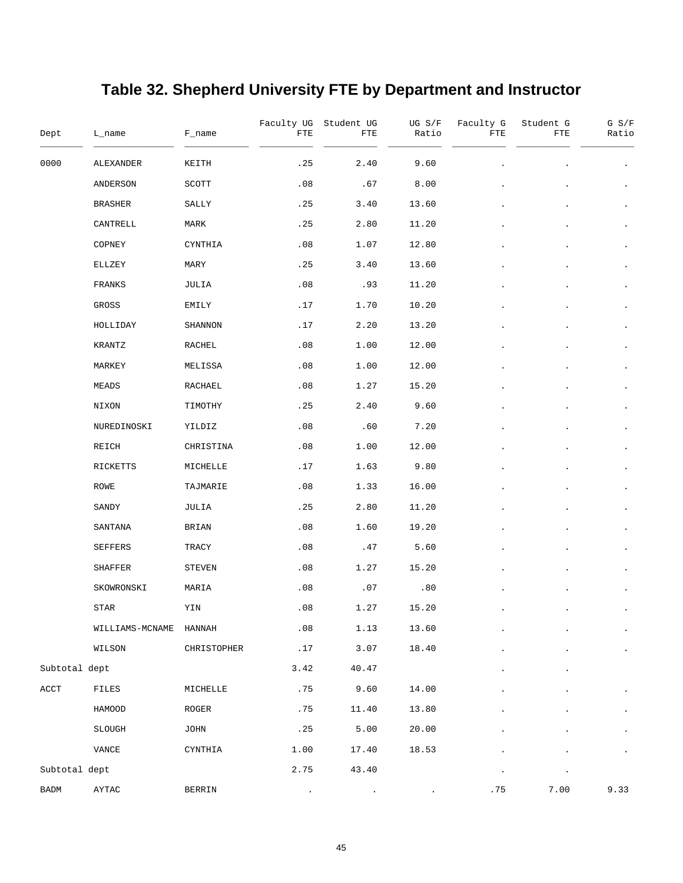# Table 32. Shepherd University FTE by Department and Instructor

| Dept | L_name | F_name | Faculty UG FTE | Student UG FTE | UG S/F Ratio | Faculty G FTE | Student G FTE | G S/F Ratio |
|---|---|---|---|---|---|---|---|---|
| 0000 | ALEXANDER | KEITH | .25 | 2.40 | 9.60 | . | . | . |
| | ANDERSON | SCOTT | .08 | .67 | 8.00 | . | . | . |
| | BRASHER | SALLY | .25 | 3.40 | 13.60 | . | . | . |
| | CANTRELL | MARK | .25 | 2.80 | 11.20 | . | . | . |
| | COPNEY | CYNTHIA | .08 | 1.07 | 12.80 | . | . | . |
| | ELLZEY | MARY | .25 | 3.40 | 13.60 | . | . | . |
| | FRANKS | JULIA | .08 | .93 | 11.20 | . | . | . |
| | GROSS | EMILY | .17 | 1.70 | 10.20 | . | . | . |
| | HOLLIDAY | SHANNON | .17 | 2.20 | 13.20 | . | . | . |
| | KRANTZ | RACHEL | .08 | 1.00 | 12.00 | . | . | . |
| | MARKEY | MELISSA | .08 | 1.00 | 12.00 | . | . | . |
| | MEADS | RACHAEL | .08 | 1.27 | 15.20 | . | . | . |
| | NIXON | TIMOTHY | .25 | 2.40 | 9.60 | . | . | . |
| | NUREDINOSKI | YILDIZ | .08 | .60 | 7.20 | . | . | . |
| | REICH | CHRISTINA | .08 | 1.00 | 12.00 | . | . | . |
| | RICKETTS | MICHELLE | .17 | 1.63 | 9.80 | . | . | . |
| | ROWE | TAJMARIE | .08 | 1.33 | 16.00 | . | . | . |
| | SANDY | JULIA | .25 | 2.80 | 11.20 | . | . | . |
| | SANTANA | BRIAN | .08 | 1.60 | 19.20 | . | . | . |
| | SEFFERS | TRACY | .08 | .47 | 5.60 | . | . | . |
| | SHAFFER | STEVEN | .08 | 1.27 | 15.20 | . | . | . |
| | SKOWRONSKI | MARIA | .08 | .07 | .80 | . | . | . |
| | STAR | YIN | .08 | 1.27 | 15.20 | . | . | . |
| | WILLIAMS-MCNAME | HANNAH | .08 | 1.13 | 13.60 | . | . | . |
| | WILSON | CHRISTOPHER | .17 | 3.07 | 18.40 | . | . | . |
| Subtotal dept | | | 3.42 | 40.47 | | . | . | |
| ACCT | FILES | MICHELLE | .75 | 9.60 | 14.00 | . | . | . |
| | HAMOOD | ROGER | .75 | 11.40 | 13.80 | . | . | . |
| | SLOUGH | JOHN | .25 | 5.00 | 20.00 | . | . | . |
| | VANCE | CYNTHIA | 1.00 | 17.40 | 18.53 | . | . | . |
| Subtotal dept | | | 2.75 | 43.40 | | . | . | |
| BADM | AYTAC | BERRIN | . | . | . | .75 | 7.00 | 9.33 |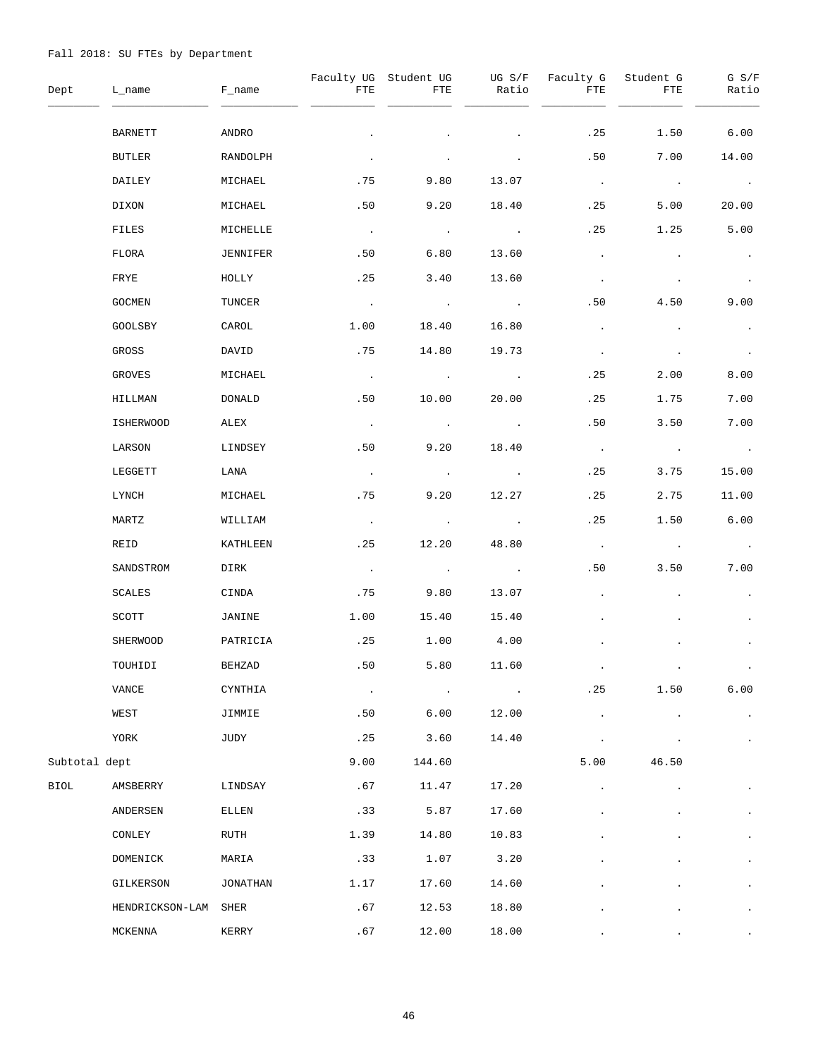Fall 2018: SU FTEs by Department

| Dept | L_name | F_name | Faculty UG FTE | Student UG FTE | UG S/F Ratio | Faculty G FTE | Student G FTE | G S/F Ratio |
|---|---|---|---|---|---|---|---|---|
| | BARNETT | ANDRO | . | . | . | .25 | 1.50 | 6.00 |
| | BUTLER | RANDOLPH | . | . | . | .50 | 7.00 | 14.00 |
| | DAILEY | MICHAEL | .75 | 9.80 | 13.07 | . | . | . |
| | DIXON | MICHAEL | .50 | 9.20 | 18.40 | .25 | 5.00 | 20.00 |
| | FILES | MICHELLE | . | . | . | .25 | 1.25 | 5.00 |
| | FLORA | JENNIFER | .50 | 6.80 | 13.60 | . | . | . |
| | FRYE | HOLLY | .25 | 3.40 | 13.60 | . | . | . |
| | GOCMEN | TUNCER | . | . | . | .50 | 4.50 | 9.00 |
| | GOOLSBY | CAROL | 1.00 | 18.40 | 16.80 | . | . | . |
| | GROSS | DAVID | .75 | 14.80 | 19.73 | . | . | . |
| | GROVES | MICHAEL | . | . | . | .25 | 2.00 | 8.00 |
| | HILLMAN | DONALD | .50 | 10.00 | 20.00 | .25 | 1.75 | 7.00 |
| | ISHERWOOD | ALEX | . | . | . | .50 | 3.50 | 7.00 |
| | LARSON | LINDSEY | .50 | 9.20 | 18.40 | . | . | . |
| | LEGGETT | LANA | . | . | . | .25 | 3.75 | 15.00 |
| | LYNCH | MICHAEL | .75 | 9.20 | 12.27 | .25 | 2.75 | 11.00 |
| | MARTZ | WILLIAM | . | . | . | .25 | 1.50 | 6.00 |
| | REID | KATHLEEN | .25 | 12.20 | 48.80 | . | . | . |
| | SANDSTROM | DIRK | . | . | . | .50 | 3.50 | 7.00 |
| | SCALES | CINDA | .75 | 9.80 | 13.07 | . | . | . |
| | SCOTT | JANINE | 1.00 | 15.40 | 15.40 | . | . | . |
| | SHERWOOD | PATRICIA | .25 | 1.00 | 4.00 | . | . | . |
| | TOUHIDI | BEHZAD | .50 | 5.80 | 11.60 | . | . | . |
| | VANCE | CYNTHIA | . | . | . | .25 | 1.50 | 6.00 |
| | WEST | JIMMIE | .50 | 6.00 | 12.00 | . | . | . |
| | YORK | JUDY | .25 | 3.60 | 14.40 | . | . | . |
| Subtotal dept | | | 9.00 | 144.60 | | 5.00 | 46.50 | |
| BIOL | AMSBERRY | LINDSAY | .67 | 11.47 | 17.20 | . | . | . |
| | ANDERSEN | ELLEN | .33 | 5.87 | 17.60 | . | . | . |
| | CONLEY | RUTH | 1.39 | 14.80 | 10.83 | . | . | . |
| | DOMENICK | MARIA | .33 | 1.07 | 3.20 | . | . | . |
| | GILKERSON | JONATHAN | 1.17 | 17.60 | 14.60 | . | . | . |
| | HENDRICKSON-LAM | SHER | .67 | 12.53 | 18.80 | . | . | . |
| | MCKENNA | KERRY | .67 | 12.00 | 18.00 | . | . | . |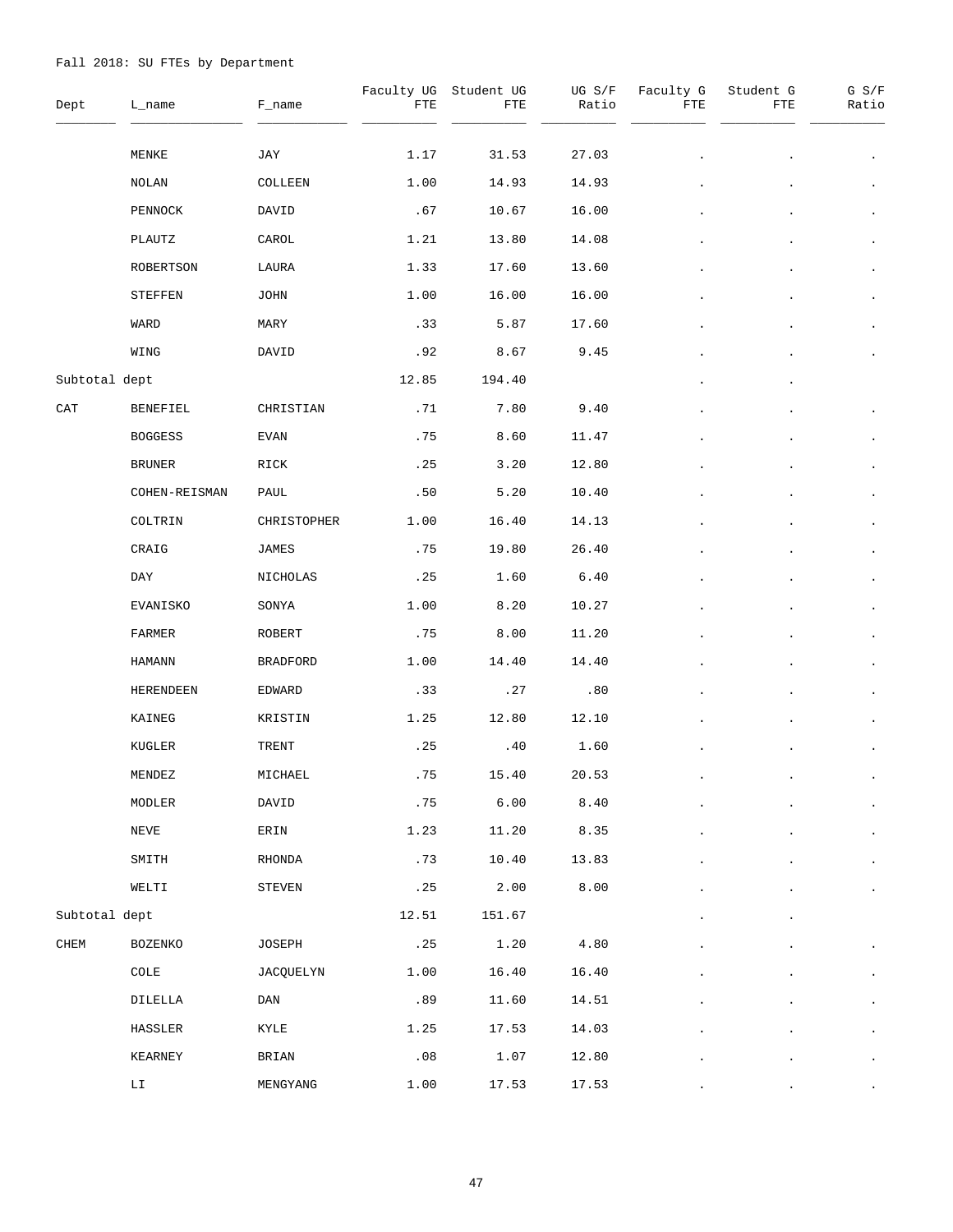Fall 2018: SU FTEs by Department

| Dept | L_name | F_name | Faculty UG FTE | Student UG FTE | UG S/F Ratio | Faculty G FTE | Student G FTE | G S/F Ratio |
|---|---|---|---|---|---|---|---|---|
| | MENKE | JAY | 1.17 | 31.53 | 27.03 | . | . | . |
| | NOLAN | COLLEEN | 1.00 | 14.93 | 14.93 | . | . | . |
| | PENNOCK | DAVID | .67 | 10.67 | 16.00 | . | . | . |
| | PLAUTZ | CAROL | 1.21 | 13.80 | 14.08 | . | . | . |
| | ROBERTSON | LAURA | 1.33 | 17.60 | 13.60 | . | . | . |
| | STEFFEN | JOHN | 1.00 | 16.00 | 16.00 | . | . | . |
| | WARD | MARY | .33 | 5.87 | 17.60 | . | . | . |
| | WING | DAVID | .92 | 8.67 | 9.45 | . | . | . |
| Subtotal dept | | | 12.85 | 194.40 | | . | . | |
| CAT | BENEFIEL | CHRISTIAN | .71 | 7.80 | 9.40 | . | . | . |
| | BOGGESS | EVAN | .75 | 8.60 | 11.47 | . | . | . |
| | BRUNER | RICK | .25 | 3.20 | 12.80 | . | . | . |
| | COHEN-REISMAN | PAUL | .50 | 5.20 | 10.40 | . | . | . |
| | COLTRIN | CHRISTOPHER | 1.00 | 16.40 | 14.13 | . | . | . |
| | CRAIG | JAMES | .75 | 19.80 | 26.40 | . | . | . |
| | DAY | NICHOLAS | .25 | 1.60 | 6.40 | . | . | . |
| | EVANISKO | SONYA | 1.00 | 8.20 | 10.27 | . | . | . |
| | FARMER | ROBERT | .75 | 8.00 | 11.20 | . | . | . |
| | HAMANN | BRADFORD | 1.00 | 14.40 | 14.40 | . | . | . |
| | HERENDEEN | EDWARD | .33 | .27 | .80 | . | . | . |
| | KAINEG | KRISTIN | 1.25 | 12.80 | 12.10 | . | . | . |
| | KUGLER | TRENT | .25 | .40 | 1.60 | . | . | . |
| | MENDEZ | MICHAEL | .75 | 15.40 | 20.53 | . | . | . |
| | MODLER | DAVID | .75 | 6.00 | 8.40 | . | . | . |
| | NEVE | ERIN | 1.23 | 11.20 | 8.35 | . | . | . |
| | SMITH | RHONDA | .73 | 10.40 | 13.83 | . | . | . |
| | WELTI | STEVEN | .25 | 2.00 | 8.00 | . | . | . |
| Subtotal dept | | | 12.51 | 151.67 | | . | . | |
| CHEM | BOZENKO | JOSEPH | .25 | 1.20 | 4.80 | . | . | . |
| | COLE | JACQUELYN | 1.00 | 16.40 | 16.40 | . | . | . |
| | DILELLA | DAN | .89 | 11.60 | 14.51 | . | . | . |
| | HASSLER | KYLE | 1.25 | 17.53 | 14.03 | . | . | . |
| | KEARNEY | BRIAN | .08 | 1.07 | 12.80 | . | . | . |
| | LI | MENGYANG | 1.00 | 17.53 | 17.53 | . | . | . |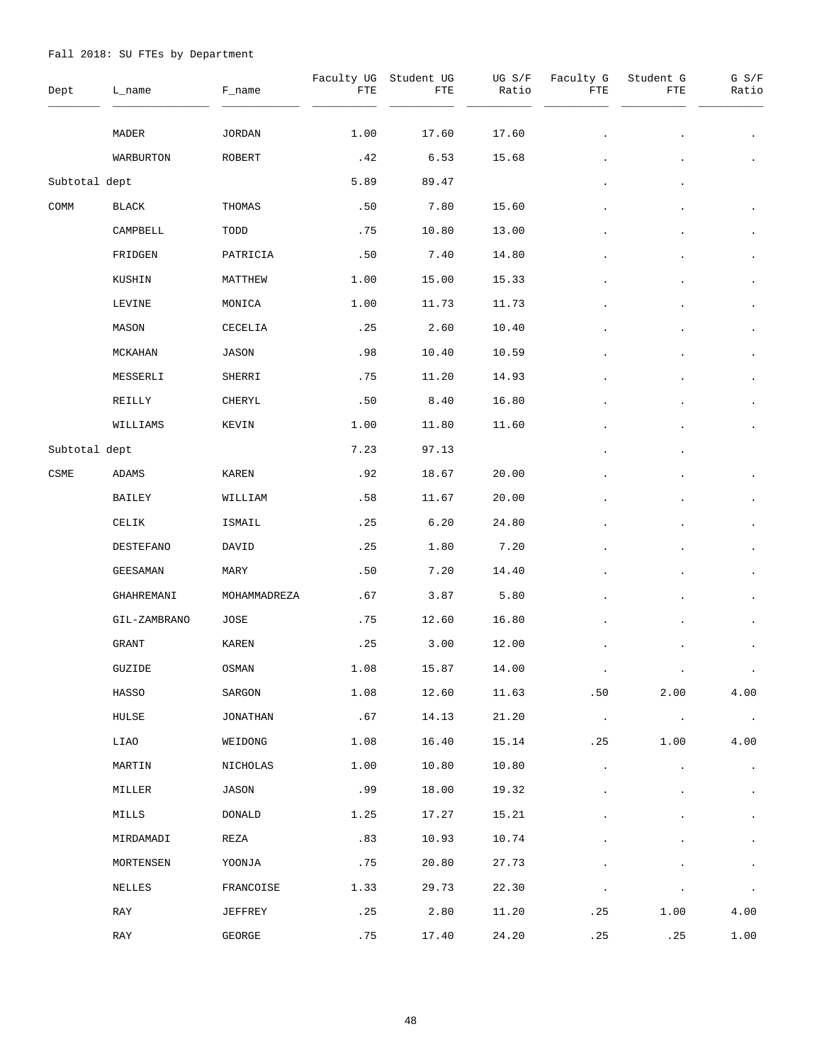Fall 2018: SU FTEs by Department

| Dept | L_name | F_name | Faculty UG FTE | Student UG FTE | UG S/F Ratio | Faculty G FTE | Student G FTE | G S/F Ratio |
|---|---|---|---|---|---|---|---|---|
| | MADER | JORDAN | 1.00 | 17.60 | 17.60 | . | . | . |
| | WARBURTON | ROBERT | .42 | 6.53 | 15.68 | . | . | . |
| Subtotal dept | | | 5.89 | 89.47 | | . | . | |
| COMM | BLACK | THOMAS | .50 | 7.80 | 15.60 | . | . | . |
| | CAMPBELL | TODD | .75 | 10.80 | 13.00 | . | . | . |
| | FRIDGEN | PATRICIA | .50 | 7.40 | 14.80 | . | . | . |
| | KUSHIN | MATTHEW | 1.00 | 15.00 | 15.33 | . | . | . |
| | LEVINE | MONICA | 1.00 | 11.73 | 11.73 | . | . | . |
| | MASON | CECELIA | .25 | 2.60 | 10.40 | . | . | . |
| | MCKAHAN | JASON | .98 | 10.40 | 10.59 | . | . | . |
| | MESSERLI | SHERRI | .75 | 11.20 | 14.93 | . | . | . |
| | REILLY | CHERYL | .50 | 8.40 | 16.80 | . | . | . |
| | WILLIAMS | KEVIN | 1.00 | 11.80 | 11.60 | . | . | . |
| Subtotal dept | | | 7.23 | 97.13 | | . | . | |
| CSME | ADAMS | KAREN | .92 | 18.67 | 20.00 | . | . | . |
| | BAILEY | WILLIAM | .58 | 11.67 | 20.00 | . | . | . |
| | CELIK | ISMAIL | .25 | 6.20 | 24.80 | . | . | . |
| | DESTEFANO | DAVID | .25 | 1.80 | 7.20 | . | . | . |
| | GEESAMAN | MARY | .50 | 7.20 | 14.40 | . | . | . |
| | GHAHREMANI | MOHAMMADREZA | .67 | 3.87 | 5.80 | . | . | . |
| | GIL-ZAMBRANO | JOSE | .75 | 12.60 | 16.80 | . | . | . |
| | GRANT | KAREN | .25 | 3.00 | 12.00 | . | . | . |
| | GUZIDE | OSMAN | 1.08 | 15.87 | 14.00 | . | . | . |
| | HASSO | SARGON | 1.08 | 12.60 | 11.63 | .50 | 2.00 | 4.00 |
| | HULSE | JONATHAN | .67 | 14.13 | 21.20 | . | . | . |
| | LIAO | WEIDONG | 1.08 | 16.40 | 15.14 | .25 | 1.00 | 4.00 |
| | MARTIN | NICHOLAS | 1.00 | 10.80 | 10.80 | . | . | . |
| | MILLER | JASON | .99 | 18.00 | 19.32 | . | . | . |
| | MILLS | DONALD | 1.25 | 17.27 | 15.21 | . | . | . |
| | MIRDAMADI | REZA | .83 | 10.93 | 10.74 | . | . | . |
| | MORTENSEN | YOONJA | .75 | 20.80 | 27.73 | . | . | . |
| | NELLES | FRANCOISE | 1.33 | 29.73 | 22.30 | . | . | . |
| | RAY | JEFFREY | .25 | 2.80 | 11.20 | .25 | 1.00 | 4.00 |
| | RAY | GEORGE | .75 | 17.40 | 24.20 | .25 | .25 | 1.00 |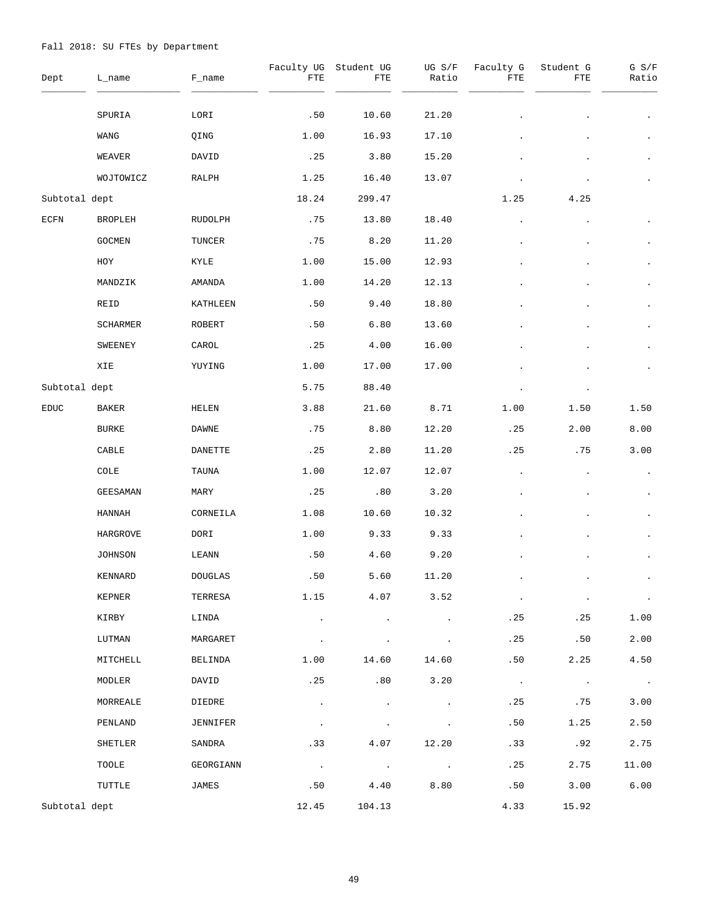Fall 2018: SU FTEs by Department

| Dept | L_name | F_name | Faculty UG FTE | Student UG FTE | UG S/F Ratio | Faculty G FTE | Student G FTE | G S/F Ratio |
|---|---|---|---|---|---|---|---|---|
| | SPURIA | LORI | .50 | 10.60 | 21.20 | . | . | . |
| | WANG | QING | 1.00 | 16.93 | 17.10 | . | . | . |
| | WEAVER | DAVID | .25 | 3.80 | 15.20 | . | . | . |
| | WOJTOWICZ | RALPH | 1.25 | 16.40 | 13.07 | . | . | . |
| Subtotal dept | | | 18.24 | 299.47 | | 1.25 | 4.25 | |
| ECFN | BROPLEH | RUDOLPH | .75 | 13.80 | 18.40 | . | . | . |
| | GOCMEN | TUNCER | .75 | 8.20 | 11.20 | . | . | . |
| | HOY | KYLE | 1.00 | 15.00 | 12.93 | . | . | . |
| | MANDZIK | AMANDA | 1.00 | 14.20 | 12.13 | . | . | . |
| | REID | KATHLEEN | .50 | 9.40 | 18.80 | . | . | . |
| | SCHARMER | ROBERT | .50 | 6.80 | 13.60 | . | . | . |
| | SWEENEY | CAROL | .25 | 4.00 | 16.00 | . | . | . |
| | XIE | YUYING | 1.00 | 17.00 | 17.00 | . | . | . |
| Subtotal dept | | | 5.75 | 88.40 | | . | . | |
| EDUC | BAKER | HELEN | 3.88 | 21.60 | 8.71 | 1.00 | 1.50 | 1.50 |
| | BURKE | DAWNE | .75 | 8.80 | 12.20 | .25 | 2.00 | 8.00 |
| | CABLE | DANETTE | .25 | 2.80 | 11.20 | .25 | .75 | 3.00 |
| | COLE | TAUNA | 1.00 | 12.07 | 12.07 | . | . | . |
| | GEESAMAN | MARY | .25 | .80 | 3.20 | . | . | . |
| | HANNAH | CORNEILA | 1.08 | 10.60 | 10.32 | . | . | . |
| | HARGROVE | DORI | 1.00 | 9.33 | 9.33 | . | . | . |
| | JOHNSON | LEANN | .50 | 4.60 | 9.20 | . | . | . |
| | KENNARD | DOUGLAS | .50 | 5.60 | 11.20 | . | . | . |
| | KEPNER | TERRESA | 1.15 | 4.07 | 3.52 | . | . | . |
| | KIRBY | LINDA | . | . | . | .25 | .25 | 1.00 |
| | LUTMAN | MARGARET | . | . | . | .25 | .50 | 2.00 |
| | MITCHELL | BELINDA | 1.00 | 14.60 | 14.60 | .50 | 2.25 | 4.50 |
| | MODLER | DAVID | .25 | .80 | 3.20 | . | . | . |
| | MORREALE | DIEDRE | . | . | . | .25 | .75 | 3.00 |
| | PENLAND | JENNIFER | . | . | . | .50 | 1.25 | 2.50 |
| | SHETLER | SANDRA | .33 | 4.07 | 12.20 | .33 | .92 | 2.75 |
| | TOOLE | GEORGIANN | . | . | . | .25 | 2.75 | 11.00 |
| | TUTTLE | JAMES | .50 | 4.40 | 8.80 | .50 | 3.00 | 6.00 |
| Subtotal dept | | | 12.45 | 104.13 | | 4.33 | 15.92 | |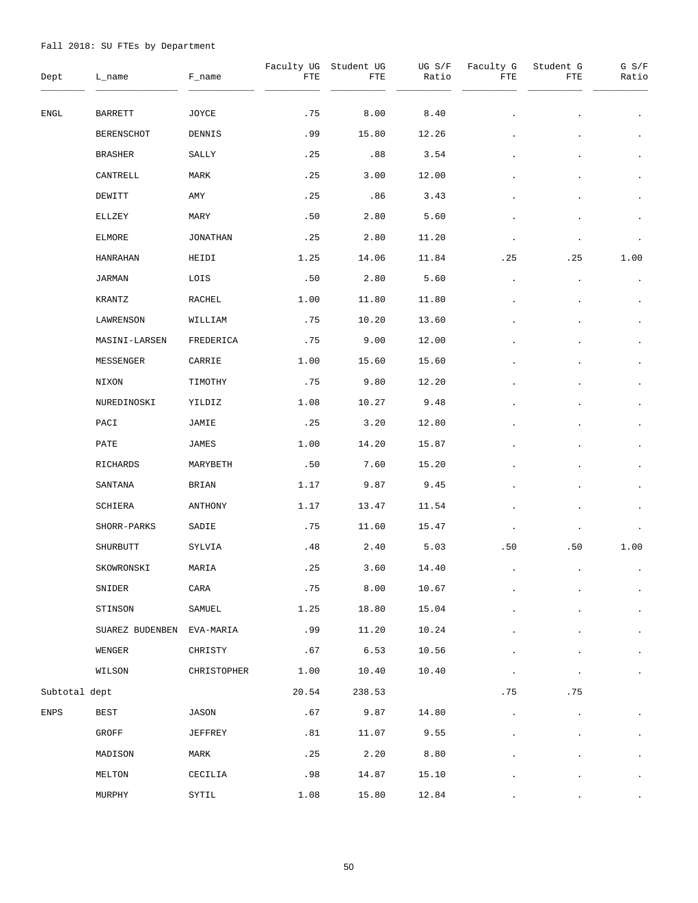Fall 2018: SU FTEs by Department

| Dept | L_name | F_name | Faculty UG FTE | Student UG FTE | UG S/F Ratio | Faculty G FTE | Student G FTE | G S/F Ratio |
|---|---|---|---|---|---|---|---|---|
| ENGL | BARRETT | JOYCE | .75 | 8.00 | 8.40 | . | . | . |
| | BERENSCHOT | DENNIS | .99 | 15.80 | 12.26 | . | . | . |
| | BRASHER | SALLY | .25 | .88 | 3.54 | . | . | . |
| | CANTRELL | MARK | .25 | 3.00 | 12.00 | . | . | . |
| | DEWITT | AMY | .25 | .86 | 3.43 | . | . | . |
| | ELLZEY | MARY | .50 | 2.80 | 5.60 | . | . | . |
| | ELMORE | JONATHAN | .25 | 2.80 | 11.20 | . | . | . |
| | HANRAHAN | HEIDI | 1.25 | 14.06 | 11.84 | .25 | .25 | 1.00 |
| | JARMAN | LOIS | .50 | 2.80 | 5.60 | . | . | . |
| | KRANTZ | RACHEL | 1.00 | 11.80 | 11.80 | . | . | . |
| | LAWRENSON | WILLIAM | .75 | 10.20 | 13.60 | . | . | . |
| | MASINI-LARSEN | FREDERICA | .75 | 9.00 | 12.00 | . | . | . |
| | MESSENGER | CARRIE | 1.00 | 15.60 | 15.60 | . | . | . |
| | NIXON | TIMOTHY | .75 | 9.80 | 12.20 | . | . | . |
| | NUREDINOSKI | YILDIZ | 1.08 | 10.27 | 9.48 | . | . | . |
| | PACI | JAMIE | .25 | 3.20 | 12.80 | . | . | . |
| | PATE | JAMES | 1.00 | 14.20 | 15.87 | . | . | . |
| | RICHARDS | MARYBETH | .50 | 7.60 | 15.20 | . | . | . |
| | SANTANA | BRIAN | 1.17 | 9.87 | 9.45 | . | . | . |
| | SCHIERA | ANTHONY | 1.17 | 13.47 | 11.54 | . | . | . |
| | SHORR-PARKS | SADIE | .75 | 11.60 | 15.47 | . | . | . |
| | SHURBUTT | SYLVIA | .48 | 2.40 | 5.03 | .50 | .50 | 1.00 |
| | SKOWRONSKI | MARIA | .25 | 3.60 | 14.40 | . | . | . |
| | SNIDER | CARA | .75 | 8.00 | 10.67 | . | . | . |
| | STINSON | SAMUEL | 1.25 | 18.80 | 15.04 | . | . | . |
| | SUAREZ BUDENBEN | EVA-MARIA | .99 | 11.20 | 10.24 | . | . | . |
| | WENGER | CHRISTY | .67 | 6.53 | 10.56 | . | . | . |
| | WILSON | CHRISTOPHER | 1.00 | 10.40 | 10.40 | . | . | . |
| Subtotal dept | | | 20.54 | 238.53 | | .75 | .75 | |
| ENPS | BEST | JASON | .67 | 9.87 | 14.80 | . | . | . |
| | GROFF | JEFFREY | .81 | 11.07 | 9.55 | . | . | . |
| | MADISON | MARK | .25 | 2.20 | 8.80 | . | . | . |
| | MELTON | CECILIA | .98 | 14.87 | 15.10 | . | . | . |
| | MURPHY | SYTIL | 1.08 | 15.80 | 12.84 | . | . | . |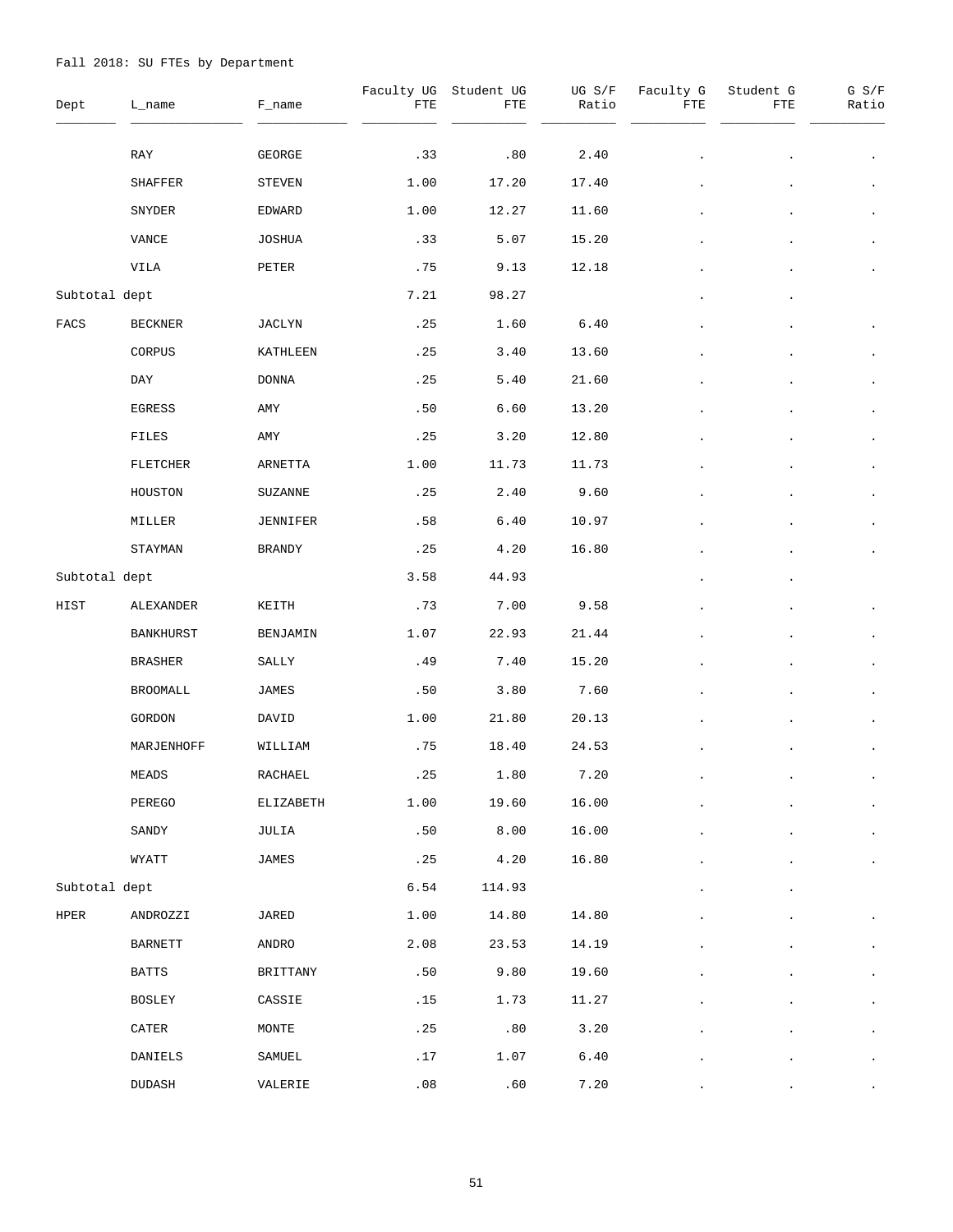Fall 2018: SU FTEs by Department

| Dept | L_name | F_name | Faculty UG FTE | Student UG FTE | UG S/F Ratio | Faculty G FTE | Student G FTE | G S/F Ratio |
|---|---|---|---|---|---|---|---|---|
| | RAY | GEORGE | .33 | .80 | 2.40 | . | . | . |
| | SHAFFER | STEVEN | 1.00 | 17.20 | 17.40 | . | . | . |
| | SNYDER | EDWARD | 1.00 | 12.27 | 11.60 | . | . | . |
| | VANCE | JOSHUA | .33 | 5.07 | 15.20 | . | . | . |
| | VILA | PETER | .75 | 9.13 | 12.18 | . | . | . |
| Subtotal dept | | | 7.21 | 98.27 | | . | . | |
| FACS | BECKNER | JACLYN | .25 | 1.60 | 6.40 | . | . | . |
| | CORPUS | KATHLEEN | .25 | 3.40 | 13.60 | . | . | . |
| | DAY | DONNA | .25 | 5.40 | 21.60 | . | . | . |
| | EGRESS | AMY | .50 | 6.60 | 13.20 | . | . | . |
| | FILES | AMY | .25 | 3.20 | 12.80 | . | . | . |
| | FLETCHER | ARNETTA | 1.00 | 11.73 | 11.73 | . | . | . |
| | HOUSTON | SUZANNE | .25 | 2.40 | 9.60 | . | . | . |
| | MILLER | JENNIFER | .58 | 6.40 | 10.97 | . | . | . |
| | STAYMAN | BRANDY | .25 | 4.20 | 16.80 | . | . | . |
| Subtotal dept | | | 3.58 | 44.93 | | . | . | |
| HIST | ALEXANDER | KEITH | .73 | 7.00 | 9.58 | . | . | . |
| | BANKHURST | BENJAMIN | 1.07 | 22.93 | 21.44 | . | . | . |
| | BRASHER | SALLY | .49 | 7.40 | 15.20 | . | . | . |
| | BROOMALL | JAMES | .50 | 3.80 | 7.60 | . | . | . |
| | GORDON | DAVID | 1.00 | 21.80 | 20.13 | . | . | . |
| | MARJENHOFF | WILLIAM | .75 | 18.40 | 24.53 | . | . | . |
| | MEADS | RACHAEL | .25 | 1.80 | 7.20 | . | . | . |
| | PEREGO | ELIZABETH | 1.00 | 19.60 | 16.00 | . | . | . |
| | SANDY | JULIA | .50 | 8.00 | 16.00 | . | . | . |
| | WYATT | JAMES | .25 | 4.20 | 16.80 | . | . | . |
| Subtotal dept | | | 6.54 | 114.93 | | . | . | |
| HPER | ANDROZZI | JARED | 1.00 | 14.80 | 14.80 | . | . | . |
| | BARNETT | ANDRO | 2.08 | 23.53 | 14.19 | . | . | . |
| | BATTS | BRITTANY | .50 | 9.80 | 19.60 | . | . | . |
| | BOSLEY | CASSIE | .15 | 1.73 | 11.27 | . | . | . |
| | CATER | MONTE | .25 | .80 | 3.20 | . | . | . |
| | DANIELS | SAMUEL | .17 | 1.07 | 6.40 | . | . | . |
| | DUDASH | VALERIE | .08 | .60 | 7.20 | . | . | . |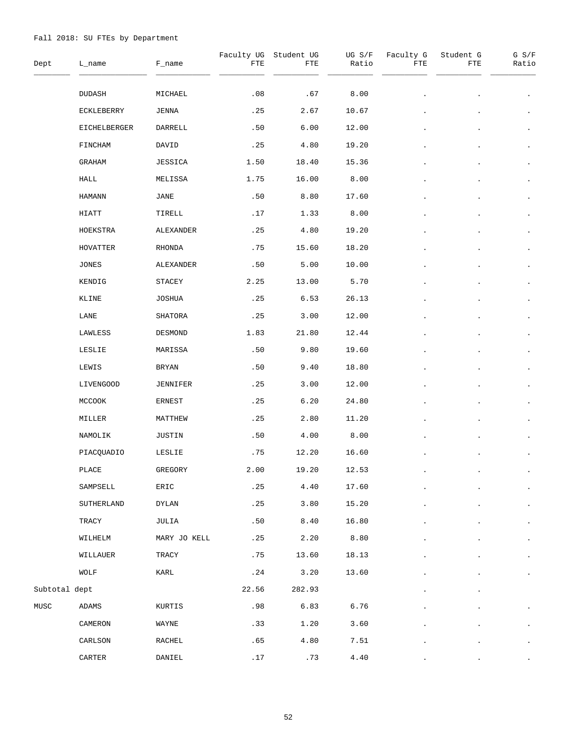Fall 2018: SU FTEs by Department

| Dept | L_name | F_name | Faculty UG FTE | Student UG FTE | UG S/F Ratio | Faculty G FTE | Student G FTE | G S/F Ratio |
|---|---|---|---|---|---|---|---|---|
| | DUDASH | MICHAEL | .08 | .67 | 8.00 | . | . | . |
| | ECKLEBERRY | JENNA | .25 | 2.67 | 10.67 | . | . | . |
| | EICHELBERGER | DARRELL | .50 | 6.00 | 12.00 | . | . | . |
| | FINCHAM | DAVID | .25 | 4.80 | 19.20 | . | . | . |
| | GRAHAM | JESSICA | 1.50 | 18.40 | 15.36 | . | . | . |
| | HALL | MELISSA | 1.75 | 16.00 | 8.00 | . | . | . |
| | HAMANN | JANE | .50 | 8.80 | 17.60 | . | . | . |
| | HIATT | TIRELL | .17 | 1.33 | 8.00 | . | . | . |
| | HOEKSTRA | ALEXANDER | .25 | 4.80 | 19.20 | . | . | . |
| | HOVATTER | RHONDA | .75 | 15.60 | 18.20 | . | . | . |
| | JONES | ALEXANDER | .50 | 5.00 | 10.00 | . | . | . |
| | KENDIG | STACEY | 2.25 | 13.00 | 5.70 | . | . | . |
| | KLINE | JOSHUA | .25 | 6.53 | 26.13 | . | . | . |
| | LANE | SHATORA | .25 | 3.00 | 12.00 | . | . | . |
| | LAWLESS | DESMOND | 1.83 | 21.80 | 12.44 | . | . | . |
| | LESLIE | MARISSA | .50 | 9.80 | 19.60 | . | . | . |
| | LEWIS | BRYAN | .50 | 9.40 | 18.80 | . | . | . |
| | LIVENGOOD | JENNIFER | .25 | 3.00 | 12.00 | . | . | . |
| | MCCOOK | ERNEST | .25 | 6.20 | 24.80 | . | . | . |
| | MILLER | MATTHEW | .25 | 2.80 | 11.20 | . | . | . |
| | NAMOLIK | JUSTIN | .50 | 4.00 | 8.00 | . | . | . |
| | PIACQUADIO | LESLIE | .75 | 12.20 | 16.60 | . | . | . |
| | PLACE | GREGORY | 2.00 | 19.20 | 12.53 | . | . | . |
| | SAMPSELL | ERIC | .25 | 4.40 | 17.60 | . | . | . |
| | SUTHERLAND | DYLAN | .25 | 3.80 | 15.20 | . | . | . |
| | TRACY | JULIA | .50 | 8.40 | 16.80 | . | . | . |
| | WILHELM | MARY JO KELL | .25 | 2.20 | 8.80 | . | . | . |
| | WILLAUER | TRACY | .75 | 13.60 | 18.13 | . | . | . |
| | WOLF | KARL | .24 | 3.20 | 13.60 | . | . | . |
| Subtotal dept | | | 22.56 | 282.93 | | . | . | |
| MUSC | ADAMS | KURTIS | .98 | 6.83 | 6.76 | . | . | . |
| | CAMERON | WAYNE | .33 | 1.20 | 3.60 | . | . | . |
| | CARLSON | RACHEL | .65 | 4.80 | 7.51 | . | . | . |
| | CARTER | DANIEL | .17 | .73 | 4.40 | . | . | . |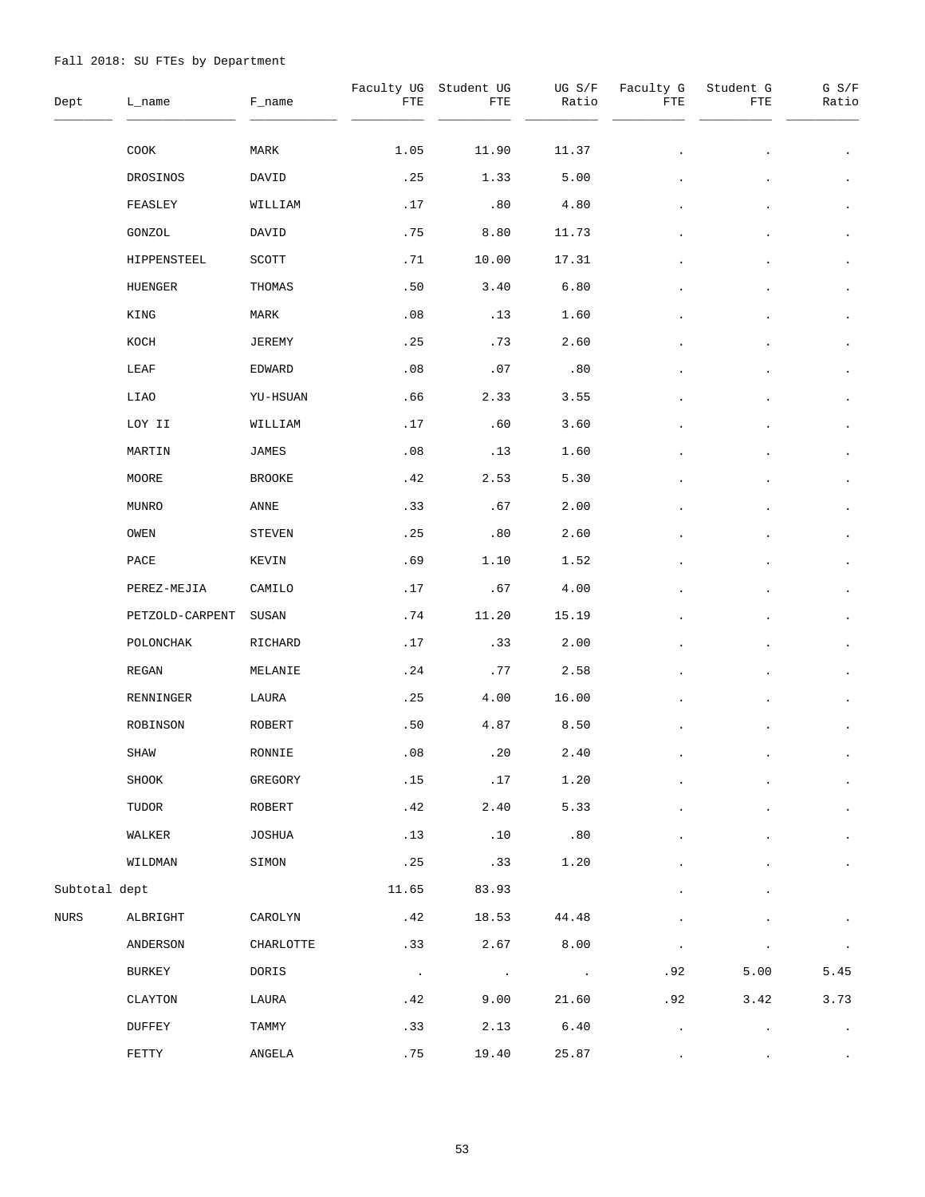Fall 2018: SU FTEs by Department

| Dept | L_name | F_name | Faculty UG FTE | Student UG FTE | UG S/F Ratio | Faculty G FTE | Student G FTE | G S/F Ratio |
|---|---|---|---|---|---|---|---|---|
| | COOK | MARK | 1.05 | 11.90 | 11.37 | . | . | . |
| | DROSINOS | DAVID | .25 | 1.33 | 5.00 | . | . | . |
| | FEASLEY | WILLIAM | .17 | .80 | 4.80 | . | . | . |
| | GONZOL | DAVID | .75 | 8.80 | 11.73 | . | . | . |
| | HIPPENSTEEL | SCOTT | .71 | 10.00 | 17.31 | . | . | . |
| | HUENGER | THOMAS | .50 | 3.40 | 6.80 | . | . | . |
| | KING | MARK | .08 | .13 | 1.60 | . | . | . |
| | KOCH | JEREMY | .25 | .73 | 2.60 | . | . | . |
| | LEAF | EDWARD | .08 | .07 | .80 | . | . | . |
| | LIAO | YU-HSUAN | .66 | 2.33 | 3.55 | . | . | . |
| | LOY II | WILLIAM | .17 | .60 | 3.60 | . | . | . |
| | MARTIN | JAMES | .08 | .13 | 1.60 | . | . | . |
| | MOORE | BROOKE | .42 | 2.53 | 5.30 | . | . | . |
| | MUNRO | ANNE | .33 | .67 | 2.00 | . | . | . |
| | OWEN | STEVEN | .25 | .80 | 2.60 | . | . | . |
| | PACE | KEVIN | .69 | 1.10 | 1.52 | . | . | . |
| | PEREZ-MEJIA | CAMILO | .17 | .67 | 4.00 | . | . | . |
| | PETZOLD-CARPENT | SUSAN | .74 | 11.20 | 15.19 | . | . | . |
| | POLONCHAK | RICHARD | .17 | .33 | 2.00 | . | . | . |
| | REGAN | MELANIE | .24 | .77 | 2.58 | . | . | . |
| | RENNINGER | LAURA | .25 | 4.00 | 16.00 | . | . | . |
| | ROBINSON | ROBERT | .50 | 4.87 | 8.50 | . | . | . |
| | SHAW | RONNIE | .08 | .20 | 2.40 | . | . | . |
| | SHOOK | GREGORY | .15 | .17 | 1.20 | . | . | . |
| | TUDOR | ROBERT | .42 | 2.40 | 5.33 | . | . | . |
| | WALKER | JOSHUA | .13 | .10 | .80 | . | . | . |
| | WILDMAN | SIMON | .25 | .33 | 1.20 | . | . | . |
| Subtotal dept | | | 11.65 | 83.93 | | . | . | |
| NURS | ALBRIGHT | CAROLYN | .42 | 18.53 | 44.48 | . | . | . |
| | ANDERSON | CHARLOTTE | .33 | 2.67 | 8.00 | . | . | . |
| | BURKEY | DORIS | . | . | . | .92 | 5.00 | 5.45 |
| | CLAYTON | LAURA | .42 | 9.00 | 21.60 | .92 | 3.42 | 3.73 |
| | DUFFEY | TAMMY | .33 | 2.13 | 6.40 | . | . | . |
| | FETTY | ANGELA | .75 | 19.40 | 25.87 | . | . | . |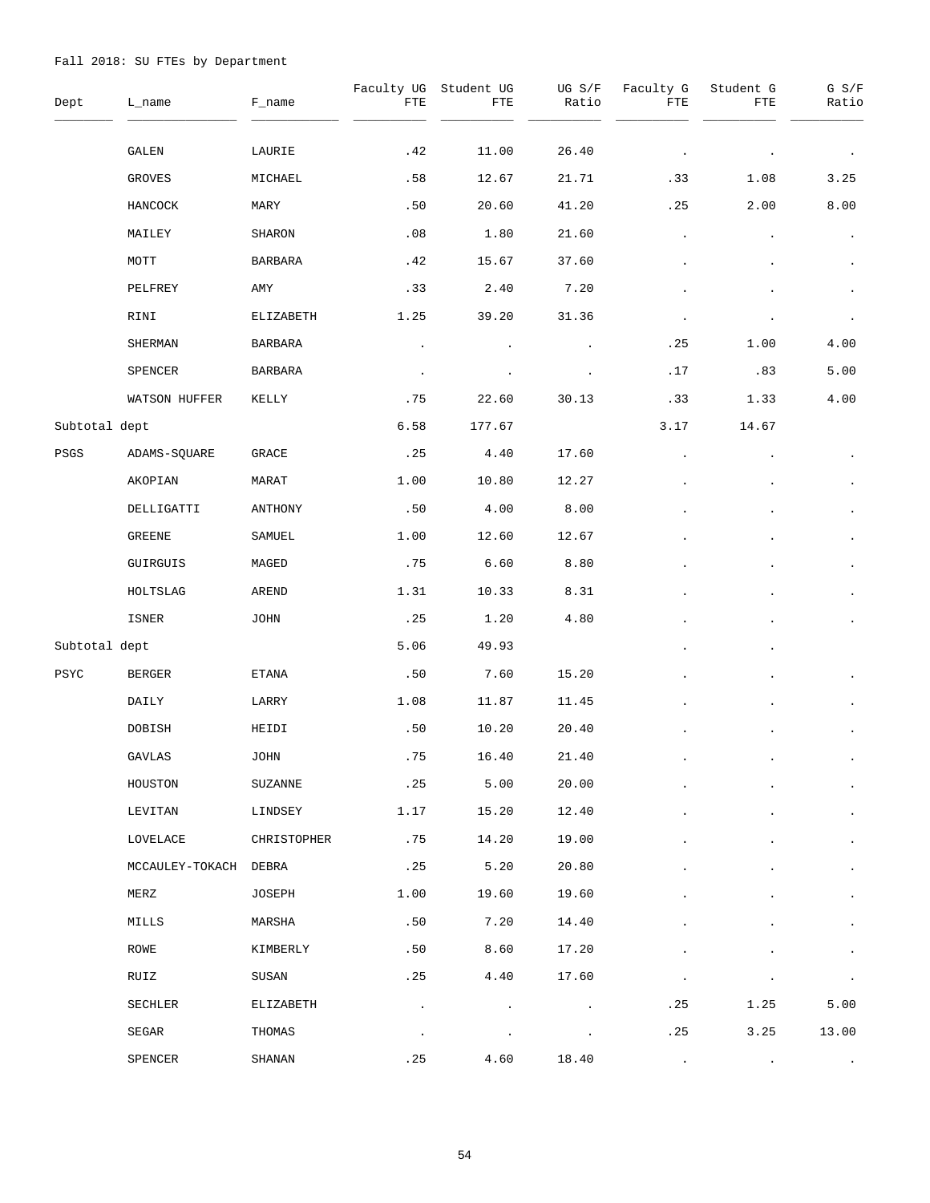Fall 2018: SU FTEs by Department

| Dept | L_name | F_name | Faculty UG FTE | Student UG FTE | UG S/F Ratio | Faculty G FTE | Student G FTE | G S/F Ratio |
|---|---|---|---|---|---|---|---|---|
| | GALEN | LAURIE | .42 | 11.00 | 26.40 | . | . | . |
| | GROVES | MICHAEL | .58 | 12.67 | 21.71 | .33 | 1.08 | 3.25 |
| | HANCOCK | MARY | .50 | 20.60 | 41.20 | .25 | 2.00 | 8.00 |
| | MAILEY | SHARON | .08 | 1.80 | 21.60 | . | . | . |
| | MOTT | BARBARA | .42 | 15.67 | 37.60 | . | . | . |
| | PELFREY | AMY | .33 | 2.40 | 7.20 | . | . | . |
| | RINI | ELIZABETH | 1.25 | 39.20 | 31.36 | . | . | . |
| | SHERMAN | BARBARA | . | . | . | .25 | 1.00 | 4.00 |
| | SPENCER | BARBARA | . | . | . | .17 | .83 | 5.00 |
| | WATSON HUFFER | KELLY | .75 | 22.60 | 30.13 | .33 | 1.33 | 4.00 |
| Subtotal dept | | | 6.58 | 177.67 | | 3.17 | 14.67 | |
| PSGS | ADAMS-SQUARE | GRACE | .25 | 4.40 | 17.60 | . | . | . |
| | AKOPIAN | MARAT | 1.00 | 10.80 | 12.27 | . | . | . |
| | DELLIGATTI | ANTHONY | .50 | 4.00 | 8.00 | . | . | . |
| | GREENE | SAMUEL | 1.00 | 12.60 | 12.67 | . | . | . |
| | GUIRGUIS | MAGED | .75 | 6.60 | 8.80 | . | . | . |
| | HOLTSLAG | AREND | 1.31 | 10.33 | 8.31 | . | . | . |
| | ISNER | JOHN | .25 | 1.20 | 4.80 | . | . | . |
| Subtotal dept | | | 5.06 | 49.93 | | . | . | |
| PSYC | BERGER | ETANA | .50 | 7.60 | 15.20 | . | . | . |
| | DAILY | LARRY | 1.08 | 11.87 | 11.45 | . | . | . |
| | DOBISH | HEIDI | .50 | 10.20 | 20.40 | . | . | . |
| | GAVLAS | JOHN | .75 | 16.40 | 21.40 | . | . | . |
| | HOUSTON | SUZANNE | .25 | 5.00 | 20.00 | . | . | . |
| | LEVITAN | LINDSEY | 1.17 | 15.20 | 12.40 | . | . | . |
| | LOVELACE | CHRISTOPHER | .75 | 14.20 | 19.00 | . | . | . |
| | MCCAULEY-TOKACH | DEBRA | .25 | 5.20 | 20.80 | . | . | . |
| | MERZ | JOSEPH | 1.00 | 19.60 | 19.60 | . | . | . |
| | MILLS | MARSHA | .50 | 7.20 | 14.40 | . | . | . |
| | ROWE | KIMBERLY | .50 | 8.60 | 17.20 | . | . | . |
| | RUIZ | SUSAN | .25 | 4.40 | 17.60 | . | . | . |
| | SECHLER | ELIZABETH | . | . | . | .25 | 1.25 | 5.00 |
| | SEGAR | THOMAS | . | . | . | .25 | 3.25 | 13.00 |
| | SPENCER | SHANAN | .25 | 4.60 | 18.40 | . | . | . |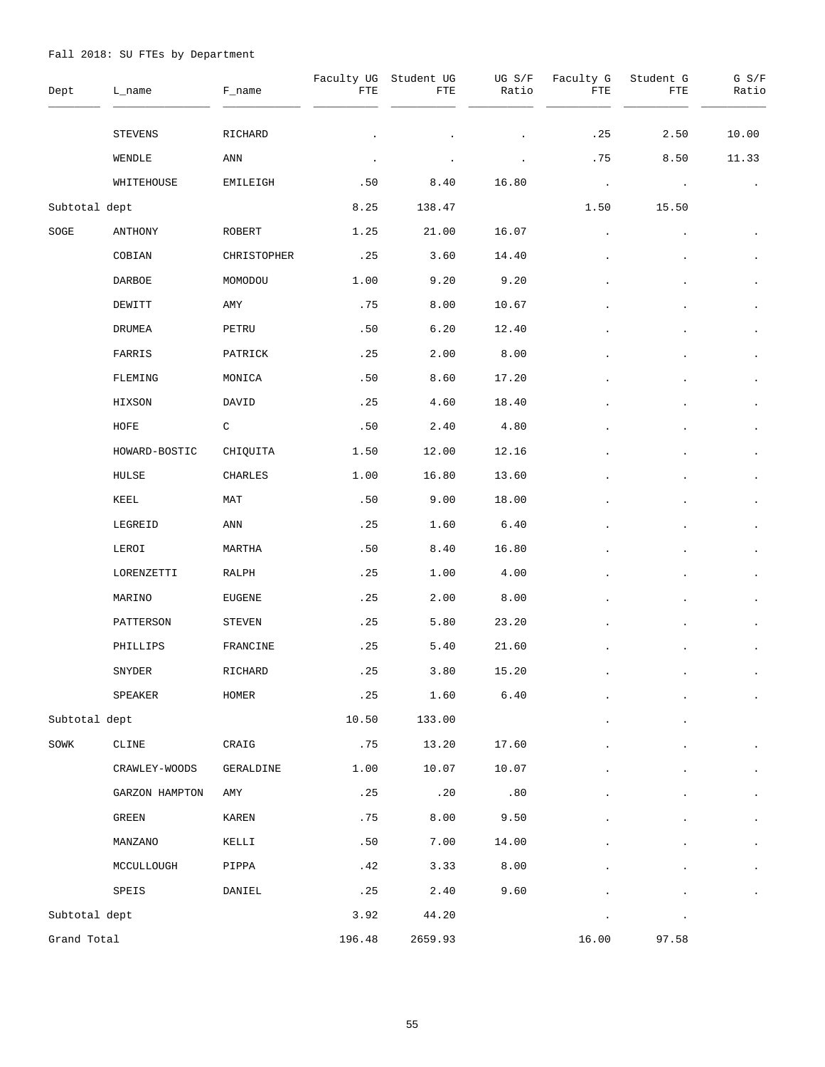Fall 2018: SU FTEs by Department

| Dept | L_name | F_name | Faculty UG FTE | Student UG FTE | UG S/F Ratio | Faculty G FTE | Student G FTE | G S/F Ratio |
|---|---|---|---|---|---|---|---|---|
| | STEVENS | RICHARD | . | . | . | .25 | 2.50 | 10.00 |
| | WENDLE | ANN | . | . | . | .75 | 8.50 | 11.33 |
| | WHITEHOUSE | EMILEIGH | .50 | 8.40 | 16.80 | . | . | . |
| Subtotal dept | | | 8.25 | 138.47 | | 1.50 | 15.50 | |
| SOGE | ANTHONY | ROBERT | 1.25 | 21.00 | 16.07 | . | . | . |
| | COBIAN | CHRISTOPHER | .25 | 3.60 | 14.40 | . | . | . |
| | DARBOE | MOMODOU | 1.00 | 9.20 | 9.20 | . | . | . |
| | DEWITT | AMY | .75 | 8.00 | 10.67 | . | . | . |
| | DRUMEA | PETRU | .50 | 6.20 | 12.40 | . | . | . |
| | FARRIS | PATRICK | .25 | 2.00 | 8.00 | . | . | . |
| | FLEMING | MONICA | .50 | 8.60 | 17.20 | . | . | . |
| | HIXSON | DAVID | .25 | 4.60 | 18.40 | . | . | . |
| | HOFE | C | .50 | 2.40 | 4.80 | . | . | . |
| | HOWARD-BOSTIC | CHIQUITA | 1.50 | 12.00 | 12.16 | . | . | . |
| | HULSE | CHARLES | 1.00 | 16.80 | 13.60 | . | . | . |
| | KEEL | MAT | .50 | 9.00 | 18.00 | . | . | . |
| | LEGREID | ANN | .25 | 1.60 | 6.40 | . | . | . |
| | LEROI | MARTHA | .50 | 8.40 | 16.80 | . | . | . |
| | LORENZETTI | RALPH | .25 | 1.00 | 4.00 | . | . | . |
| | MARINO | EUGENE | .25 | 2.00 | 8.00 | . | . | . |
| | PATTERSON | STEVEN | .25 | 5.80 | 23.20 | . | . | . |
| | PHILLIPS | FRANCINE | .25 | 5.40 | 21.60 | . | . | . |
| | SNYDER | RICHARD | .25 | 3.80 | 15.20 | . | . | . |
| | SPEAKER | HOMER | .25 | 1.60 | 6.40 | . | . | . |
| Subtotal dept | | | 10.50 | 133.00 | | . | . | |
| SOWK | CLINE | CRAIG | .75 | 13.20 | 17.60 | . | . | . |
| | CRAWLEY-WOODS | GERALDINE | 1.00 | 10.07 | 10.07 | . | . | . |
| | GARZON HAMPTON | AMY | .25 | .20 | .80 | . | . | . |
| | GREEN | KAREN | .75 | 8.00 | 9.50 | . | . | . |
| | MANZANO | KELLI | .50 | 7.00 | 14.00 | . | . | . |
| | MCCULLOUGH | PIPPA | .42 | 3.33 | 8.00 | . | . | . |
| | SPEIS | DANIEL | .25 | 2.40 | 9.60 | . | . | . |
| Subtotal dept | | | 3.92 | 44.20 | | . | . | |
| Grand Total | | | 196.48 | 2659.93 | | 16.00 | 97.58 | |